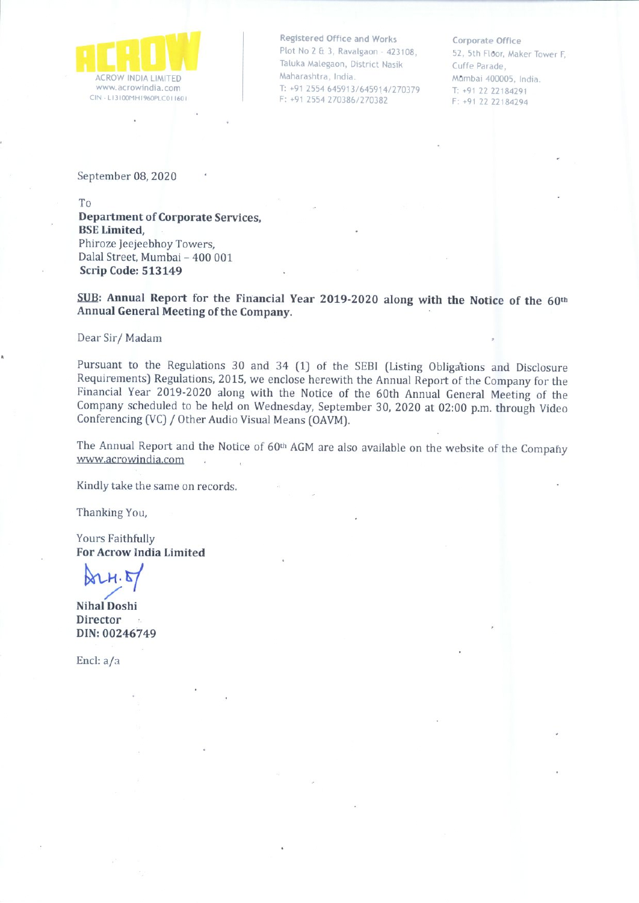**ACROW**

ACROW INDIA LIMITED
www.acrowindia.com
CIN - L13100MH1960PLC011601

**Registered Office and Works**
Plot No 2 & 3, Ravalgaon - 423108,
Taluka Malegaon, District Nasik
Maharashtra, India.
T: +91 2554 645913/645914/270379
F: +91 2554 270386/270382

**Corporate Office**
52, 5th Floor, Maker Tower F,
Cuffe Parade,
Mumbai 400005, India.
T: +91 22 22184291
F: +91 22 22184294

September 08, 2020

To
**Department of Corporate Services,**
**BSE Limited,**
Phiroze Jeejeebhoy Towers,
Dalal Street, Mumbai – 400 001
**Scrip Code: 513149**

**SUB: Annual Report for the Financial Year 2019-2020 along with the Notice of the 60th Annual General Meeting of the Company.**

Dear Sir/ Madam

Pursuant to the Regulations 30 and 34 (1) of the SEBI (Listing Obligations and Disclosure Requirements) Regulations, 2015, we enclose herewith the Annual Report of the Company for the Financial Year 2019-2020 along with the Notice of the 60th Annual General Meeting of the Company scheduled to be held on Wednesday, September 30, 2020 at 02:00 p.m. through Video Conferencing (VC) / Other Audio Visual Means (OAVM).

The Annual Report and the Notice of 60th AGM are also available on the website of the Company www.acrowindia.com

Kindly take the same on records.

Thanking You,

Yours Faithfully
**For Acrow India Limited**

**Nihal Doshi**
**Director**
**DIN: 00246749**

Encl: a/a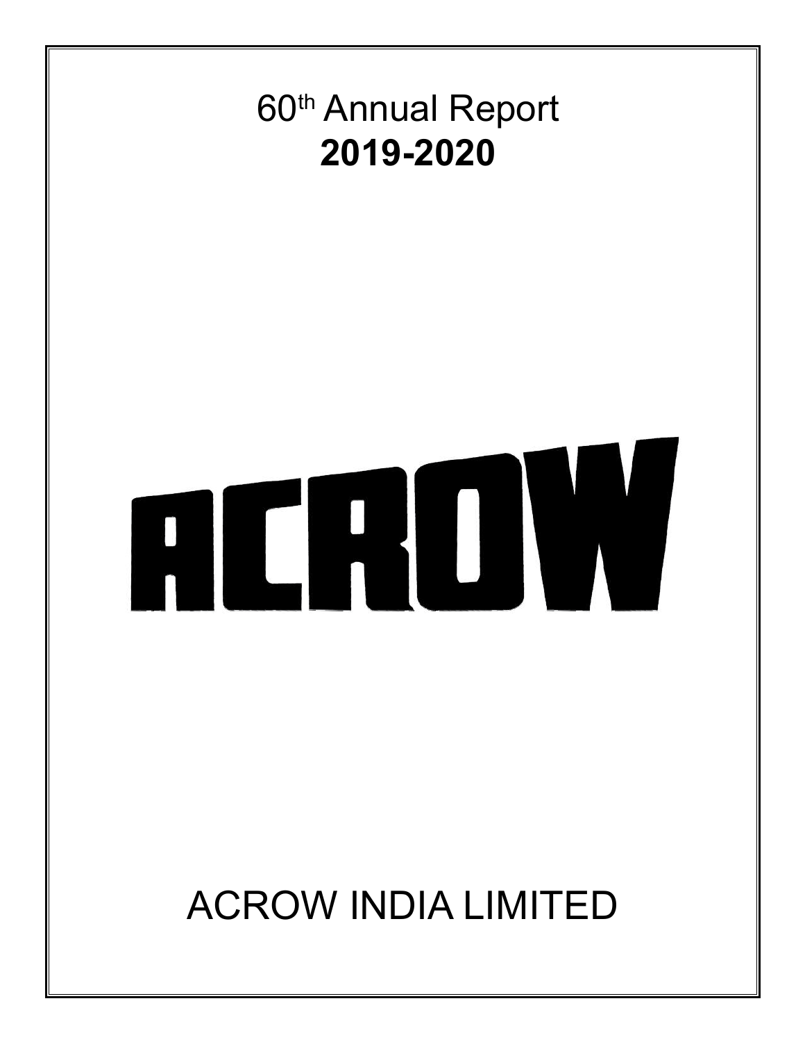# 60th Annual Report
# **2019-2020**

ACROW

# ACROW INDIA LIMITED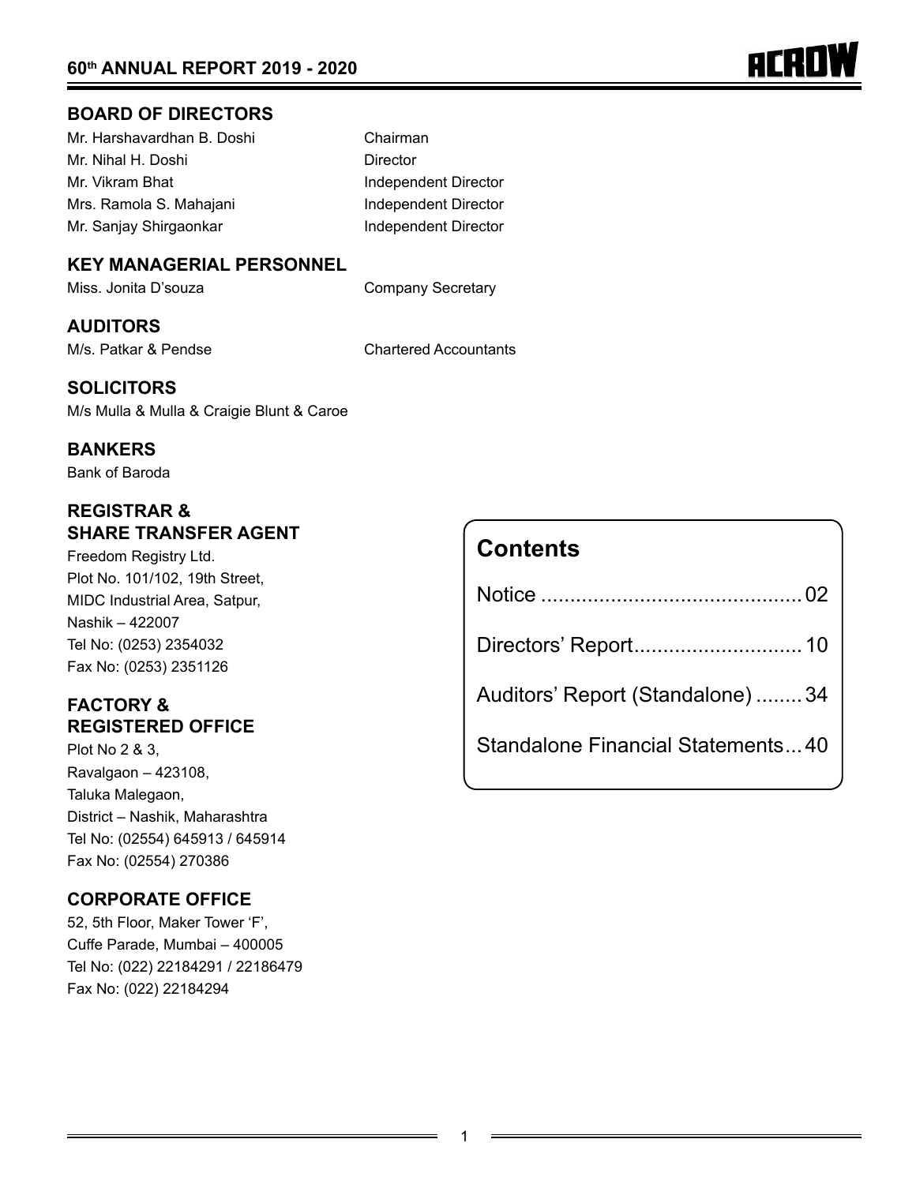## BOARD OF DIRECTORS

| | |
|---|---|
| Mr. Harshavardhan B. Doshi | Chairman |
| Mr. Nihal H. Doshi | Director |
| Mr. Vikram Bhat | Independent Director |
| Mrs. Ramola S. Mahajani | Independent Director |
| Mr. Sanjay Shirgaonkar | Independent Director |

## KEY MANAGERIAL PERSONNEL

| | |
|---|---|
| Miss. Jonita D'souza | Company Secretary |

## AUDITORS

| | |
|---|---|
| M/s. Patkar & Pendse | Chartered Accountants |

## SOLICITORS

M/s Mulla & Mulla & Craigie Blunt & Caroe

## BANKERS

Bank of Baroda

## REGISTRAR & SHARE TRANSFER AGENT

Freedom Registry Ltd.
Plot No. 101/102, 19th Street,
MIDC Industrial Area, Satpur,
Nashik – 422007
Tel No: (0253) 2354032
Fax No: (0253) 2351126

## FACTORY & REGISTERED OFFICE

Plot No 2 & 3,
Ravalgaon – 423108,
Taluka Malegaon,
District – Nashik, Maharashtra
Tel No: (02554) 645913 / 645914
Fax No: (02554) 270386

## CORPORATE OFFICE

52, 5th Floor, Maker Tower 'F',
Cuffe Parade, Mumbai – 400005
Tel No: (022) 22184291 / 22186479
Fax No: (022) 22184294

## Contents

| | |
|---|---|
| Notice | 02 |
| Directors' Report | 10 |
| Auditors' Report (Standalone) | 34 |
| Standalone Financial Statements | 40 |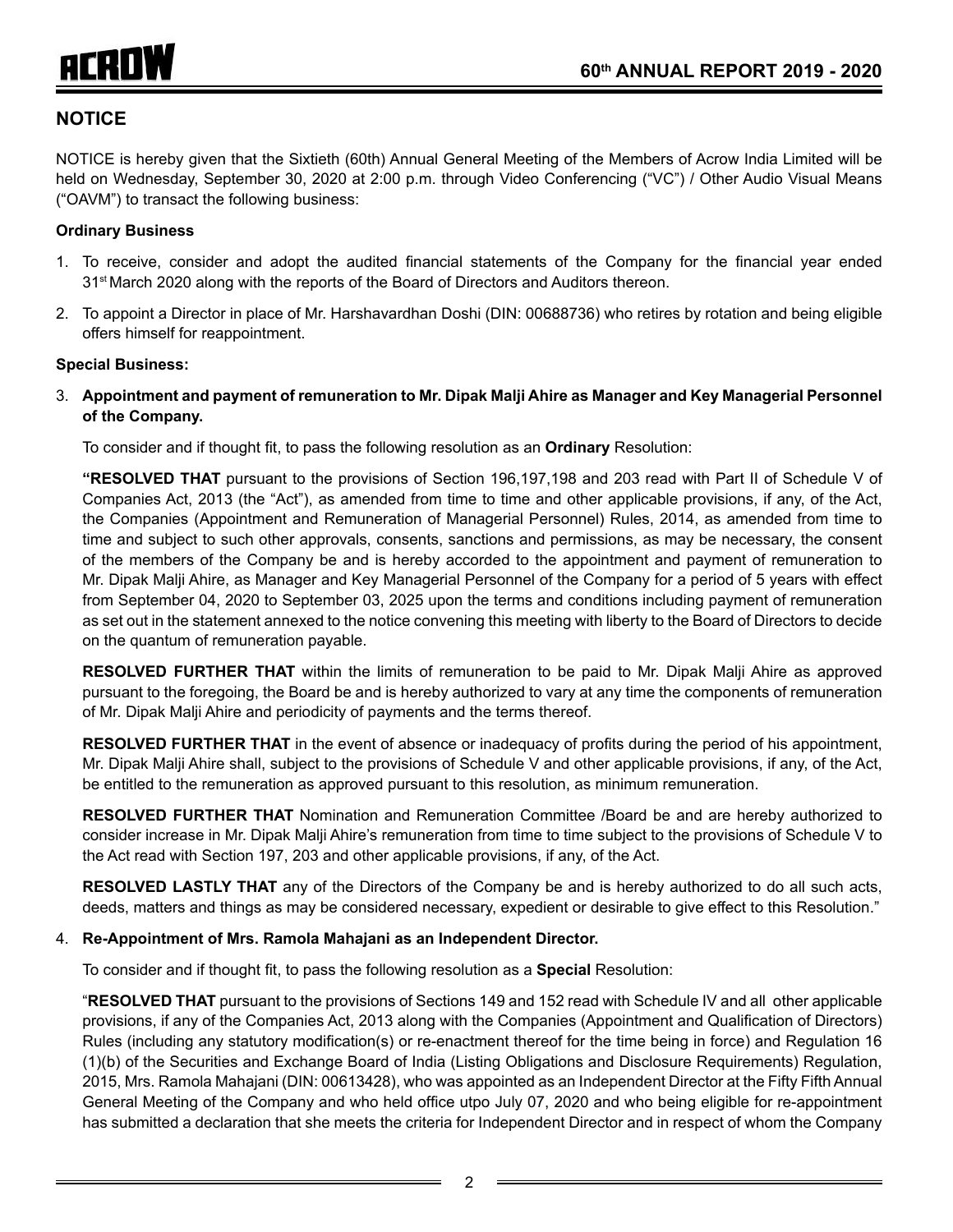## NOTICE

NOTICE is hereby given that the Sixtieth (60th) Annual General Meeting of the Members of Acrow India Limited will be held on Wednesday, September 30, 2020 at 2:00 p.m. through Video Conferencing ("VC") / Other Audio Visual Means ("OAVM") to transact the following business:

**Ordinary Business**

1. To receive, consider and adopt the audited financial statements of the Company for the financial year ended 31st March 2020 along with the reports of the Board of Directors and Auditors thereon.
2. To appoint a Director in place of Mr. Harshavardhan Doshi (DIN: 00688736) who retires by rotation and being eligible offers himself for reappointment.

**Special Business:**

3. **Appointment and payment of remuneration to Mr. Dipak Malji Ahire as Manager and Key Managerial Personnel of the Company.**

   To consider and if thought fit, to pass the following resolution as an **Ordinary** Resolution:

   **"RESOLVED THAT** pursuant to the provisions of Section 196,197,198 and 203 read with Part II of Schedule V of Companies Act, 2013 (the "Act"), as amended from time to time and other applicable provisions, if any, of the Act, the Companies (Appointment and Remuneration of Managerial Personnel) Rules, 2014, as amended from time to time and subject to such other approvals, consents, sanctions and permissions, as may be necessary, the consent of the members of the Company be and is hereby accorded to the appointment and payment of remuneration to Mr. Dipak Malji Ahire, as Manager and Key Managerial Personnel of the Company for a period of 5 years with effect from September 04, 2020 to September 03, 2025 upon the terms and conditions including payment of remuneration as set out in the statement annexed to the notice convening this meeting with liberty to the Board of Directors to decide on the quantum of remuneration payable.

   **RESOLVED FURTHER THAT** within the limits of remuneration to be paid to Mr. Dipak Malji Ahire as approved pursuant to the foregoing, the Board be and is hereby authorized to vary at any time the components of remuneration of Mr. Dipak Malji Ahire and periodicity of payments and the terms thereof.

   **RESOLVED FURTHER THAT** in the event of absence or inadequacy of profits during the period of his appointment, Mr. Dipak Malji Ahire shall, subject to the provisions of Schedule V and other applicable provisions, if any, of the Act, be entitled to the remuneration as approved pursuant to this resolution, as minimum remuneration.

   **RESOLVED FURTHER THAT** Nomination and Remuneration Committee /Board be and are hereby authorized to consider increase in Mr. Dipak Malji Ahire's remuneration from time to time subject to the provisions of Schedule V to the Act read with Section 197, 203 and other applicable provisions, if any, of the Act.

   **RESOLVED LASTLY THAT** any of the Directors of the Company be and is hereby authorized to do all such acts, deeds, matters and things as may be considered necessary, expedient or desirable to give effect to this Resolution."

4. **Re-Appointment of Mrs. Ramola Mahajani as an Independent Director.**

   To consider and if thought fit, to pass the following resolution as a **Special** Resolution:

   "**RESOLVED THAT** pursuant to the provisions of Sections 149 and 152 read with Schedule IV and all other applicable provisions, if any of the Companies Act, 2013 along with the Companies (Appointment and Qualification of Directors) Rules (including any statutory modification(s) or re-enactment thereof for the time being in force) and Regulation 16 (1)(b) of the Securities and Exchange Board of India (Listing Obligations and Disclosure Requirements) Regulation, 2015, Mrs. Ramola Mahajani (DIN: 00613428), who was appointed as an Independent Director at the Fifty Fifth Annual General Meeting of the Company and who held office utpo July 07, 2020 and who being eligible for re-appointment has submitted a declaration that she meets the criteria for Independent Director and in respect of whom the Company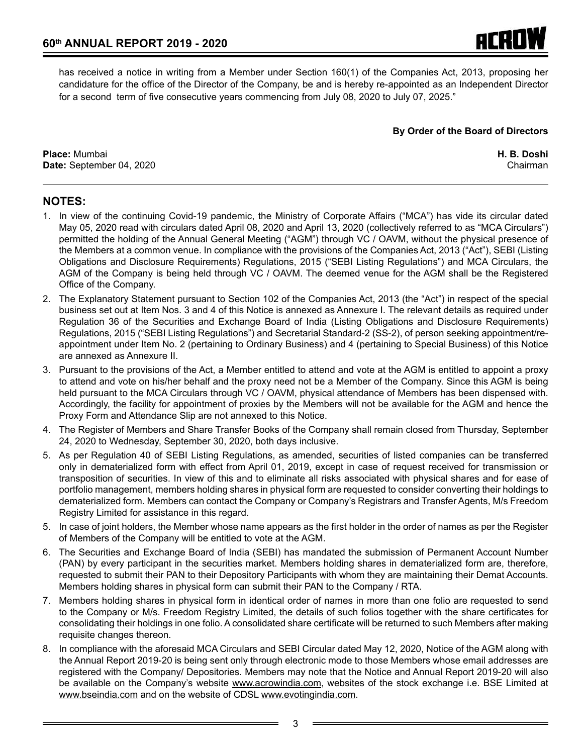has received a notice in writing from a Member under Section 160(1) of the Companies Act, 2013, proposing her candidature for the office of the Director of the Company, be and is hereby re-appointed as an Independent Director for a second term of five consecutive years commencing from July 08, 2020 to July 07, 2025."

**By Order of the Board of Directors**

**Place:** Mumbai
**Date:** September 04, 2020

**H. B. Doshi**
Chairman

## NOTES:

1. In view of the continuing Covid-19 pandemic, the Ministry of Corporate Affairs ("MCA") has vide its circular dated May 05, 2020 read with circulars dated April 08, 2020 and April 13, 2020 (collectively referred to as "MCA Circulars") permitted the holding of the Annual General Meeting ("AGM") through VC / OAVM, without the physical presence of the Members at a common venue. In compliance with the provisions of the Companies Act, 2013 ("Act"), SEBI (Listing Obligations and Disclosure Requirements) Regulations, 2015 ("SEBI Listing Regulations") and MCA Circulars, the AGM of the Company is being held through VC / OAVM. The deemed venue for the AGM shall be the Registered Office of the Company.
2. The Explanatory Statement pursuant to Section 102 of the Companies Act, 2013 (the "Act") in respect of the special business set out at Item Nos. 3 and 4 of this Notice is annexed as Annexure I. The relevant details as required under Regulation 36 of the Securities and Exchange Board of India (Listing Obligations and Disclosure Requirements) Regulations, 2015 ("SEBI Listing Regulations") and Secretarial Standard-2 (SS-2), of person seeking appointment/re-appointment under Item No. 2 (pertaining to Ordinary Business) and 4 (pertaining to Special Business) of this Notice are annexed as Annexure II.
3. Pursuant to the provisions of the Act, a Member entitled to attend and vote at the AGM is entitled to appoint a proxy to attend and vote on his/her behalf and the proxy need not be a Member of the Company. Since this AGM is being held pursuant to the MCA Circulars through VC / OAVM, physical attendance of Members has been dispensed with. Accordingly, the facility for appointment of proxies by the Members will not be available for the AGM and hence the Proxy Form and Attendance Slip are not annexed to this Notice.
4. The Register of Members and Share Transfer Books of the Company shall remain closed from Thursday, September 24, 2020 to Wednesday, September 30, 2020, both days inclusive.
5. As per Regulation 40 of SEBI Listing Regulations, as amended, securities of listed companies can be transferred only in dematerialized form with effect from April 01, 2019, except in case of request received for transmission or transposition of securities. In view of this and to eliminate all risks associated with physical shares and for ease of portfolio management, members holding shares in physical form are requested to consider converting their holdings to dematerialized form. Members can contact the Company or Company's Registrars and Transfer Agents, M/s Freedom Registry Limited for assistance in this regard.
5. In case of joint holders, the Member whose name appears as the first holder in the order of names as per the Register of Members of the Company will be entitled to vote at the AGM.
6. The Securities and Exchange Board of India (SEBI) has mandated the submission of Permanent Account Number (PAN) by every participant in the securities market. Members holding shares in dematerialized form are, therefore, requested to submit their PAN to their Depository Participants with whom they are maintaining their Demat Accounts. Members holding shares in physical form can submit their PAN to the Company / RTA.
7. Members holding shares in physical form in identical order of names in more than one folio are requested to send to the Company or M/s. Freedom Registry Limited, the details of such folios together with the share certificates for consolidating their holdings in one folio. A consolidated share certificate will be returned to such Members after making requisite changes thereon.
8. In compliance with the aforesaid MCA Circulars and SEBI Circular dated May 12, 2020, Notice of the AGM along with the Annual Report 2019-20 is being sent only through electronic mode to those Members whose email addresses are registered with the Company/ Depositories. Members may note that the Notice and Annual Report 2019-20 will also be available on the Company's website www.acrowindia.com, websites of the stock exchange i.e. BSE Limited at www.bseindia.com and on the website of CDSL www.evotingindia.com.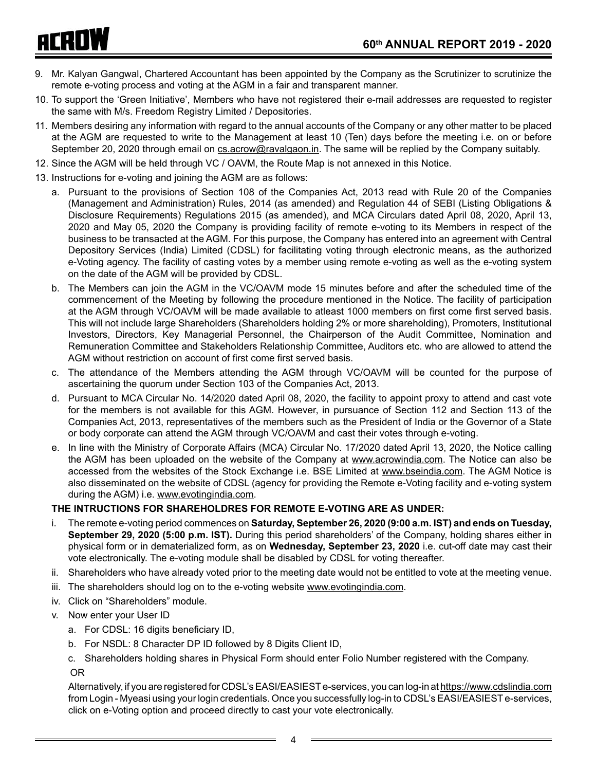9. Mr. Kalyan Gangwal, Chartered Accountant has been appointed by the Company as the Scrutinizer to scrutinize the remote e-voting process and voting at the AGM in a fair and transparent manner.
10. To support the 'Green Initiative', Members who have not registered their e-mail addresses are requested to register the same with M/s. Freedom Registry Limited / Depositories.
11. Members desiring any information with regard to the annual accounts of the Company or any other matter to be placed at the AGM are requested to write to the Management at least 10 (Ten) days before the meeting i.e. on or before September 20, 2020 through email on cs.acrow@ravalgaon.in. The same will be replied by the Company suitably.
12. Since the AGM will be held through VC / OAVM, the Route Map is not annexed in this Notice.
13. Instructions for e-voting and joining the AGM are as follows:
    a. Pursuant to the provisions of Section 108 of the Companies Act, 2013 read with Rule 20 of the Companies (Management and Administration) Rules, 2014 (as amended) and Regulation 44 of SEBI (Listing Obligations & Disclosure Requirements) Regulations 2015 (as amended), and MCA Circulars dated April 08, 2020, April 13, 2020 and May 05, 2020 the Company is providing facility of remote e-voting to its Members in respect of the business to be transacted at the AGM. For this purpose, the Company has entered into an agreement with Central Depository Services (India) Limited (CDSL) for facilitating voting through electronic means, as the authorized e-Voting agency. The facility of casting votes by a member using remote e-voting as well as the e-voting system on the date of the AGM will be provided by CDSL.
    b. The Members can join the AGM in the VC/OAVM mode 15 minutes before and after the scheduled time of the commencement of the Meeting by following the procedure mentioned in the Notice. The facility of participation at the AGM through VC/OAVM will be made available to atleast 1000 members on first come first served basis. This will not include large Shareholders (Shareholders holding 2% or more shareholding), Promoters, Institutional Investors, Directors, Key Managerial Personnel, the Chairperson of the Audit Committee, Nomination and Remuneration Committee and Stakeholders Relationship Committee, Auditors etc. who are allowed to attend the AGM without restriction on account of first come first served basis.
    c. The attendance of the Members attending the AGM through VC/OAVM will be counted for the purpose of ascertaining the quorum under Section 103 of the Companies Act, 2013.
    d. Pursuant to MCA Circular No. 14/2020 dated April 08, 2020, the facility to appoint proxy to attend and cast vote for the members is not available for this AGM. However, in pursuance of Section 112 and Section 113 of the Companies Act, 2013, representatives of the members such as the President of India or the Governor of a State or body corporate can attend the AGM through VC/OAVM and cast their votes through e-voting.
    e. In line with the Ministry of Corporate Affairs (MCA) Circular No. 17/2020 dated April 13, 2020, the Notice calling the AGM has been uploaded on the website of the Company at www.acrowindia.com. The Notice can also be accessed from the websites of the Stock Exchange i.e. BSE Limited at www.bseindia.com. The AGM Notice is also disseminated on the website of CDSL (agency for providing the Remote e-Voting facility and e-voting system during the AGM) i.e. www.evotingindia.com.

**THE INTRUCTIONS FOR SHAREHOLDRES FOR REMOTE E-VOTING ARE AS UNDER:**

i. The remote e-voting period commences on **Saturday, September 26, 2020 (9:00 a.m. IST) and ends on Tuesday, September 29, 2020 (5:00 p.m. IST).** During this period shareholders' of the Company, holding shares either in physical form or in dematerialized form, as on **Wednesday, September 23, 2020** i.e. cut-off date may cast their vote electronically. The e-voting module shall be disabled by CDSL for voting thereafter.
ii. Shareholders who have already voted prior to the meeting date would not be entitled to vote at the meeting venue.
iii. The shareholders should log on to the e-voting website www.evotingindia.com.
iv. Click on "Shareholders" module.
v. Now enter your User ID
    a. For CDSL: 16 digits beneficiary ID,
    b. For NSDL: 8 Character DP ID followed by 8 Digits Client ID,
    c. Shareholders holding shares in Physical Form should enter Folio Number registered with the Company.

    OR

    Alternatively, if you are registered for CDSL's EASI/EASIEST e-services, you can log-in at https://www.cdslindia.com from Login - Myeasi using your login credentials. Once you successfully log-in to CDSL's EASI/EASIEST e-services, click on e-Voting option and proceed directly to cast your vote electronically.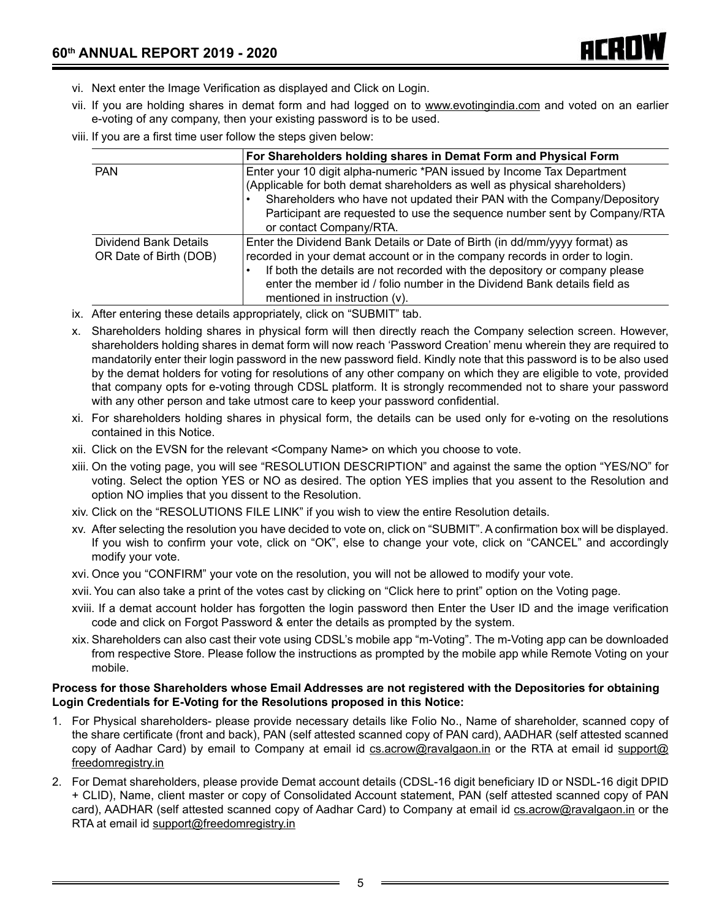vi. Next enter the Image Verification as displayed and Click on Login.

vii. If you are holding shares in demat form and had logged on to www.evotingindia.com and voted on an earlier e-voting of any company, then your existing password is to be used.

viii. If you are a first time user follow the steps given below:

| | For Shareholders holding shares in Demat Form and Physical Form |
|---|---|
| PAN | Enter your 10 digit alpha-numeric *PAN issued by Income Tax Department (Applicable for both demat shareholders as well as physical shareholders)<br>• Shareholders who have not updated their PAN with the Company/Depository Participant are requested to use the sequence number sent by Company/RTA or contact Company/RTA. |
| Dividend Bank Details OR Date of Birth (DOB) | Enter the Dividend Bank Details or Date of Birth (in dd/mm/yyyy format) as recorded in your demat account or in the company records in order to login.<br>• If both the details are not recorded with the depository or company please enter the member id / folio number in the Dividend Bank details field as mentioned in instruction (v). |

ix. After entering these details appropriately, click on "SUBMIT" tab.

x. Shareholders holding shares in physical form will then directly reach the Company selection screen. However, shareholders holding shares in demat form will now reach 'Password Creation' menu wherein they are required to mandatorily enter their login password in the new password field. Kindly note that this password is to be also used by the demat holders for voting for resolutions of any other company on which they are eligible to vote, provided that company opts for e-voting through CDSL platform. It is strongly recommended not to share your password with any other person and take utmost care to keep your password confidential.

xi. For shareholders holding shares in physical form, the details can be used only for e-voting on the resolutions contained in this Notice.

xii. Click on the EVSN for the relevant <Company Name> on which you choose to vote.

xiii. On the voting page, you will see "RESOLUTION DESCRIPTION" and against the same the option "YES/NO" for voting. Select the option YES or NO as desired. The option YES implies that you assent to the Resolution and option NO implies that you dissent to the Resolution.

xiv. Click on the "RESOLUTIONS FILE LINK" if you wish to view the entire Resolution details.

xv. After selecting the resolution you have decided to vote on, click on "SUBMIT". A confirmation box will be displayed. If you wish to confirm your vote, click on "OK", else to change your vote, click on "CANCEL" and accordingly modify your vote.

xvi. Once you "CONFIRM" your vote on the resolution, you will not be allowed to modify your vote.

xvii. You can also take a print of the votes cast by clicking on "Click here to print" option on the Voting page.

xviii. If a demat account holder has forgotten the login password then Enter the User ID and the image verification code and click on Forgot Password & enter the details as prompted by the system.

xix. Shareholders can also cast their vote using CDSL's mobile app "m-Voting". The m-Voting app can be downloaded from respective Store. Please follow the instructions as prompted by the mobile app while Remote Voting on your mobile.

**Process for those Shareholders whose Email Addresses are not registered with the Depositories for obtaining Login Credentials for E-Voting for the Resolutions proposed in this Notice:**

1. For Physical shareholders- please provide necessary details like Folio No., Name of shareholder, scanned copy of the share certificate (front and back), PAN (self attested scanned copy of PAN card), AADHAR (self attested scanned copy of Aadhar Card) by email to Company at email id cs.acrow@ravalgaon.in or the RTA at email id support@freedomregistry.in

2. For Demat shareholders, please provide Demat account details (CDSL-16 digit beneficiary ID or NSDL-16 digit DPID + CLID), Name, client master or copy of Consolidated Account statement, PAN (self attested scanned copy of PAN card), AADHAR (self attested scanned copy of Aadhar Card) to Company at email id cs.acrow@ravalgaon.in or the RTA at email id support@freedomregistry.in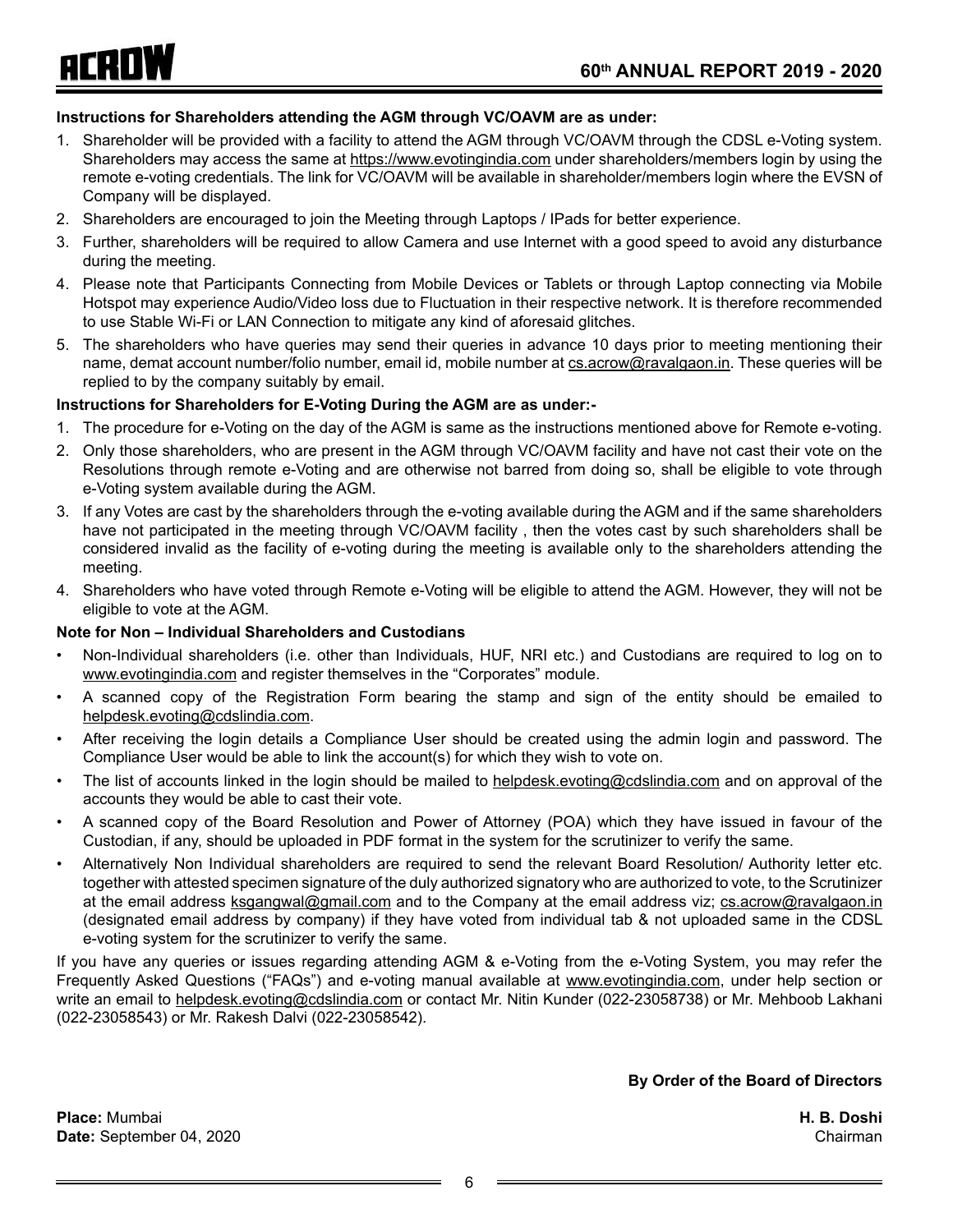**Instructions for Shareholders attending the AGM through VC/OAVM are as under:**

1. Shareholder will be provided with a facility to attend the AGM through VC/OAVM through the CDSL e-Voting system. Shareholders may access the same at https://www.evotingindia.com under shareholders/members login by using the remote e-voting credentials. The link for VC/OAVM will be available in shareholder/members login where the EVSN of Company will be displayed.
2. Shareholders are encouraged to join the Meeting through Laptops / IPads for better experience.
3. Further, shareholders will be required to allow Camera and use Internet with a good speed to avoid any disturbance during the meeting.
4. Please note that Participants Connecting from Mobile Devices or Tablets or through Laptop connecting via Mobile Hotspot may experience Audio/Video loss due to Fluctuation in their respective network. It is therefore recommended to use Stable Wi-Fi or LAN Connection to mitigate any kind of aforesaid glitches.
5. The shareholders who have queries may send their queries in advance 10 days prior to meeting mentioning their name, demat account number/folio number, email id, mobile number at cs.acrow@ravalgaon.in. These queries will be replied to by the company suitably by email.

**Instructions for Shareholders for E-Voting During the AGM are as under:-**

1. The procedure for e-Voting on the day of the AGM is same as the instructions mentioned above for Remote e-voting.
2. Only those shareholders, who are present in the AGM through VC/OAVM facility and have not cast their vote on the Resolutions through remote e-Voting and are otherwise not barred from doing so, shall be eligible to vote through e-Voting system available during the AGM.
3. If any Votes are cast by the shareholders through the e-voting available during the AGM and if the same shareholders have not participated in the meeting through VC/OAVM facility , then the votes cast by such shareholders shall be considered invalid as the facility of e-voting during the meeting is available only to the shareholders attending the meeting.
4. Shareholders who have voted through Remote e-Voting will be eligible to attend the AGM. However, they will not be eligible to vote at the AGM.

**Note for Non – Individual Shareholders and Custodians**

- Non-Individual shareholders (i.e. other than Individuals, HUF, NRI etc.) and Custodians are required to log on to www.evotingindia.com and register themselves in the "Corporates" module.
- A scanned copy of the Registration Form bearing the stamp and sign of the entity should be emailed to helpdesk.evoting@cdslindia.com.
- After receiving the login details a Compliance User should be created using the admin login and password. The Compliance User would be able to link the account(s) for which they wish to vote on.
- The list of accounts linked in the login should be mailed to helpdesk.evoting@cdslindia.com and on approval of the accounts they would be able to cast their vote.
- A scanned copy of the Board Resolution and Power of Attorney (POA) which they have issued in favour of the Custodian, if any, should be uploaded in PDF format in the system for the scrutinizer to verify the same.
- Alternatively Non Individual shareholders are required to send the relevant Board Resolution/ Authority letter etc. together with attested specimen signature of the duly authorized signatory who are authorized to vote, to the Scrutinizer at the email address ksgangwal@gmail.com and to the Company at the email address viz; cs.acrow@ravalgaon.in (designated email address by company) if they have voted from individual tab & not uploaded same in the CDSL e-voting system for the scrutinizer to verify the same.

If you have any queries or issues regarding attending AGM & e-Voting from the e-Voting System, you may refer the Frequently Asked Questions ("FAQs") and e-voting manual available at www.evotingindia.com, under help section or write an email to helpdesk.evoting@cdslindia.com or contact Mr. Nitin Kunder (022-23058738) or Mr. Mehboob Lakhani (022-23058543) or Mr. Rakesh Dalvi (022-23058542).

**By Order of the Board of Directors**

**Place:** Mumbai
**Date:** September 04, 2020

**H. B. Doshi**
Chairman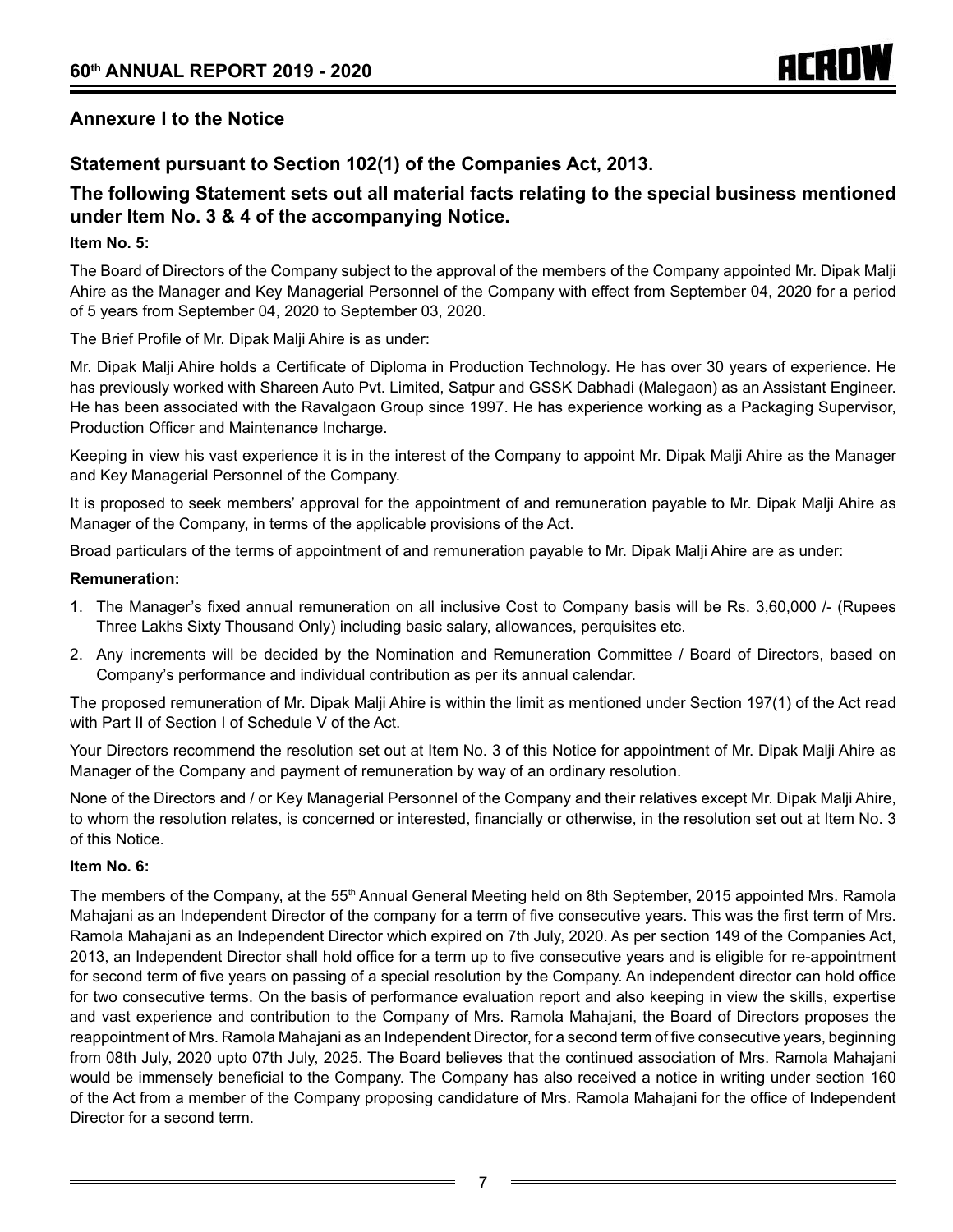## Annexure I to the Notice

## Statement pursuant to Section 102(1) of the Companies Act, 2013.

## The following Statement sets out all material facts relating to the special business mentioned under Item No. 3 & 4 of the accompanying Notice.

**Item No. 5:**

The Board of Directors of the Company subject to the approval of the members of the Company appointed Mr. Dipak Malji Ahire as the Manager and Key Managerial Personnel of the Company with effect from September 04, 2020 for a period of 5 years from September 04, 2020 to September 03, 2020.

The Brief Profile of Mr. Dipak Malji Ahire is as under:

Mr. Dipak Malji Ahire holds a Certificate of Diploma in Production Technology. He has over 30 years of experience. He has previously worked with Shareen Auto Pvt. Limited, Satpur and GSSK Dabhadi (Malegaon) as an Assistant Engineer. He has been associated with the Ravalgaon Group since 1997. He has experience working as a Packaging Supervisor, Production Officer and Maintenance Incharge.

Keeping in view his vast experience it is in the interest of the Company to appoint Mr. Dipak Malji Ahire as the Manager and Key Managerial Personnel of the Company.

It is proposed to seek members' approval for the appointment of and remuneration payable to Mr. Dipak Malji Ahire as Manager of the Company, in terms of the applicable provisions of the Act.

Broad particulars of the terms of appointment of and remuneration payable to Mr. Dipak Malji Ahire are as under:

**Remuneration:**

1. The Manager's fixed annual remuneration on all inclusive Cost to Company basis will be Rs. 3,60,000 /- (Rupees Three Lakhs Sixty Thousand Only) including basic salary, allowances, perquisites etc.
2. Any increments will be decided by the Nomination and Remuneration Committee / Board of Directors, based on Company's performance and individual contribution as per its annual calendar.

The proposed remuneration of Mr. Dipak Malji Ahire is within the limit as mentioned under Section 197(1) of the Act read with Part II of Section I of Schedule V of the Act.

Your Directors recommend the resolution set out at Item No. 3 of this Notice for appointment of Mr. Dipak Malji Ahire as Manager of the Company and payment of remuneration by way of an ordinary resolution.

None of the Directors and / or Key Managerial Personnel of the Company and their relatives except Mr. Dipak Malji Ahire, to whom the resolution relates, is concerned or interested, financially or otherwise, in the resolution set out at Item No. 3 of this Notice.

**Item No. 6:**

The members of the Company, at the 55th Annual General Meeting held on 8th September, 2015 appointed Mrs. Ramola Mahajani as an Independent Director of the company for a term of five consecutive years. This was the first term of Mrs. Ramola Mahajani as an Independent Director which expired on 7th July, 2020. As per section 149 of the Companies Act, 2013, an Independent Director shall hold office for a term up to five consecutive years and is eligible for re-appointment for second term of five years on passing of a special resolution by the Company. An independent director can hold office for two consecutive terms. On the basis of performance evaluation report and also keeping in view the skills, expertise and vast experience and contribution to the Company of Mrs. Ramola Mahajani, the Board of Directors proposes the reappointment of Mrs. Ramola Mahajani as an Independent Director, for a second term of five consecutive years, beginning from 08th July, 2020 upto 07th July, 2025. The Board believes that the continued association of Mrs. Ramola Mahajani would be immensely beneficial to the Company. The Company has also received a notice in writing under section 160 of the Act from a member of the Company proposing candidature of Mrs. Ramola Mahajani for the office of Independent Director for a second term.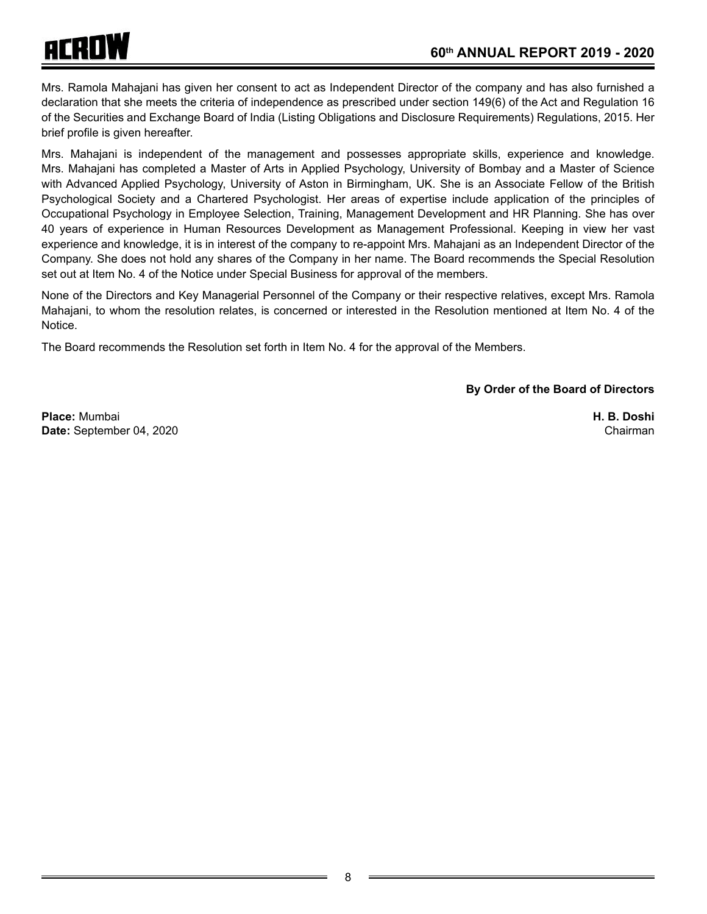Mrs. Ramola Mahajani has given her consent to act as Independent Director of the company and has also furnished a declaration that she meets the criteria of independence as prescribed under section 149(6) of the Act and Regulation 16 of the Securities and Exchange Board of India (Listing Obligations and Disclosure Requirements) Regulations, 2015. Her brief profile is given hereafter.

Mrs. Mahajani is independent of the management and possesses appropriate skills, experience and knowledge. Mrs. Mahajani has completed a Master of Arts in Applied Psychology, University of Bombay and a Master of Science with Advanced Applied Psychology, University of Aston in Birmingham, UK. She is an Associate Fellow of the British Psychological Society and a Chartered Psychologist. Her areas of expertise include application of the principles of Occupational Psychology in Employee Selection, Training, Management Development and HR Planning. She has over 40 years of experience in Human Resources Development as Management Professional. Keeping in view her vast experience and knowledge, it is in interest of the company to re-appoint Mrs. Mahajani as an Independent Director of the Company. She does not hold any shares of the Company in her name. The Board recommends the Special Resolution set out at Item No. 4 of the Notice under Special Business for approval of the members.

None of the Directors and Key Managerial Personnel of the Company or their respective relatives, except Mrs. Ramola Mahajani, to whom the resolution relates, is concerned or interested in the Resolution mentioned at Item No. 4 of the Notice.

The Board recommends the Resolution set forth in Item No. 4 for the approval of the Members.

**By Order of the Board of Directors**

**Place:** Mumbai
**Date:** September 04, 2020

**H. B. Doshi**
Chairman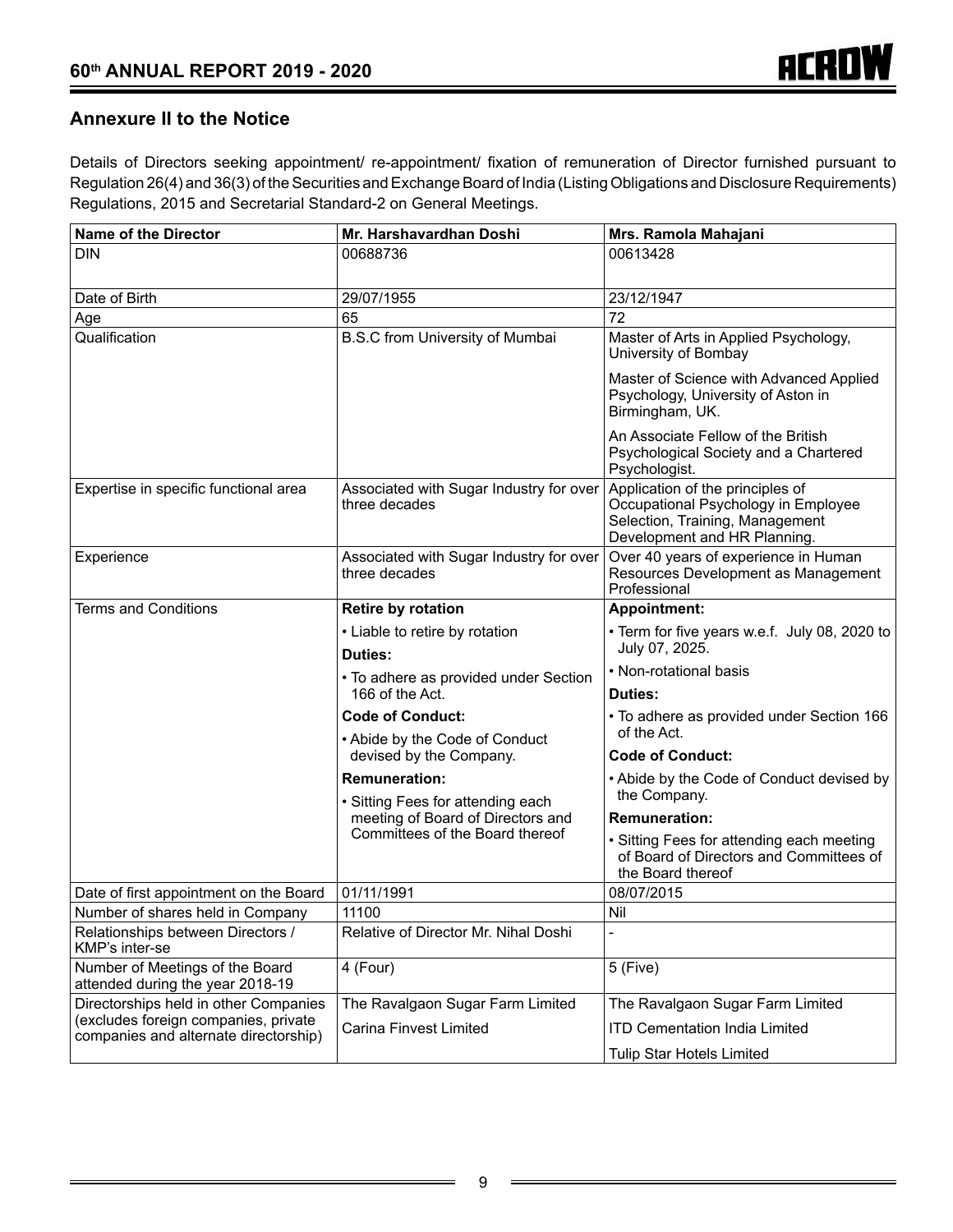## Annexure II to the Notice

Details of Directors seeking appointment/ re-appointment/ fixation of remuneration of Director furnished pursuant to Regulation 26(4) and 36(3) of the Securities and Exchange Board of India (Listing Obligations and Disclosure Requirements) Regulations, 2015 and Secretarial Standard-2 on General Meetings.

| Name of the Director | Mr. Harshavardhan Doshi | Mrs. Ramola Mahajani |
|---|---|---|
| DIN | 00688736 | 00613428 |
| Date of Birth | 29/07/1955 | 23/12/1947 |
| Age | 65 | 72 |
| Qualification | B.S.C from University of Mumbai | Master of Arts in Applied Psychology, University of Bombay<br>Master of Science with Advanced Applied Psychology, University of Aston in Birmingham, UK.<br>An Associate Fellow of the British Psychological Society and a Chartered Psychologist. |
| Expertise in specific functional area | Associated with Sugar Industry for over three decades | Application of the principles of Occupational Psychology in Employee Selection, Training, Management Development and HR Planning. |
| Experience | Associated with Sugar Industry for over three decades | Over 40 years of experience in Human Resources Development as Management Professional |
| Terms and Conditions | **Retire by rotation**<br>• Liable to retire by rotation<br>**Duties:**<br>• To adhere as provided under Section 166 of the Act.<br>**Code of Conduct:**<br>• Abide by the Code of Conduct devised by the Company.<br>**Remuneration:**<br>• Sitting Fees for attending each meeting of Board of Directors and Committees of the Board thereof | **Appointment:**<br>• Term for five years w.e.f. July 08, 2020 to July 07, 2025.<br>• Non-rotational basis<br>**Duties:**<br>• To adhere as provided under Section 166 of the Act.<br>**Code of Conduct:**<br>• Abide by the Code of Conduct devised by the Company.<br>**Remuneration:**<br>• Sitting Fees for attending each meeting of Board of Directors and Committees of the Board thereof |
| Date of first appointment on the Board | 01/11/1991 | 08/07/2015 |
| Number of shares held in Company | 11100 | Nil |
| Relationships between Directors / KMP's inter-se | Relative of Director Mr. Nihal Doshi | - |
| Number of Meetings of the Board attended during the year 2018-19 | 4 (Four) | 5 (Five) |
| Directorships held in other Companies (excludes foreign companies, private companies and alternate directorship) | The Ravalgaon Sugar Farm Limited<br>Carina Finvest Limited | The Ravalgaon Sugar Farm Limited<br>ITD Cementation India Limited<br>Tulip Star Hotels Limited |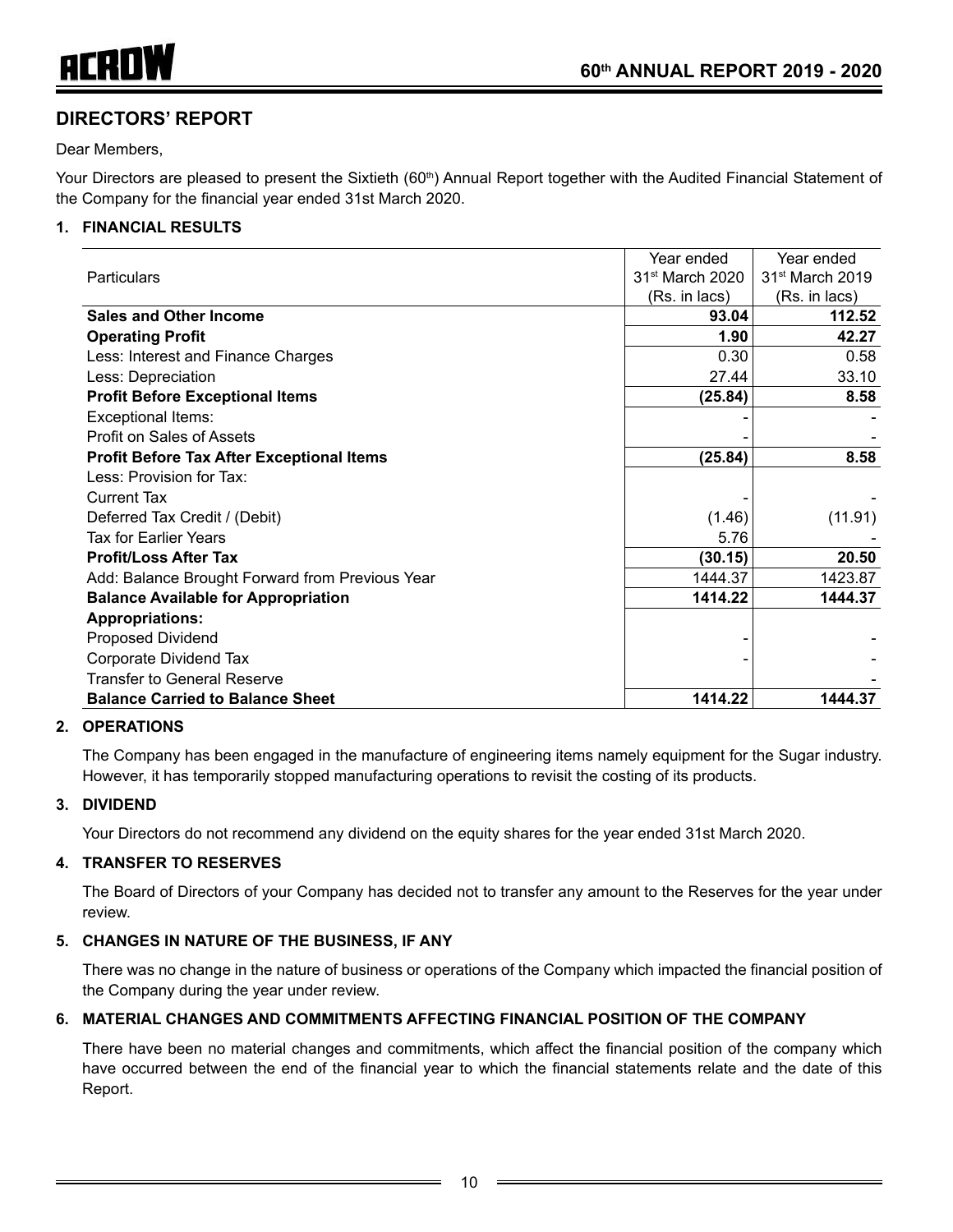## DIRECTORS' REPORT

Dear Members,

Your Directors are pleased to present the Sixtieth (60th) Annual Report together with the Audited Financial Statement of the Company for the financial year ended 31st March 2020.

### 1. FINANCIAL RESULTS

| Particulars | Year ended 31st March 2020 (Rs. in lacs) | Year ended 31st March 2019 (Rs. in lacs) |
|---|---|---|
| **Sales and Other Income** | **93.04** | **112.52** |
| **Operating Profit** | **1.90** | **42.27** |
| Less: Interest and Finance Charges | 0.30 | 0.58 |
| Less: Depreciation | 27.44 | 33.10 |
| **Profit Before Exceptional Items** | **(25.84)** | **8.58** |
| Exceptional Items: | - | - |
| Profit on Sales of Assets | - | - |
| **Profit Before Tax After Exceptional Items** | **(25.84)** | **8.58** |
| Less: Provision for Tax: | | |
| Current Tax | - | - |
| Deferred Tax Credit / (Debit) | (1.46) | (11.91) |
| Tax for Earlier Years | 5.76 | - |
| **Profit/Loss After Tax** | **(30.15)** | **20.50** |
| Add: Balance Brought Forward from Previous Year | 1444.37 | 1423.87 |
| **Balance Available for Appropriation** | **1414.22** | **1444.37** |
| **Appropriations:** | | |
| Proposed Dividend | - | - |
| Corporate Dividend Tax | - | - |
| Transfer to General Reserve | | - |
| **Balance Carried to Balance Sheet** | **1414.22** | **1444.37** |

### 2. OPERATIONS

The Company has been engaged in the manufacture of engineering items namely equipment for the Sugar industry. However, it has temporarily stopped manufacturing operations to revisit the costing of its products.

### 3. DIVIDEND

Your Directors do not recommend any dividend on the equity shares for the year ended 31st March 2020.

### 4. TRANSFER TO RESERVES

The Board of Directors of your Company has decided not to transfer any amount to the Reserves for the year under review.

### 5. CHANGES IN NATURE OF THE BUSINESS, IF ANY

There was no change in the nature of business or operations of the Company which impacted the financial position of the Company during the year under review.

### 6. MATERIAL CHANGES AND COMMITMENTS AFFECTING FINANCIAL POSITION OF THE COMPANY

There have been no material changes and commitments, which affect the financial position of the company which have occurred between the end of the financial year to which the financial statements relate and the date of this Report.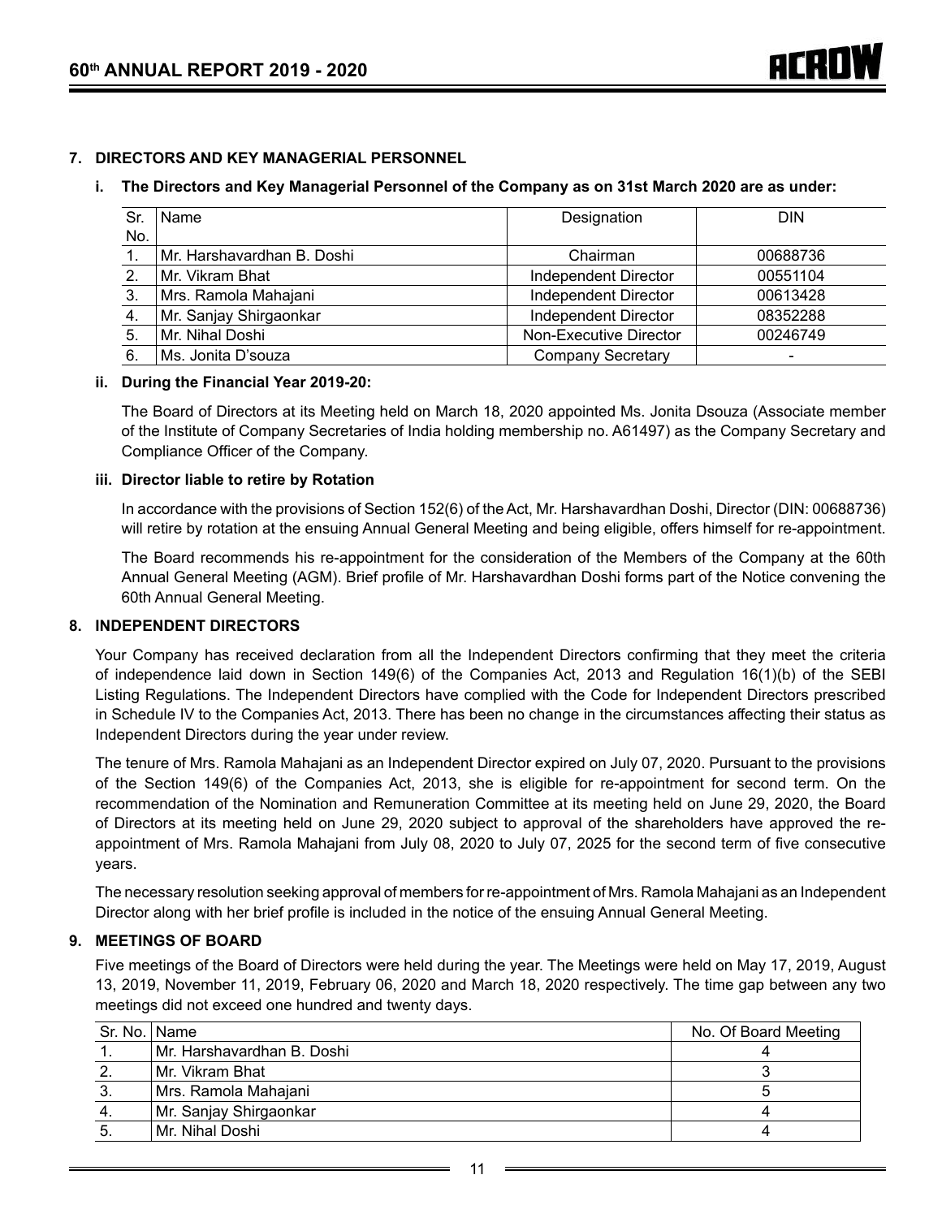## 7. DIRECTORS AND KEY MANAGERIAL PERSONNEL

### i. The Directors and Key Managerial Personnel of the Company as on 31st March 2020 are as under:

| Sr. No. | Name | Designation | DIN |
|---|---|---|---|
| 1. | Mr. Harshavardhan B. Doshi | Chairman | 00688736 |
| 2. | Mr. Vikram Bhat | Independent Director | 00551104 |
| 3. | Mrs. Ramola Mahajani | Independent Director | 00613428 |
| 4. | Mr. Sanjay Shirgaonkar | Independent Director | 08352288 |
| 5. | Mr. Nihal Doshi | Non-Executive Director | 00246749 |
| 6. | Ms. Jonita D'souza | Company Secretary | - |

### ii. During the Financial Year 2019-20:

The Board of Directors at its Meeting held on March 18, 2020 appointed Ms. Jonita Dsouza (Associate member of the Institute of Company Secretaries of India holding membership no. A61497) as the Company Secretary and Compliance Officer of the Company.

### iii. Director liable to retire by Rotation

In accordance with the provisions of Section 152(6) of the Act, Mr. Harshavardhan Doshi, Director (DIN: 00688736) will retire by rotation at the ensuing Annual General Meeting and being eligible, offers himself for re-appointment.

The Board recommends his re-appointment for the consideration of the Members of the Company at the 60th Annual General Meeting (AGM). Brief profile of Mr. Harshavardhan Doshi forms part of the Notice convening the 60th Annual General Meeting.

## 8. INDEPENDENT DIRECTORS

Your Company has received declaration from all the Independent Directors confirming that they meet the criteria of independence laid down in Section 149(6) of the Companies Act, 2013 and Regulation 16(1)(b) of the SEBI Listing Regulations. The Independent Directors have complied with the Code for Independent Directors prescribed in Schedule IV to the Companies Act, 2013. There has been no change in the circumstances affecting their status as Independent Directors during the year under review.

The tenure of Mrs. Ramola Mahajani as an Independent Director expired on July 07, 2020. Pursuant to the provisions of the Section 149(6) of the Companies Act, 2013, she is eligible for re-appointment for second term. On the recommendation of the Nomination and Remuneration Committee at its meeting held on June 29, 2020, the Board of Directors at its meeting held on June 29, 2020 subject to approval of the shareholders have approved the re-appointment of Mrs. Ramola Mahajani from July 08, 2020 to July 07, 2025 for the second term of five consecutive years.

The necessary resolution seeking approval of members for re-appointment of Mrs. Ramola Mahajani as an Independent Director along with her brief profile is included in the notice of the ensuing Annual General Meeting.

## 9. MEETINGS OF BOARD

Five meetings of the Board of Directors were held during the year. The Meetings were held on May 17, 2019, August 13, 2019, November 11, 2019, February 06, 2020 and March 18, 2020 respectively. The time gap between any two meetings did not exceed one hundred and twenty days.

| Sr. No. | Name | No. Of Board Meeting |
|---|---|---|
| 1. | Mr. Harshavardhan B. Doshi | 4 |
| 2. | Mr. Vikram Bhat | 3 |
| 3. | Mrs. Ramola Mahajani | 5 |
| 4. | Mr. Sanjay Shirgaonkar | 4 |
| 5. | Mr. Nihal Doshi | 4 |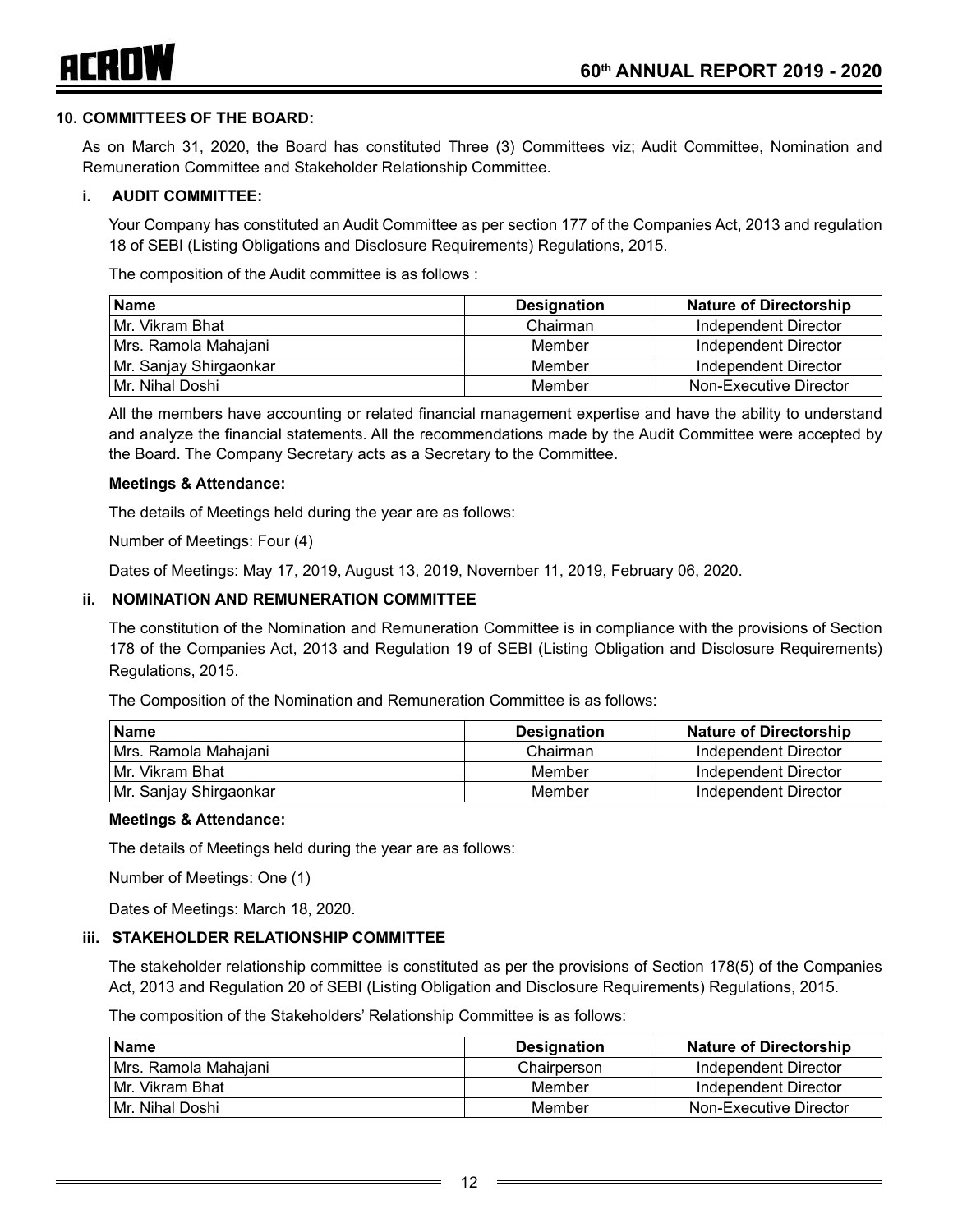## 10. COMMITTEES OF THE BOARD:

As on March 31, 2020, the Board has constituted Three (3) Committees viz; Audit Committee, Nomination and Remuneration Committee and Stakeholder Relationship Committee.

### i. AUDIT COMMITTEE:

Your Company has constituted an Audit Committee as per section 177 of the Companies Act, 2013 and regulation 18 of SEBI (Listing Obligations and Disclosure Requirements) Regulations, 2015.

The composition of the Audit committee is as follows :

| Name | Designation | Nature of Directorship |
|---|---|---|
| Mr. Vikram Bhat | Chairman | Independent Director |
| Mrs. Ramola Mahajani | Member | Independent Director |
| Mr. Sanjay Shirgaonkar | Member | Independent Director |
| Mr. Nihal Doshi | Member | Non-Executive Director |

All the members have accounting or related financial management expertise and have the ability to understand and analyze the financial statements. All the recommendations made by the Audit Committee were accepted by the Board. The Company Secretary acts as a Secretary to the Committee.

**Meetings & Attendance:**

The details of Meetings held during the year are as follows:

Number of Meetings: Four (4)

Dates of Meetings: May 17, 2019, August 13, 2019, November 11, 2019, February 06, 2020.

### ii. NOMINATION AND REMUNERATION COMMITTEE

The constitution of the Nomination and Remuneration Committee is in compliance with the provisions of Section 178 of the Companies Act, 2013 and Regulation 19 of SEBI (Listing Obligation and Disclosure Requirements) Regulations, 2015.

The Composition of the Nomination and Remuneration Committee is as follows:

| Name | Designation | Nature of Directorship |
|---|---|---|
| Mrs. Ramola Mahajani | Chairman | Independent Director |
| Mr. Vikram Bhat | Member | Independent Director |
| Mr. Sanjay Shirgaonkar | Member | Independent Director |

**Meetings & Attendance:**

The details of Meetings held during the year are as follows:

Number of Meetings: One (1)

Dates of Meetings: March 18, 2020.

### iii. STAKEHOLDER RELATIONSHIP COMMITTEE

The stakeholder relationship committee is constituted as per the provisions of Section 178(5) of the Companies Act, 2013 and Regulation 20 of SEBI (Listing Obligation and Disclosure Requirements) Regulations, 2015.

The composition of the Stakeholders' Relationship Committee is as follows:

| Name | Designation | Nature of Directorship |
|---|---|---|
| Mrs. Ramola Mahajani | Chairperson | Independent Director |
| Mr. Vikram Bhat | Member | Independent Director |
| Mr. Nihal Doshi | Member | Non-Executive Director |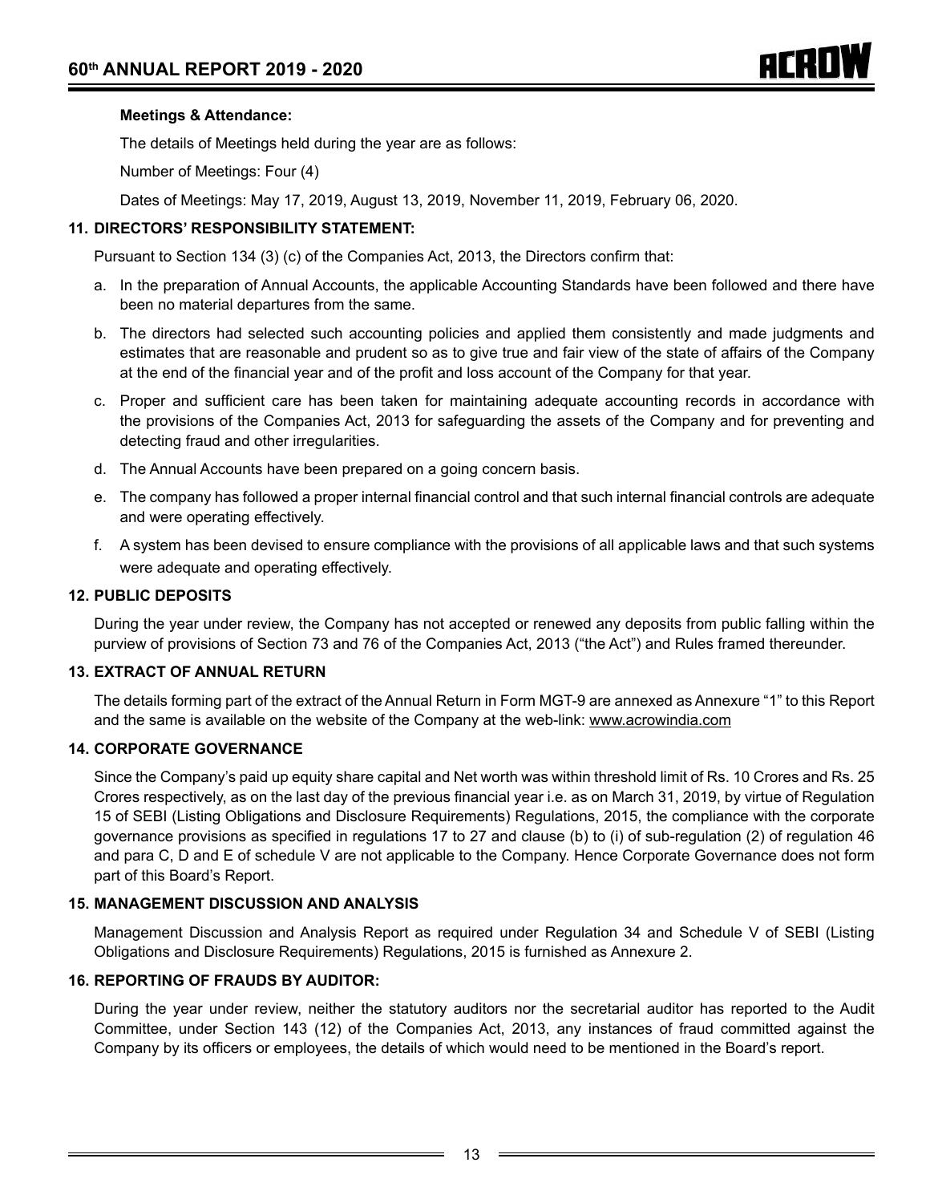**Meetings & Attendance:**

The details of Meetings held during the year are as follows:

Number of Meetings: Four (4)

Dates of Meetings: May 17, 2019, August 13, 2019, November 11, 2019, February 06, 2020.

### 11. DIRECTORS' RESPONSIBILITY STATEMENT:

Pursuant to Section 134 (3) (c) of the Companies Act, 2013, the Directors confirm that:

a. In the preparation of Annual Accounts, the applicable Accounting Standards have been followed and there have been no material departures from the same.

b. The directors had selected such accounting policies and applied them consistently and made judgments and estimates that are reasonable and prudent so as to give true and fair view of the state of affairs of the Company at the end of the financial year and of the profit and loss account of the Company for that year.

c. Proper and sufficient care has been taken for maintaining adequate accounting records in accordance with the provisions of the Companies Act, 2013 for safeguarding the assets of the Company and for preventing and detecting fraud and other irregularities.

d. The Annual Accounts have been prepared on a going concern basis.

e. The company has followed a proper internal financial control and that such internal financial controls are adequate and were operating effectively.

f. A system has been devised to ensure compliance with the provisions of all applicable laws and that such systems were adequate and operating effectively.

### 12. PUBLIC DEPOSITS

During the year under review, the Company has not accepted or renewed any deposits from public falling within the purview of provisions of Section 73 and 76 of the Companies Act, 2013 ("the Act") and Rules framed thereunder.

### 13. EXTRACT OF ANNUAL RETURN

The details forming part of the extract of the Annual Return in Form MGT-9 are annexed as Annexure "1" to this Report and the same is available on the website of the Company at the web-link: www.acrowindia.com

### 14. CORPORATE GOVERNANCE

Since the Company's paid up equity share capital and Net worth was within threshold limit of Rs. 10 Crores and Rs. 25 Crores respectively, as on the last day of the previous financial year i.e. as on March 31, 2019, by virtue of Regulation 15 of SEBI (Listing Obligations and Disclosure Requirements) Regulations, 2015, the compliance with the corporate governance provisions as specified in regulations 17 to 27 and clause (b) to (i) of sub-regulation (2) of regulation 46 and para C, D and E of schedule V are not applicable to the Company. Hence Corporate Governance does not form part of this Board's Report.

### 15. MANAGEMENT DISCUSSION AND ANALYSIS

Management Discussion and Analysis Report as required under Regulation 34 and Schedule V of SEBI (Listing Obligations and Disclosure Requirements) Regulations, 2015 is furnished as Annexure 2.

### 16. REPORTING OF FRAUDS BY AUDITOR:

During the year under review, neither the statutory auditors nor the secretarial auditor has reported to the Audit Committee, under Section 143 (12) of the Companies Act, 2013, any instances of fraud committed against the Company by its officers or employees, the details of which would need to be mentioned in the Board's report.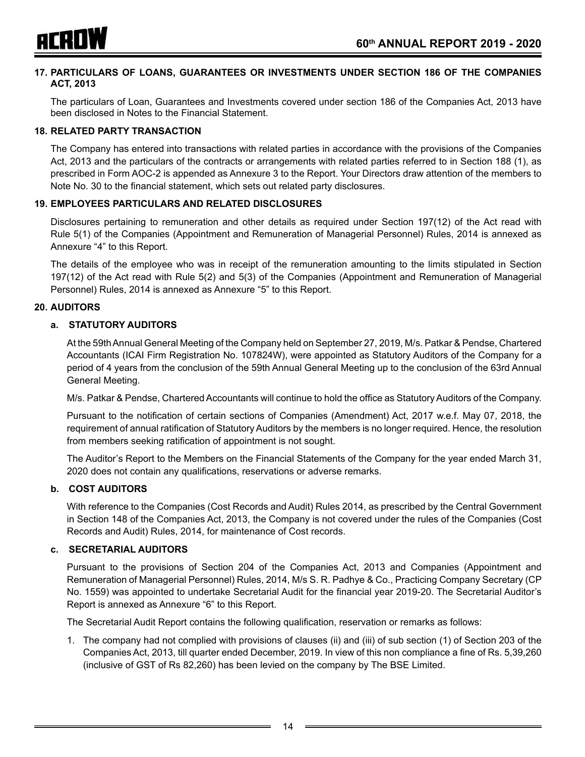## 17. PARTICULARS OF LOANS, GUARANTEES OR INVESTMENTS UNDER SECTION 186 OF THE COMPANIES ACT, 2013

The particulars of Loan, Guarantees and Investments covered under section 186 of the Companies Act, 2013 have been disclosed in Notes to the Financial Statement.

## 18. RELATED PARTY TRANSACTION

The Company has entered into transactions with related parties in accordance with the provisions of the Companies Act, 2013 and the particulars of the contracts or arrangements with related parties referred to in Section 188 (1), as prescribed in Form AOC-2 is appended as Annexure 3 to the Report. Your Directors draw attention of the members to Note No. 30 to the financial statement, which sets out related party disclosures.

## 19. EMPLOYEES PARTICULARS AND RELATED DISCLOSURES

Disclosures pertaining to remuneration and other details as required under Section 197(12) of the Act read with Rule 5(1) of the Companies (Appointment and Remuneration of Managerial Personnel) Rules, 2014 is annexed as Annexure "4" to this Report.

The details of the employee who was in receipt of the remuneration amounting to the limits stipulated in Section 197(12) of the Act read with Rule 5(2) and 5(3) of the Companies (Appointment and Remuneration of Managerial Personnel) Rules, 2014 is annexed as Annexure "5" to this Report.

## 20. AUDITORS

### a. STATUTORY AUDITORS

At the 59th Annual General Meeting of the Company held on September 27, 2019, M/s. Patkar & Pendse, Chartered Accountants (ICAI Firm Registration No. 107824W), were appointed as Statutory Auditors of the Company for a period of 4 years from the conclusion of the 59th Annual General Meeting up to the conclusion of the 63rd Annual General Meeting.

M/s. Patkar & Pendse, Chartered Accountants will continue to hold the office as Statutory Auditors of the Company.

Pursuant to the notification of certain sections of Companies (Amendment) Act, 2017 w.e.f. May 07, 2018, the requirement of annual ratification of Statutory Auditors by the members is no longer required. Hence, the resolution from members seeking ratification of appointment is not sought.

The Auditor's Report to the Members on the Financial Statements of the Company for the year ended March 31, 2020 does not contain any qualifications, reservations or adverse remarks.

### b. COST AUDITORS

With reference to the Companies (Cost Records and Audit) Rules 2014, as prescribed by the Central Government in Section 148 of the Companies Act, 2013, the Company is not covered under the rules of the Companies (Cost Records and Audit) Rules, 2014, for maintenance of Cost records.

### c. SECRETARIAL AUDITORS

Pursuant to the provisions of Section 204 of the Companies Act, 2013 and Companies (Appointment and Remuneration of Managerial Personnel) Rules, 2014, M/s S. R. Padhye & Co., Practicing Company Secretary (CP No. 1559) was appointed to undertake Secretarial Audit for the financial year 2019-20. The Secretarial Auditor's Report is annexed as Annexure "6" to this Report.

The Secretarial Audit Report contains the following qualification, reservation or remarks as follows:

1. The company had not complied with provisions of clauses (ii) and (iii) of sub section (1) of Section 203 of the Companies Act, 2013, till quarter ended December, 2019. In view of this non compliance a fine of Rs. 5,39,260 (inclusive of GST of Rs 82,260) has been levied on the company by The BSE Limited.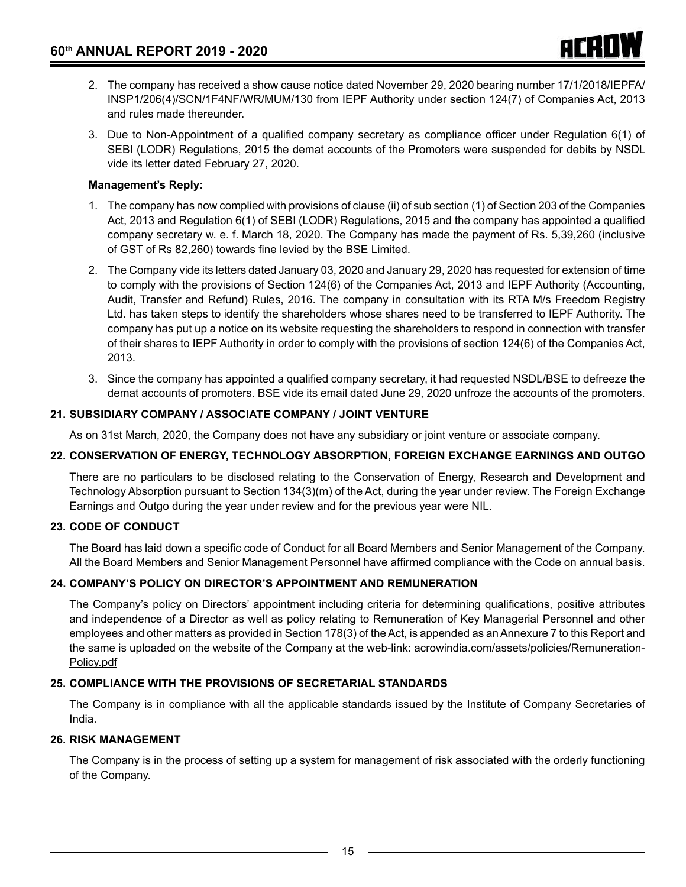2. The company has received a show cause notice dated November 29, 2020 bearing number 17/1/2018/IEPFA/INSP1/206(4)/SCN/1F4NF/WR/MUM/130 from IEPF Authority under section 124(7) of Companies Act, 2013 and rules made thereunder.

3. Due to Non-Appointment of a qualified company secretary as compliance officer under Regulation 6(1) of SEBI (LODR) Regulations, 2015 the demat accounts of the Promoters were suspended for debits by NSDL vide its letter dated February 27, 2020.

**Management's Reply:**

1. The company has now complied with provisions of clause (ii) of sub section (1) of Section 203 of the Companies Act, 2013 and Regulation 6(1) of SEBI (LODR) Regulations, 2015 and the company has appointed a qualified company secretary w. e. f. March 18, 2020. The Company has made the payment of Rs. 5,39,260 (inclusive of GST of Rs 82,260) towards fine levied by the BSE Limited.

2. The Company vide its letters dated January 03, 2020 and January 29, 2020 has requested for extension of time to comply with the provisions of Section 124(6) of the Companies Act, 2013 and IEPF Authority (Accounting, Audit, Transfer and Refund) Rules, 2016. The company in consultation with its RTA M/s Freedom Registry Ltd. has taken steps to identify the shareholders whose shares need to be transferred to IEPF Authority. The company has put up a notice on its website requesting the shareholders to respond in connection with transfer of their shares to IEPF Authority in order to comply with the provisions of section 124(6) of the Companies Act, 2013.

3. Since the company has appointed a qualified company secretary, it had requested NSDL/BSE to defreeze the demat accounts of promoters. BSE vide its email dated June 29, 2020 unfroze the accounts of the promoters.

### 21. SUBSIDIARY COMPANY / ASSOCIATE COMPANY / JOINT VENTURE

As on 31st March, 2020, the Company does not have any subsidiary or joint venture or associate company.

### 22. CONSERVATION OF ENERGY, TECHNOLOGY ABSORPTION, FOREIGN EXCHANGE EARNINGS AND OUTGO

There are no particulars to be disclosed relating to the Conservation of Energy, Research and Development and Technology Absorption pursuant to Section 134(3)(m) of the Act, during the year under review. The Foreign Exchange Earnings and Outgo during the year under review and for the previous year were NIL.

### 23. CODE OF CONDUCT

The Board has laid down a specific code of Conduct for all Board Members and Senior Management of the Company. All the Board Members and Senior Management Personnel have affirmed compliance with the Code on annual basis.

### 24. COMPANY'S POLICY ON DIRECTOR'S APPOINTMENT AND REMUNERATION

The Company's policy on Directors' appointment including criteria for determining qualifications, positive attributes and independence of a Director as well as policy relating to Remuneration of Key Managerial Personnel and other employees and other matters as provided in Section 178(3) of the Act, is appended as an Annexure 7 to this Report and the same is uploaded on the website of the Company at the web-link: acrowindia.com/assets/policies/Remuneration-Policy.pdf

### 25. COMPLIANCE WITH THE PROVISIONS OF SECRETARIAL STANDARDS

The Company is in compliance with all the applicable standards issued by the Institute of Company Secretaries of India.

### 26. RISK MANAGEMENT

The Company is in the process of setting up a system for management of risk associated with the orderly functioning of the Company.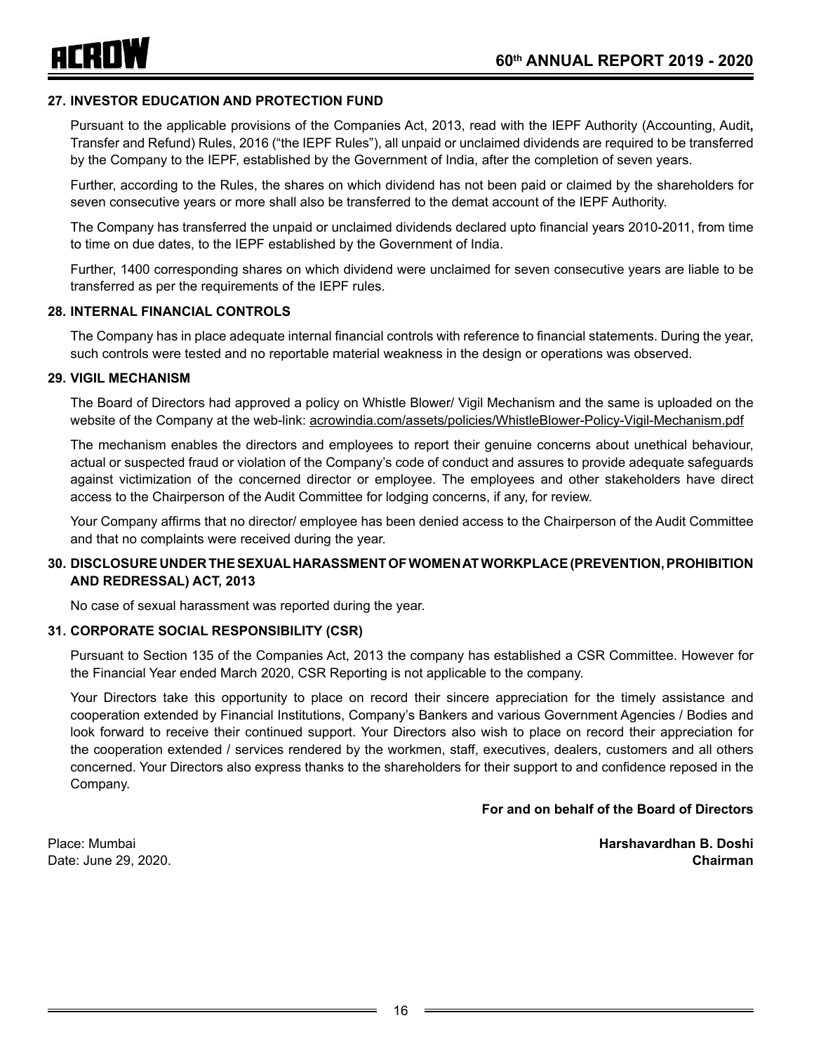## 27. INVESTOR EDUCATION AND PROTECTION FUND

Pursuant to the applicable provisions of the Companies Act, 2013, read with the IEPF Authority (Accounting, Audit, Transfer and Refund) Rules, 2016 ("the IEPF Rules"), all unpaid or unclaimed dividends are required to be transferred by the Company to the IEPF, established by the Government of India, after the completion of seven years.

Further, according to the Rules, the shares on which dividend has not been paid or claimed by the shareholders for seven consecutive years or more shall also be transferred to the demat account of the IEPF Authority.

The Company has transferred the unpaid or unclaimed dividends declared upto financial years 2010-2011, from time to time on due dates, to the IEPF established by the Government of India.

Further, 1400 corresponding shares on which dividend were unclaimed for seven consecutive years are liable to be transferred as per the requirements of the IEPF rules.

## 28. INTERNAL FINANCIAL CONTROLS

The Company has in place adequate internal financial controls with reference to financial statements. During the year, such controls were tested and no reportable material weakness in the design or operations was observed.

## 29. VIGIL MECHANISM

The Board of Directors had approved a policy on Whistle Blower/ Vigil Mechanism and the same is uploaded on the website of the Company at the web-link: acrowindia.com/assets/policies/WhistleBlower-Policy-Vigil-Mechanism.pdf

The mechanism enables the directors and employees to report their genuine concerns about unethical behaviour, actual or suspected fraud or violation of the Company's code of conduct and assures to provide adequate safeguards against victimization of the concerned director or employee. The employees and other stakeholders have direct access to the Chairperson of the Audit Committee for lodging concerns, if any, for review.

Your Company affirms that no director/ employee has been denied access to the Chairperson of the Audit Committee and that no complaints were received during the year.

## 30. DISCLOSURE UNDER THE SEXUAL HARASSMENT OF WOMEN AT WORKPLACE (PREVENTION, PROHIBITION AND REDRESSAL) ACT, 2013

No case of sexual harassment was reported during the year.

## 31. CORPORATE SOCIAL RESPONSIBILITY (CSR)

Pursuant to Section 135 of the Companies Act, 2013 the company has established a CSR Committee. However for the Financial Year ended March 2020, CSR Reporting is not applicable to the company.

Your Directors take this opportunity to place on record their sincere appreciation for the timely assistance and cooperation extended by Financial Institutions, Company's Bankers and various Government Agencies / Bodies and look forward to receive their continued support. Your Directors also wish to place on record their appreciation for the cooperation extended / services rendered by the workmen, staff, executives, dealers, customers and all others concerned. Your Directors also express thanks to the shareholders for their support to and confidence reposed in the Company.

**For and on behalf of the Board of Directors**

Place: Mumbai
Date: June 29, 2020.

**Harshavardhan B. Doshi**
**Chairman**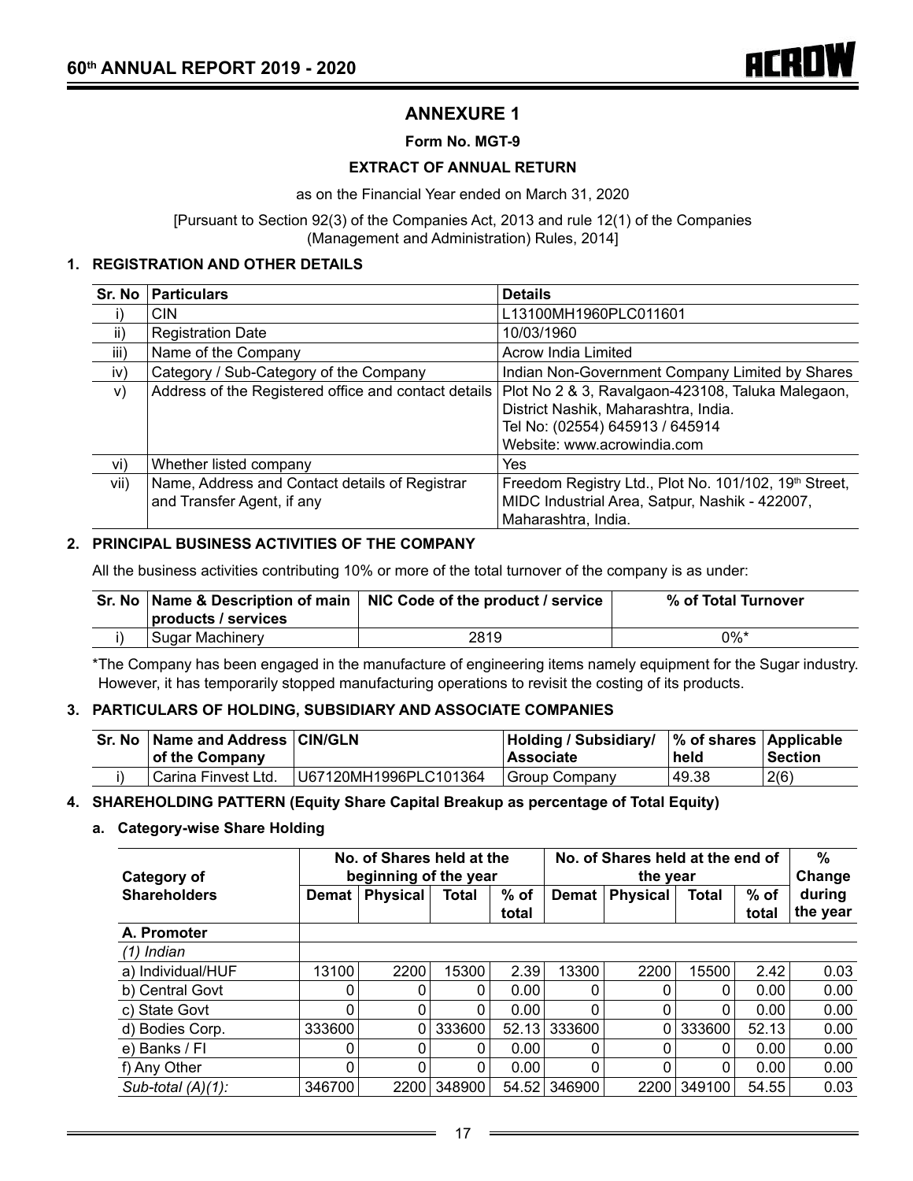# ANNEXURE 1

**Form No. MGT-9**

**EXTRACT OF ANNUAL RETURN**

as on the Financial Year ended on March 31, 2020

[Pursuant to Section 92(3) of the Companies Act, 2013 and rule 12(1) of the Companies (Management and Administration) Rules, 2014]

## 1. REGISTRATION AND OTHER DETAILS

| Sr. No | Particulars | Details |
|---|---|---|
| i) | CIN | L13100MH1960PLC011601 |
| ii) | Registration Date | 10/03/1960 |
| iii) | Name of the Company | Acrow India Limited |
| iv) | Category / Sub-Category of the Company | Indian Non-Government Company Limited by Shares |
| v) | Address of the Registered office and contact details | Plot No 2 & 3, Ravalgaon-423108, Taluka Malegaon, District Nashik, Maharashtra, India.<br>Tel No: (02554) 645913 / 645914<br>Website: www.acrowindia.com |
| vi) | Whether listed company | Yes |
| vii) | Name, Address and Contact details of Registrar and Transfer Agent, if any | Freedom Registry Ltd., Plot No. 101/102, 19th Street, MIDC Industrial Area, Satpur, Nashik - 422007, Maharashtra, India. |

## 2. PRINCIPAL BUSINESS ACTIVITIES OF THE COMPANY

All the business activities contributing 10% or more of the total turnover of the company is as under:

| Sr. No | Name & Description of main products / services | NIC Code of the product / service | % of Total Turnover |
|---|---|---|---|
| i) | Sugar Machinery | 2819 | 0%* |

*The Company has been engaged in the manufacture of engineering items namely equipment for the Sugar industry. However, it has temporarily stopped manufacturing operations to revisit the costing of its products.

## 3. PARTICULARS OF HOLDING, SUBSIDIARY AND ASSOCIATE COMPANIES

| Sr. No | Name and Address of the Company | CIN/GLN | Holding / Subsidiary/ Associate | % of shares held | Applicable Section |
|---|---|---|---|---|---|
| i) | Carina Finvest Ltd. | U67120MH1996PLC101364 | Group Company | 49.38 | 2(6) |

## 4. SHAREHOLDING PATTERN (Equity Share Capital Breakup as percentage of Total Equity)

### a. Category-wise Share Holding

| Category of Shareholders | No. of Shares held at the beginning of the year | | | | No. of Shares held at the end of the year | | | | % Change during the year |
|---|---|---|---|---|---|---|---|---|---|
| | Demat | Physical | Total | % of total | Demat | Physical | Total | % of total | |
| **A. Promoter** | | | | | | | | | |
| *(1) Indian* | | | | | | | | | |
| a) Individual/HUF | 13100 | 2200 | 15300 | 2.39 | 13300 | 2200 | 15500 | 2.42 | 0.03 |
| b) Central Govt | 0 | 0 | 0 | 0.00 | 0 | 0 | 0 | 0.00 | 0.00 |
| c) State Govt | 0 | 0 | 0 | 0.00 | 0 | 0 | 0 | 0.00 | 0.00 |
| d) Bodies Corp. | 333600 | 0 | 333600 | 52.13 | 333600 | 0 | 333600 | 52.13 | 0.00 |
| e) Banks / FI | 0 | 0 | 0 | 0.00 | 0 | 0 | 0 | 0.00 | 0.00 |
| f) Any Other | 0 | 0 | 0 | 0.00 | 0 | 0 | 0 | 0.00 | 0.00 |
| *Sub-total (A)(1):* | 346700 | 2200 | 348900 | 54.52 | 346900 | 2200 | 349100 | 54.55 | 0.03 |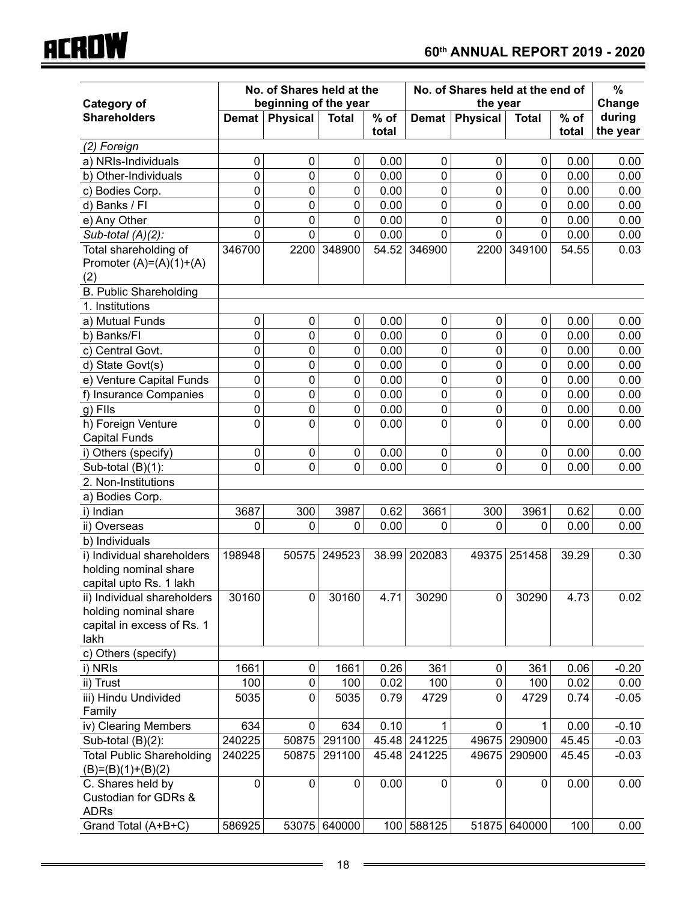| Category of Shareholders | No. of Shares held at the beginning of the year | | | | No. of Shares held at the end of the year | | | | % Change during the year |
|---|---|---|---|---|---|---|---|---|---|
| | Demat | Physical | Total | % of total | Demat | Physical | Total | % of total | |
| *(2) Foreign* | | | | | | | | | |
| a) NRIs-Individuals | 0 | 0 | 0 | 0.00 | 0 | 0 | 0 | 0.00 | 0.00 |
| b) Other-Individuals | 0 | 0 | 0 | 0.00 | 0 | 0 | 0 | 0.00 | 0.00 |
| c) Bodies Corp. | 0 | 0 | 0 | 0.00 | 0 | 0 | 0 | 0.00 | 0.00 |
| d) Banks / FI | 0 | 0 | 0 | 0.00 | 0 | 0 | 0 | 0.00 | 0.00 |
| e) Any Other | 0 | 0 | 0 | 0.00 | 0 | 0 | 0 | 0.00 | 0.00 |
| *Sub-total (A)(2):* | 0 | 0 | 0 | 0.00 | 0 | 0 | 0 | 0.00 | 0.00 |
| Total shareholding of Promoter (A)=(A)(1)+(A)(2) | 346700 | 2200 | 348900 | 54.52 | 346900 | 2200 | 349100 | 54.55 | 0.03 |
| B. Public Shareholding | | | | | | | | | |
| 1. Institutions | | | | | | | | | |
| a) Mutual Funds | 0 | 0 | 0 | 0.00 | 0 | 0 | 0 | 0.00 | 0.00 |
| b) Banks/FI | 0 | 0 | 0 | 0.00 | 0 | 0 | 0 | 0.00 | 0.00 |
| c) Central Govt. | 0 | 0 | 0 | 0.00 | 0 | 0 | 0 | 0.00 | 0.00 |
| d) State Govt(s) | 0 | 0 | 0 | 0.00 | 0 | 0 | 0 | 0.00 | 0.00 |
| e) Venture Capital Funds | 0 | 0 | 0 | 0.00 | 0 | 0 | 0 | 0.00 | 0.00 |
| f) Insurance Companies | 0 | 0 | 0 | 0.00 | 0 | 0 | 0 | 0.00 | 0.00 |
| g) FIIs | 0 | 0 | 0 | 0.00 | 0 | 0 | 0 | 0.00 | 0.00 |
| h) Foreign Venture Capital Funds | 0 | 0 | 0 | 0.00 | 0 | 0 | 0 | 0.00 | 0.00 |
| i) Others (specify) | 0 | 0 | 0 | 0.00 | 0 | 0 | 0 | 0.00 | 0.00 |
| Sub-total (B)(1): | 0 | 0 | 0 | 0.00 | 0 | 0 | 0 | 0.00 | 0.00 |
| 2. Non-Institutions | | | | | | | | | |
| a) Bodies Corp. | | | | | | | | | |
| i) Indian | 3687 | 300 | 3987 | 0.62 | 3661 | 300 | 3961 | 0.62 | 0.00 |
| ii) Overseas | 0 | 0 | 0 | 0.00 | 0 | 0 | 0 | 0.00 | 0.00 |
| b) Individuals | | | | | | | | | |
| i) Individual shareholders holding nominal share capital upto Rs. 1 lakh | 198948 | 50575 | 249523 | 38.99 | 202083 | 49375 | 251458 | 39.29 | 0.30 |
| ii) Individual shareholders holding nominal share capital in excess of Rs. 1 lakh | 30160 | 0 | 30160 | 4.71 | 30290 | 0 | 30290 | 4.73 | 0.02 |
| c) Others (specify) | | | | | | | | | |
| i) NRIs | 1661 | 0 | 1661 | 0.26 | 361 | 0 | 361 | 0.06 | -0.20 |
| ii) Trust | 100 | 0 | 100 | 0.02 | 100 | 0 | 100 | 0.02 | 0.00 |
| iii) Hindu Undivided Family | 5035 | 0 | 5035 | 0.79 | 4729 | 0 | 4729 | 0.74 | -0.05 |
| iv) Clearing Members | 634 | 0 | 634 | 0.10 | 1 | 0 | 1 | 0.00 | -0.10 |
| Sub-total (B)(2): | 240225 | 50875 | 291100 | 45.48 | 241225 | 49675 | 290900 | 45.45 | -0.03 |
| Total Public Shareholding (B)=(B)(1)+(B)(2) | 240225 | 50875 | 291100 | 45.48 | 241225 | 49675 | 290900 | 45.45 | -0.03 |
| C. Shares held by Custodian for GDRs & ADRs | 0 | 0 | 0 | 0.00 | 0 | 0 | 0 | 0.00 | 0.00 |
| Grand Total (A+B+C) | 586925 | 53075 | 640000 | 100 | 588125 | 51875 | 640000 | 100 | 0.00 |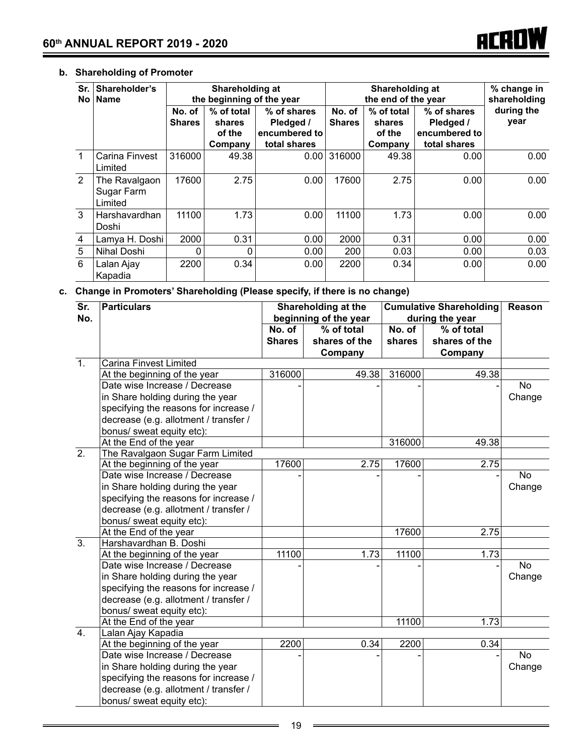**b. Shareholding of Promoter**

| Sr. No | Shareholder's Name | Shareholding at the beginning of the year | | | Shareholding at the end of the year | | | % change in shareholding during the year |
|---|---|---|---|---|---|---|---|---|
| | | No. of Shares | % of total shares of the Company | % of shares Pledged / encumbered to total shares | No. of Shares | % of total shares of the Company | % of shares Pledged / encumbered to total shares | |
| 1 | Carina Finvest Limited | 316000 | 49.38 | 0.00 | 316000 | 49.38 | 0.00 | 0.00 |
| 2 | The Ravalgaon Sugar Farm Limited | 17600 | 2.75 | 0.00 | 17600 | 2.75 | 0.00 | 0.00 |
| 3 | Harshavardhan Doshi | 11100 | 1.73 | 0.00 | 11100 | 1.73 | 0.00 | 0.00 |
| 4 | Lamya H. Doshi | 2000 | 0.31 | 0.00 | 2000 | 0.31 | 0.00 | 0.00 |
| 5 | Nihal Doshi | 0 | 0 | 0.00 | 200 | 0.03 | 0.00 | 0.03 |
| 6 | Lalan Ajay Kapadia | 2200 | 0.34 | 0.00 | 2200 | 0.34 | 0.00 | 0.00 |

**c. Change in Promoters' Shareholding (Please specify, if there is no change)**

| Sr. No. | Particulars | Shareholding at the beginning of the year | | Cumulative Shareholding during the year | | Reason |
|---|---|---|---|---|---|---|
| | | No. of Shares | % of total shares of the Company | No. of shares | % of total shares of the Company | |
| 1. | Carina Finvest Limited | | | | | |
| | At the beginning of the year | 316000 | 49.38 | 316000 | 49.38 | |
| | Date wise Increase / Decrease in Share holding during the year specifying the reasons for increase / decrease (e.g. allotment / transfer / bonus/ sweat equity etc): | - | - | - | - | No Change |
| | At the End of the year | | | 316000 | 49.38 | |
| 2. | The Ravalgaon Sugar Farm Limited | | | | | |
| | At the beginning of the year | 17600 | 2.75 | 17600 | 2.75 | |
| | Date wise Increase / Decrease in Share holding during the year specifying the reasons for increase / decrease (e.g. allotment / transfer / bonus/ sweat equity etc): | - | - | - | - | No Change |
| | At the End of the year | | | 17600 | 2.75 | |
| 3. | Harshavardhan B. Doshi | | | | | |
| | At the beginning of the year | 11100 | 1.73 | 11100 | 1.73 | |
| | Date wise Increase / Decrease in Share holding during the year specifying the reasons for increase / decrease (e.g. allotment / transfer / bonus/ sweat equity etc): | - | - | - | - | No Change |
| | At the End of the year | | | 11100 | 1.73 | |
| 4. | Lalan Ajay Kapadia | | | | | |
| | At the beginning of the year | 2200 | 0.34 | 2200 | 0.34 | |
| | Date wise Increase / Decrease in Share holding during the year specifying the reasons for increase / decrease (e.g. allotment / transfer / bonus/ sweat equity etc): | - | - | - | - | No Change |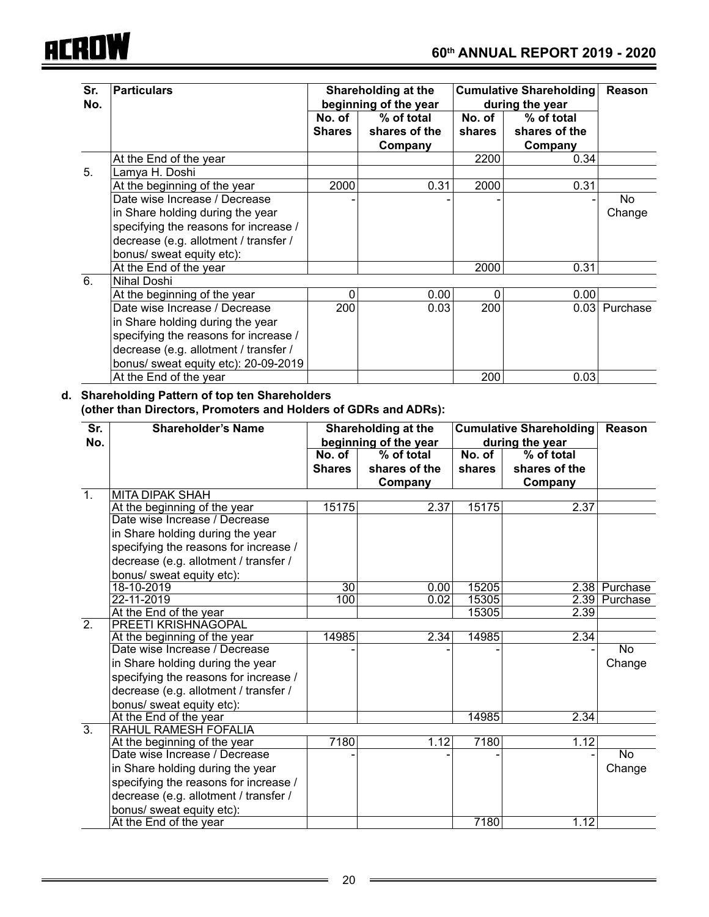| Sr. No. | Particulars | Shareholding at the beginning of the year | | Cumulative Shareholding during the year | | Reason |
|---|---|---|---|---|---|---|
| | | No. of Shares | % of total shares of the Company | No. of shares | % of total shares of the Company | |
| | At the End of the year | | | 2200 | 0.34 | |
| 5. | Lamya H. Doshi | | | | | |
| | At the beginning of the year | 2000 | 0.31 | 2000 | 0.31 | |
| | Date wise Increase / Decrease in Share holding during the year specifying the reasons for increase / decrease (e.g. allotment / transfer / bonus/ sweat equity etc): | - | - | - | - | No Change |
| | At the End of the year | | | 2000 | 0.31 | |
| 6. | Nihal Doshi | | | | | |
| | At the beginning of the year | 0 | 0.00 | 0 | 0.00 | |
| | Date wise Increase / Decrease in Share holding during the year specifying the reasons for increase / decrease (e.g. allotment / transfer / bonus/ sweat equity etc): 20-09-2019 | 200 | 0.03 | 200 | 0.03 | Purchase |
| | At the End of the year | | | 200 | 0.03 | |

**d. Shareholding Pattern of top ten Shareholders (other than Directors, Promoters and Holders of GDRs and ADRs):**

| Sr. No. | Shareholder's Name | Shareholding at the beginning of the year | | Cumulative Shareholding during the year | | Reason |
|---|---|---|---|---|---|---|
| | | No. of Shares | % of total shares of the Company | No. of shares | % of total shares of the Company | |
| 1. | MITA DIPAK SHAH | | | | | |
| | At the beginning of the year | 15175 | 2.37 | 15175 | 2.37 | |
| | Date wise Increase / Decrease in Share holding during the year specifying the reasons for increase / decrease (e.g. allotment / transfer / bonus/ sweat equity etc): | | | | | |
| | 18-10-2019 | 30 | 0.00 | 15205 | 2.38 | Purchase |
| | 22-11-2019 | 100 | 0.02 | 15305 | 2.39 | Purchase |
| | At the End of the year | | | 15305 | 2.39 | |
| 2. | PREETI KRISHNAGOPAL | | | | | |
| | At the beginning of the year | 14985 | 2.34 | 14985 | 2.34 | |
| | Date wise Increase / Decrease in Share holding during the year specifying the reasons for increase / decrease (e.g. allotment / transfer / bonus/ sweat equity etc): | - | - | - | - | No Change |
| | At the End of the year | | | 14985 | 2.34 | |
| 3. | RAHUL RAMESH FOFALIA | | | | | |
| | At the beginning of the year | 7180 | 1.12 | 7180 | 1.12 | |
| | Date wise Increase / Decrease in Share holding during the year specifying the reasons for increase / decrease (e.g. allotment / transfer / bonus/ sweat equity etc): | - | - | - | - | No Change |
| | At the End of the year | | | 7180 | 1.12 | |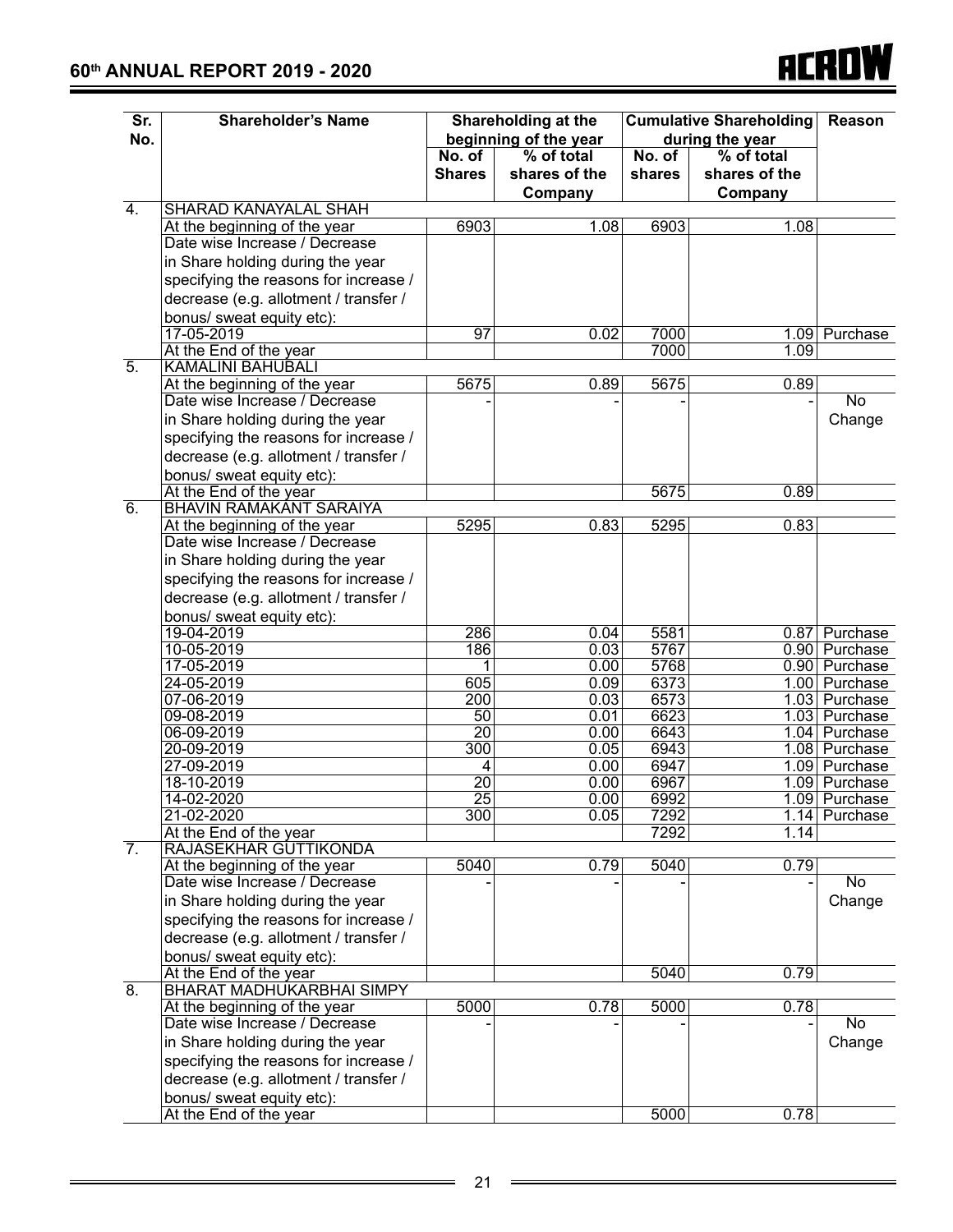| Sr. No. | Shareholder's Name | Shareholding at the beginning of the year | | Cumulative Shareholding during the year | | Reason |
|---|---|---|---|---|---|---|
| | | No. of Shares | % of total shares of the Company | No. of shares | % of total shares of the Company | |
| 4. | SHARAD KANAYALAL SHAH | | | | | |
| | At the beginning of the year | 6903 | 1.08 | 6903 | 1.08 | |
| | Date wise Increase / Decrease in Share holding during the year specifying the reasons for increase / decrease (e.g. allotment / transfer / bonus/ sweat equity etc): | | | | | |
| | 17-05-2019 | 97 | 0.02 | 7000 | 1.09 | Purchase |
| | At the End of the year | | | 7000 | 1.09 | |
| 5. | KAMALINI BAHUBALI | | | | | |
| | At the beginning of the year | 5675 | 0.89 | 5675 | 0.89 | |
| | Date wise Increase / Decrease in Share holding during the year specifying the reasons for increase / decrease (e.g. allotment / transfer / bonus/ sweat equity etc): | - | - | - | - | No Change |
| | At the End of the year | | | 5675 | 0.89 | |
| 6. | BHAVIN RAMAKANT SARAIYA | | | | | |
| | At the beginning of the year | 5295 | 0.83 | 5295 | 0.83 | |
| | Date wise Increase / Decrease in Share holding during the year specifying the reasons for increase / decrease (e.g. allotment / transfer / bonus/ sweat equity etc): | | | | | |
| | 19-04-2019 | 286 | 0.04 | 5581 | 0.87 | Purchase |
| | 10-05-2019 | 186 | 0.03 | 5767 | 0.90 | Purchase |
| | 17-05-2019 | 1 | 0.00 | 5768 | 0.90 | Purchase |
| | 24-05-2019 | 605 | 0.09 | 6373 | 1.00 | Purchase |
| | 07-06-2019 | 200 | 0.03 | 6573 | 1.03 | Purchase |
| | 09-08-2019 | 50 | 0.01 | 6623 | 1.03 | Purchase |
| | 06-09-2019 | 20 | 0.00 | 6643 | 1.04 | Purchase |
| | 20-09-2019 | 300 | 0.05 | 6943 | 1.08 | Purchase |
| | 27-09-2019 | 4 | 0.00 | 6947 | 1.09 | Purchase |
| | 18-10-2019 | 20 | 0.00 | 6967 | 1.09 | Purchase |
| | 14-02-2020 | 25 | 0.00 | 6992 | 1.09 | Purchase |
| | 21-02-2020 | 300 | 0.05 | 7292 | 1.14 | Purchase |
| | At the End of the year | | | 7292 | 1.14 | |
| 7. | RAJASEKHAR GUTTIKONDA | | | | | |
| | At the beginning of the year | 5040 | 0.79 | 5040 | 0.79 | |
| | Date wise Increase / Decrease in Share holding during the year specifying the reasons for increase / decrease (e.g. allotment / transfer / bonus/ sweat equity etc): | - | - | - | - | No Change |
| | At the End of the year | | | 5040 | 0.79 | |
| 8. | BHARAT MADHUKARBHAI SIMPY | | | | | |
| | At the beginning of the year | 5000 | 0.78 | 5000 | 0.78 | |
| | Date wise Increase / Decrease in Share holding during the year specifying the reasons for increase / decrease (e.g. allotment / transfer / bonus/ sweat equity etc): | - | - | - | - | No Change |
| | At the End of the year | | | 5000 | 0.78 | |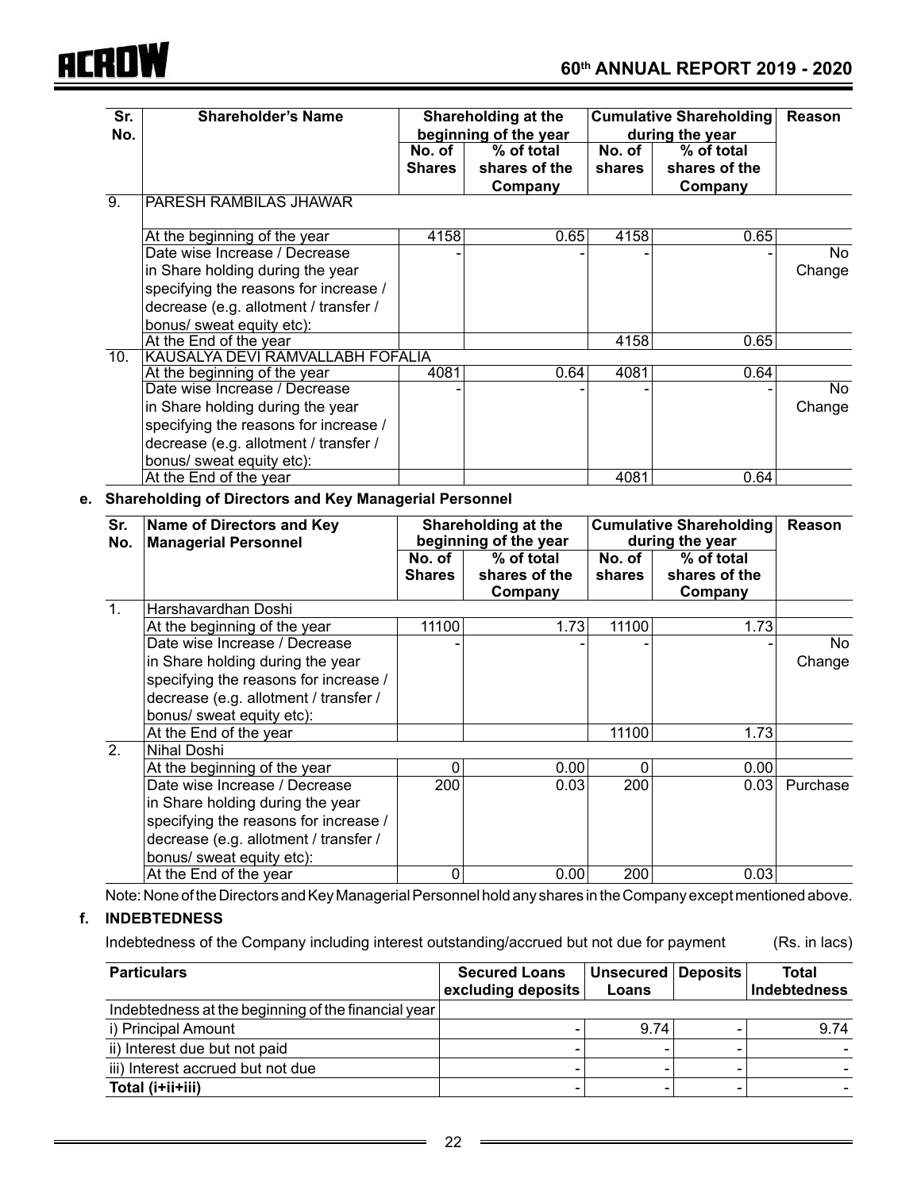| Sr. No. | Shareholder's Name | Shareholding at the beginning of the year | | Cumulative Shareholding during the year | | Reason |
|---|---|---|---|---|---|---|
| | | No. of Shares | % of total shares of the Company | No. of shares | % of total shares of the Company | |
| 9. | PARESH RAMBILAS JHAWAR | | | | | |
| | At the beginning of the year | 4158 | 0.65 | 4158 | 0.65 | |
| | Date wise Increase / Decrease in Share holding during the year specifying the reasons for increase / decrease (e.g. allotment / transfer / bonus/ sweat equity etc): | - | - | - | - | No Change |
| | At the End of the year | | | 4158 | 0.65 | |
| 10. | KAUSALYA DEVI RAMVALLABH FOFALIA | | | | | |
| | At the beginning of the year | 4081 | 0.64 | 4081 | 0.64 | |
| | Date wise Increase / Decrease in Share holding during the year specifying the reasons for increase / decrease (e.g. allotment / transfer / bonus/ sweat equity etc): | - | - | - | - | No Change |
| | At the End of the year | | | 4081 | 0.64 | |

**e. Shareholding of Directors and Key Managerial Personnel**

| Sr. No. | Name of Directors and Key Managerial Personnel | Shareholding at the beginning of the year | | Cumulative Shareholding during the year | | Reason |
|---|---|---|---|---|---|---|
| | | No. of Shares | % of total shares of the Company | No. of shares | % of total shares of the Company | |
| 1. | Harshavardhan Doshi | | | | | |
| | At the beginning of the year | 11100 | 1.73 | 11100 | 1.73 | |
| | Date wise Increase / Decrease in Share holding during the year specifying the reasons for increase / decrease (e.g. allotment / transfer / bonus/ sweat equity etc): | - | - | - | - | No Change |
| | At the End of the year | | | 11100 | 1.73 | |
| 2. | Nihal Doshi | | | | | |
| | At the beginning of the year | 0 | 0.00 | 0 | 0.00 | |
| | Date wise Increase / Decrease in Share holding during the year specifying the reasons for increase / decrease (e.g. allotment / transfer / bonus/ sweat equity etc): | 200 | 0.03 | 200 | 0.03 | Purchase |
| | At the End of the year | 0 | 0.00 | 200 | 0.03 | |

Note: None of the Directors and Key Managerial Personnel hold any shares in the Company except mentioned above.

**f. INDEBTEDNESS**

Indebtedness of the Company including interest outstanding/accrued but not due for payment (Rs. in lacs)

| Particulars | Secured Loans excluding deposits | Unsecured Loans | Deposits | Total Indebtedness |
|---|---|---|---|---|
| Indebtedness at the beginning of the financial year | | | | |
| i) Principal Amount | - | 9.74 | - | 9.74 |
| ii) Interest due but not paid | - | - | - | - |
| iii) Interest accrued but not due | - | - | - | - |
| **Total (i+ii+iii)** | - | - | - | - |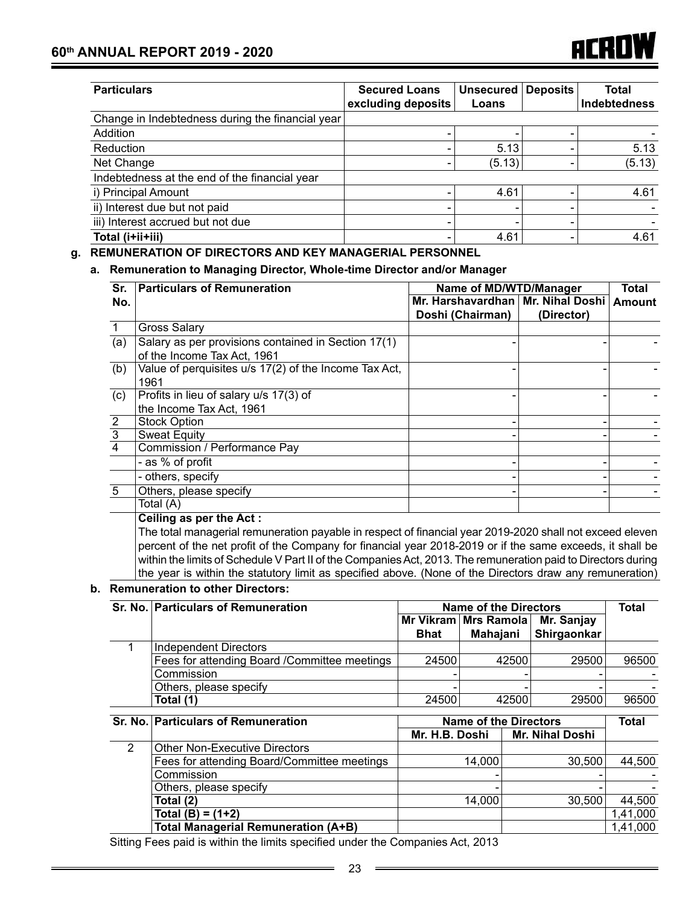| Particulars | Secured Loans excluding deposits | Unsecured Loans | Deposits | Total Indebtedness |
|---|---|---|---|---|
| Change in Indebtedness during the financial year | | | | |
| Addition | - | - | - | - |
| Reduction | - | 5.13 | - | 5.13 |
| Net Change | - | (5.13) | - | (5.13) |
| Indebtedness at the end of the financial year | | | | |
| i) Principal Amount | - | 4.61 | - | 4.61 |
| ii) Interest due but not paid | - | - | - | - |
| iii) Interest accrued but not due | - | - | - | - |
| **Total (i+ii+iii)** | - | 4.61 | - | 4.61 |

**g. REMUNERATION OF DIRECTORS AND KEY MANAGERIAL PERSONNEL**

**a. Remuneration to Managing Director, Whole-time Director and/or Manager**

| Sr. No. | Particulars of Remuneration | Name of MD/WTD/Manager | | Total Amount |
|---|---|---|---|---|
| | | Mr. Harshavardhan Doshi (Chairman) | Mr. Nihal Doshi (Director) | |
| 1 | Gross Salary | | | |
| (a) | Salary as per provisions contained in Section 17(1) of the Income Tax Act, 1961 | - | - | - |
| (b) | Value of perquisites u/s 17(2) of the Income Tax Act, 1961 | - | - | - |
| (c) | Profits in lieu of salary u/s 17(3) of the Income Tax Act, 1961 | - | - | - |
| 2 | Stock Option | - | - | - |
| 3 | Sweat Equity | - | - | - |
| 4 | Commission / Performance Pay | | | |
| | - as % of profit | - | - | - |
| | - others, specify | - | - | - |
| 5 | Others, please specify | - | - | - |
| | Total (A) | | | |

**Ceiling as per the Act :**

The total managerial remuneration payable in respect of financial year 2019-2020 shall not exceed eleven percent of the net profit of the Company for financial year 2018-2019 or if the same exceeds, it shall be within the limits of Schedule V Part II of the Companies Act, 2013. The remuneration paid to Directors during the year is within the statutory limit as specified above. (None of the Directors draw any remuneration)

**b. Remuneration to other Directors:**

| Sr. No. | Particulars of Remuneration | Name of the Directors | | | Total |
|---|---|---|---|---|---|
| | | Mr Vikram Bhat | Mrs Ramola Mahajani | Mr. Sanjay Shirgaonkar | |
| 1 | Independent Directors | | | | |
| | Fees for attending Board /Committee meetings | 24500 | 42500 | 29500 | 96500 |
| | Commission | - | - | - | - |
| | Others, please specify | - | - | - | - |
| | **Total (1)** | 24500 | 42500 | 29500 | 96500 |

| Sr. No. | Particulars of Remuneration | Name of the Directors | | Total |
|---|---|---|---|---|
| | | Mr. H.B. Doshi | Mr. Nihal Doshi | |
| 2 | Other Non-Executive Directors | | | |
| | Fees for attending Board/Committee meetings | 14,000 | 30,500 | 44,500 |
| | Commission | - | - | - |
| | Others, please specify | - | - | - |
| | **Total (2)** | 14,000 | 30,500 | 44,500 |
| | **Total (B) = (1+2)** | | | 1,41,000 |
| | **Total Managerial Remuneration (A+B)** | | | 1,41,000 |

Sitting Fees paid is within the limits specified under the Companies Act, 2013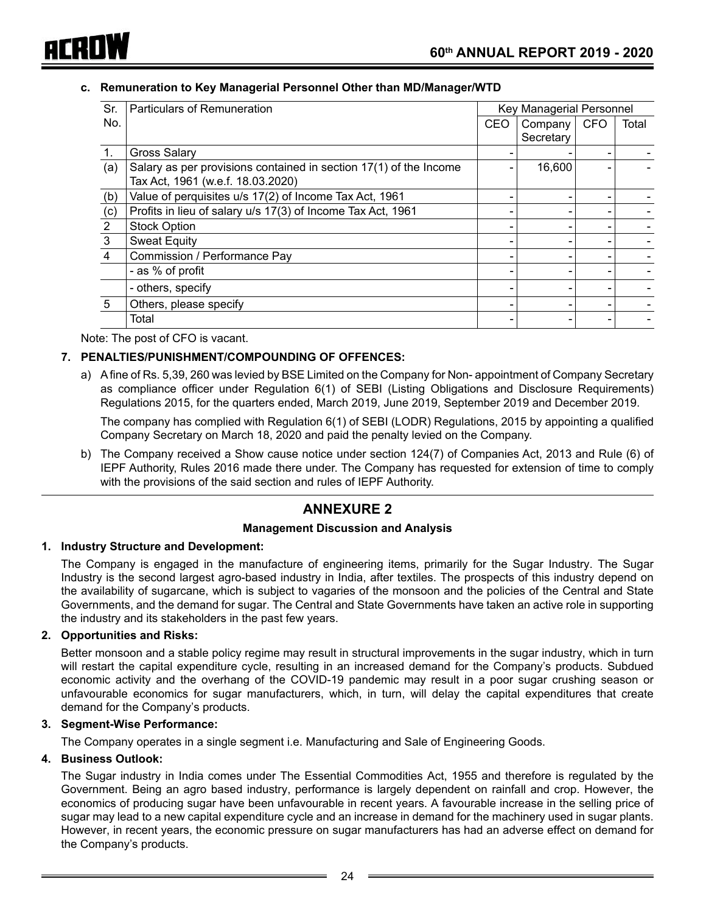**c. Remuneration to Key Managerial Personnel Other than MD/Manager/WTD**

| Sr. No. | Particulars of Remuneration | Key Managerial Personnel | | | |
|---|---|---|---|---|---|
| | | CEO | Company Secretary | CFO | Total |
| 1. | Gross Salary | - | - | - | - |
| (a) | Salary as per provisions contained in section 17(1) of the Income Tax Act, 1961 (w.e.f. 18.03.2020) | - | 16,600 | - | - |
| (b) | Value of perquisites u/s 17(2) of Income Tax Act, 1961 | - | - | - | - |
| (c) | Profits in lieu of salary u/s 17(3) of Income Tax Act, 1961 | - | - | - | - |
| 2 | Stock Option | - | - | - | - |
| 3 | Sweat Equity | - | - | - | - |
| 4 | Commission / Performance Pay | - | - | - | - |
| | - as % of profit | - | - | - | - |
| | - others, specify | - | - | - | - |
| 5 | Others, please specify | - | - | - | - |
| | Total | - | - | - | - |

Note: The post of CFO is vacant.

**7. PENALTIES/PUNISHMENT/COMPOUNDING OF OFFENCES:**

a) A fine of Rs. 5,39, 260 was levied by BSE Limited on the Company for Non- appointment of Company Secretary as compliance officer under Regulation 6(1) of SEBI (Listing Obligations and Disclosure Requirements) Regulations 2015, for the quarters ended, March 2019, June 2019, September 2019 and December 2019.

The company has complied with Regulation 6(1) of SEBI (LODR) Regulations, 2015 by appointing a qualified Company Secretary on March 18, 2020 and paid the penalty levied on the Company.

b) The Company received a Show cause notice under section 124(7) of Companies Act, 2013 and Rule (6) of IEPF Authority, Rules 2016 made there under. The Company has requested for extension of time to comply with the provisions of the said section and rules of IEPF Authority.

## ANNEXURE 2

### Management Discussion and Analysis

**1. Industry Structure and Development:**

The Company is engaged in the manufacture of engineering items, primarily for the Sugar Industry. The Sugar Industry is the second largest agro-based industry in India, after textiles. The prospects of this industry depend on the availability of sugarcane, which is subject to vagaries of the monsoon and the policies of the Central and State Governments, and the demand for sugar. The Central and State Governments have taken an active role in supporting the industry and its stakeholders in the past few years.

**2. Opportunities and Risks:**

Better monsoon and a stable policy regime may result in structural improvements in the sugar industry, which in turn will restart the capital expenditure cycle, resulting in an increased demand for the Company's products. Subdued economic activity and the overhang of the COVID-19 pandemic may result in a poor sugar crushing season or unfavourable economics for sugar manufacturers, which, in turn, will delay the capital expenditures that create demand for the Company's products.

**3. Segment-Wise Performance:**

The Company operates in a single segment i.e. Manufacturing and Sale of Engineering Goods.

**4. Business Outlook:**

The Sugar industry in India comes under The Essential Commodities Act, 1955 and therefore is regulated by the Government. Being an agro based industry, performance is largely dependent on rainfall and crop. However, the economics of producing sugar have been unfavourable in recent years. A favourable increase in the selling price of sugar may lead to a new capital expenditure cycle and an increase in demand for the machinery used in sugar plants. However, in recent years, the economic pressure on sugar manufacturers has had an adverse effect on demand for the Company's products.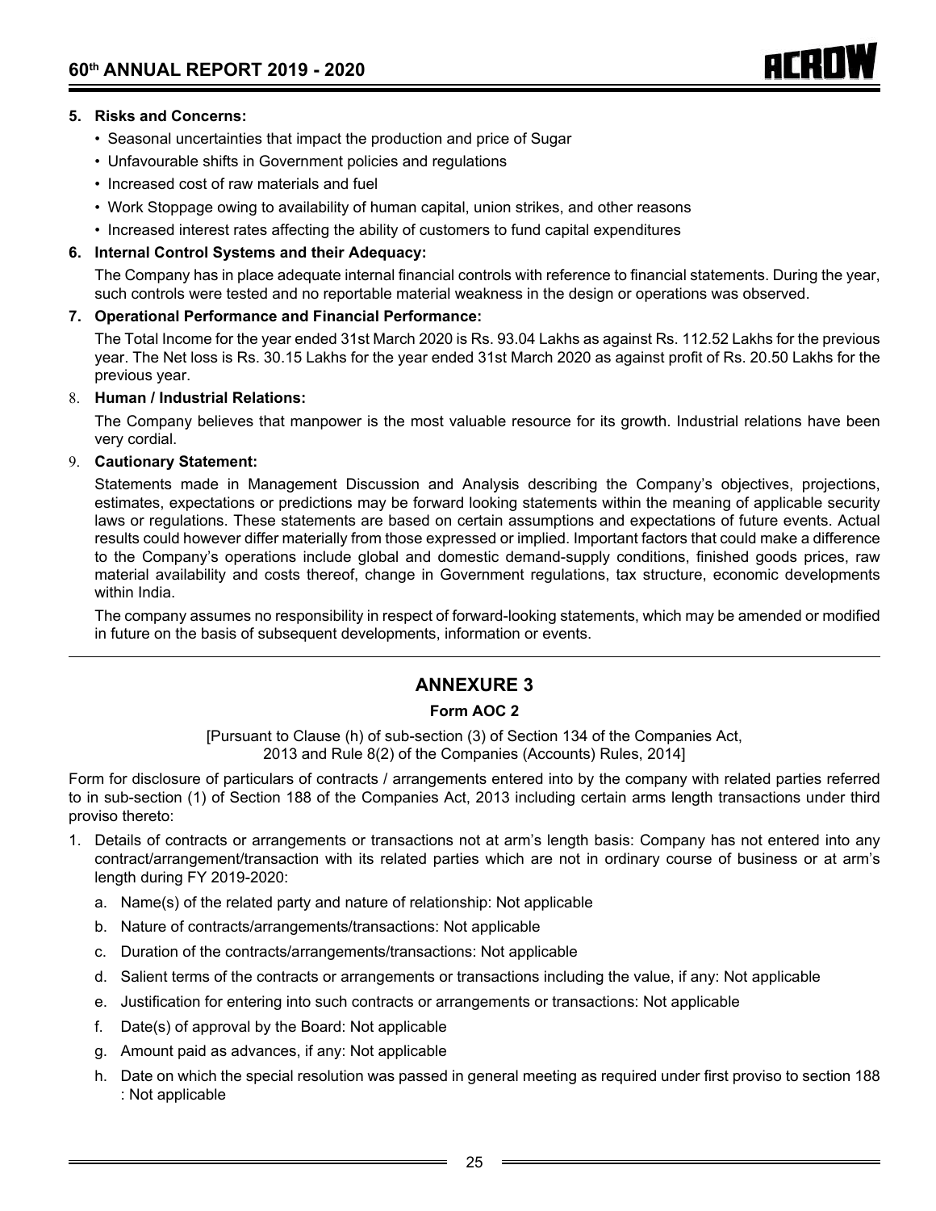**5. Risks and Concerns:**

- Seasonal uncertainties that impact the production and price of Sugar
- Unfavourable shifts in Government policies and regulations
- Increased cost of raw materials and fuel
- Work Stoppage owing to availability of human capital, union strikes, and other reasons
- Increased interest rates affecting the ability of customers to fund capital expenditures

**6. Internal Control Systems and their Adequacy:**

The Company has in place adequate internal financial controls with reference to financial statements. During the year, such controls were tested and no reportable material weakness in the design or operations was observed.

**7. Operational Performance and Financial Performance:**

The Total Income for the year ended 31st March 2020 is Rs. 93.04 Lakhs as against Rs. 112.52 Lakhs for the previous year. The Net loss is Rs. 30.15 Lakhs for the year ended 31st March 2020 as against profit of Rs. 20.50 Lakhs for the previous year.

8. **Human / Industrial Relations:**

The Company believes that manpower is the most valuable resource for its growth. Industrial relations have been very cordial.

9. **Cautionary Statement:**

Statements made in Management Discussion and Analysis describing the Company's objectives, projections, estimates, expectations or predictions may be forward looking statements within the meaning of applicable security laws or regulations. These statements are based on certain assumptions and expectations of future events. Actual results could however differ materially from those expressed or implied. Important factors that could make a difference to the Company's operations include global and domestic demand-supply conditions, finished goods prices, raw material availability and costs thereof, change in Government regulations, tax structure, economic developments within India.

The company assumes no responsibility in respect of forward-looking statements, which may be amended or modified in future on the basis of subsequent developments, information or events.

## ANNEXURE 3

### Form AOC 2

[Pursuant to Clause (h) of sub-section (3) of Section 134 of the Companies Act, 2013 and Rule 8(2) of the Companies (Accounts) Rules, 2014]

Form for disclosure of particulars of contracts / arrangements entered into by the company with related parties referred to in sub-section (1) of Section 188 of the Companies Act, 2013 including certain arms length transactions under third proviso thereto:

1. Details of contracts or arrangements or transactions not at arm's length basis: Company has not entered into any contract/arrangement/transaction with its related parties which are not in ordinary course of business or at arm's length during FY 2019-2020:
   a. Name(s) of the related party and nature of relationship: Not applicable
   b. Nature of contracts/arrangements/transactions: Not applicable
   c. Duration of the contracts/arrangements/transactions: Not applicable
   d. Salient terms of the contracts or arrangements or transactions including the value, if any: Not applicable
   e. Justification for entering into such contracts or arrangements or transactions: Not applicable
   f. Date(s) of approval by the Board: Not applicable
   g. Amount paid as advances, if any: Not applicable
   h. Date on which the special resolution was passed in general meeting as required under first proviso to section 188 : Not applicable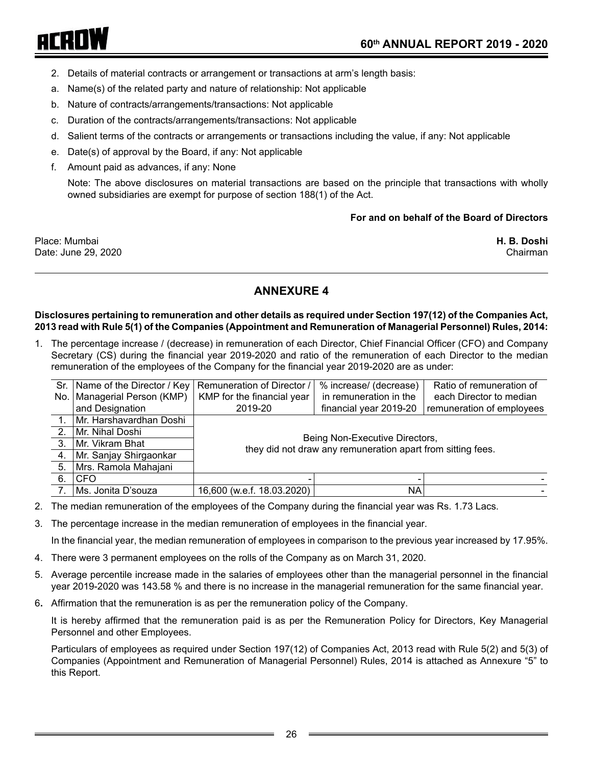2. Details of material contracts or arrangement or transactions at arm's length basis:

a. Name(s) of the related party and nature of relationship: Not applicable

b. Nature of contracts/arrangements/transactions: Not applicable

c. Duration of the contracts/arrangements/transactions: Not applicable

d. Salient terms of the contracts or arrangements or transactions including the value, if any: Not applicable

e. Date(s) of approval by the Board, if any: Not applicable

f. Amount paid as advances, if any: None

Note: The above disclosures on material transactions are based on the principle that transactions with wholly owned subsidiaries are exempt for purpose of section 188(1) of the Act.

**For and on behalf of the Board of Directors**

Place: Mumbai
Date: June 29, 2020

**H. B. Doshi**
Chairman

## ANNEXURE 4

**Disclosures pertaining to remuneration and other details as required under Section 197(12) of the Companies Act, 2013 read with Rule 5(1) of the Companies (Appointment and Remuneration of Managerial Personnel) Rules, 2014:**

1. The percentage increase / (decrease) in remuneration of each Director, Chief Financial Officer (CFO) and Company Secretary (CS) during the financial year 2019-2020 and ratio of the remuneration of each Director to the median remuneration of the employees of the Company for the financial year 2019-2020 are as under:

| Sr. No. | Name of the Director / Key Managerial Person (KMP) and Designation | Remuneration of Director / KMP for the financial year 2019-20 | % increase/ (decrease) in remuneration in the financial year 2019-20 | Ratio of remuneration of each Director to median remuneration of employees |
|---|---|---|---|---|
| 1. | Mr. Harshavardhan Doshi | Being Non-Executive Directors, they did not draw any remuneration apart from sitting fees. | | |
| 2. | Mr. Nihal Doshi | | | |
| 3. | Mr. Vikram Bhat | | | |
| 4. | Mr. Sanjay Shirgaonkar | | | |
| 5. | Mrs. Ramola Mahajani | | | |
| 6. | CFO | - | - | - |
| 7. | Ms. Jonita D'souza | 16,600 (w.e.f. 18.03.2020) | NA | - |

2. The median remuneration of the employees of the Company during the financial year was Rs. 1.73 Lacs.

3. The percentage increase in the median remuneration of employees in the financial year.

   In the financial year, the median remuneration of employees in comparison to the previous year increased by 17.95%.

4. There were 3 permanent employees on the rolls of the Company as on March 31, 2020.

5. Average percentile increase made in the salaries of employees other than the managerial personnel in the financial year 2019-2020 was 143.58 % and there is no increase in the managerial remuneration for the same financial year.

6. Affirmation that the remuneration is as per the remuneration policy of the Company.

   It is hereby affirmed that the remuneration paid is as per the Remuneration Policy for Directors, Key Managerial Personnel and other Employees.

   Particulars of employees as required under Section 197(12) of Companies Act, 2013 read with Rule 5(2) and 5(3) of Companies (Appointment and Remuneration of Managerial Personnel) Rules, 2014 is attached as Annexure "5" to this Report.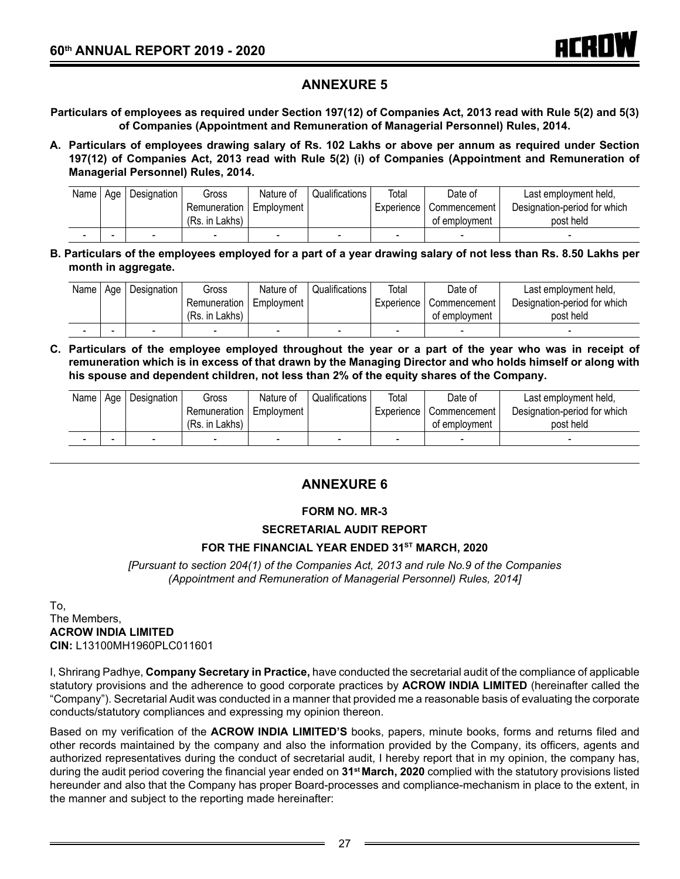# ANNEXURE 5

**Particulars of employees as required under Section 197(12) of Companies Act, 2013 read with Rule 5(2) and 5(3) of Companies (Appointment and Remuneration of Managerial Personnel) Rules, 2014.**

**A. Particulars of employees drawing salary of Rs. 102 Lakhs or above per annum as required under Section 197(12) of Companies Act, 2013 read with Rule 5(2) (i) of Companies (Appointment and Remuneration of Managerial Personnel) Rules, 2014.**

| Name | Age | Designation | Gross Remuneration (Rs. in Lakhs) | Nature of Employment | Qualifications | Total Experience | Date of Commencement of employment | Last employment held, Designation-period for which post held |
|---|---|---|---|---|---|---|---|---|
| - | - | - | - | - | - | - | - | - |

**B. Particulars of the employees employed for a part of a year drawing salary of not less than Rs. 8.50 Lakhs per month in aggregate.**

| Name | Age | Designation | Gross Remuneration (Rs. in Lakhs) | Nature of Employment | Qualifications | Total Experience | Date of Commencement of employment | Last employment held, Designation-period for which post held |
|---|---|---|---|---|---|---|---|---|
| - | - | - | - | - | - | - | - | - |

**C. Particulars of the employee employed throughout the year or a part of the year who was in receipt of remuneration which is in excess of that drawn by the Managing Director and who holds himself or along with his spouse and dependent children, not less than 2% of the equity shares of the Company.**

| Name | Age | Designation | Gross Remuneration (Rs. in Lakhs) | Nature of Employment | Qualifications | Total Experience | Date of Commencement of employment | Last employment held, Designation-period for which post held |
|---|---|---|---|---|---|---|---|---|
| - | - | - | - | - | - | - | - | - |

# ANNEXURE 6

**FORM NO. MR-3**

**SECRETARIAL AUDIT REPORT**

**FOR THE FINANCIAL YEAR ENDED 31ST MARCH, 2020**

*[Pursuant to section 204(1) of the Companies Act, 2013 and rule No.9 of the Companies (Appointment and Remuneration of Managerial Personnel) Rules, 2014]*

To,
The Members,
**ACROW INDIA LIMITED**
**CIN:** L13100MH1960PLC011601

I, Shrirang Padhye, **Company Secretary in Practice,** have conducted the secretarial audit of the compliance of applicable statutory provisions and the adherence to good corporate practices by **ACROW INDIA LIMITED** (hereinafter called the "Company"). Secretarial Audit was conducted in a manner that provided me a reasonable basis of evaluating the corporate conducts/statutory compliances and expressing my opinion thereon.

Based on my verification of the **ACROW INDIA LIMITED'S** books, papers, minute books, forms and returns filed and other records maintained by the company and also the information provided by the Company, its officers, agents and authorized representatives during the conduct of secretarial audit, I hereby report that in my opinion, the company has, during the audit period covering the financial year ended on **31st March, 2020** complied with the statutory provisions listed hereunder and also that the Company has proper Board-processes and compliance-mechanism in place to the extent, in the manner and subject to the reporting made hereinafter: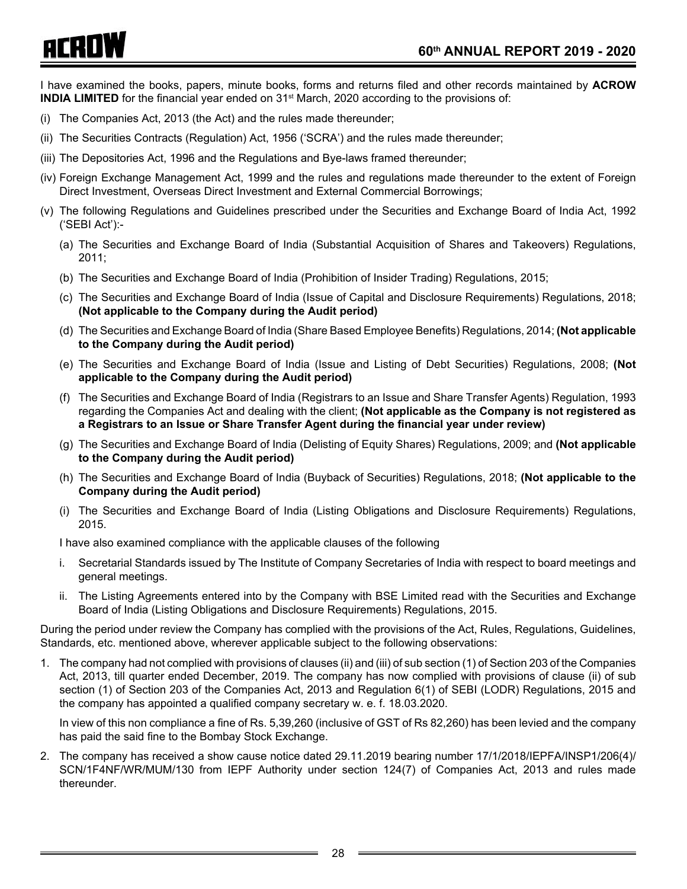I have examined the books, papers, minute books, forms and returns filed and other records maintained by **ACROW INDIA LIMITED** for the financial year ended on 31st March, 2020 according to the provisions of:

(i) The Companies Act, 2013 (the Act) and the rules made thereunder;

(ii) The Securities Contracts (Regulation) Act, 1956 ('SCRA') and the rules made thereunder;

(iii) The Depositories Act, 1996 and the Regulations and Bye-laws framed thereunder;

(iv) Foreign Exchange Management Act, 1999 and the rules and regulations made thereunder to the extent of Foreign Direct Investment, Overseas Direct Investment and External Commercial Borrowings;

(v) The following Regulations and Guidelines prescribed under the Securities and Exchange Board of India Act, 1992 ('SEBI Act'):-

(a) The Securities and Exchange Board of India (Substantial Acquisition of Shares and Takeovers) Regulations, 2011;

(b) The Securities and Exchange Board of India (Prohibition of Insider Trading) Regulations, 2015;

(c) The Securities and Exchange Board of India (Issue of Capital and Disclosure Requirements) Regulations, 2018; **(Not applicable to the Company during the Audit period)**

(d) The Securities and Exchange Board of India (Share Based Employee Benefits) Regulations, 2014; **(Not applicable to the Company during the Audit period)**

(e) The Securities and Exchange Board of India (Issue and Listing of Debt Securities) Regulations, 2008; **(Not applicable to the Company during the Audit period)**

(f) The Securities and Exchange Board of India (Registrars to an Issue and Share Transfer Agents) Regulation, 1993 regarding the Companies Act and dealing with the client; **(Not applicable as the Company is not registered as a Registrars to an Issue or Share Transfer Agent during the financial year under review)**

(g) The Securities and Exchange Board of India (Delisting of Equity Shares) Regulations, 2009; and **(Not applicable to the Company during the Audit period)**

(h) The Securities and Exchange Board of India (Buyback of Securities) Regulations, 2018; **(Not applicable to the Company during the Audit period)**

(i) The Securities and Exchange Board of India (Listing Obligations and Disclosure Requirements) Regulations, 2015.

I have also examined compliance with the applicable clauses of the following

i. Secretarial Standards issued by The Institute of Company Secretaries of India with respect to board meetings and general meetings.

ii. The Listing Agreements entered into by the Company with BSE Limited read with the Securities and Exchange Board of India (Listing Obligations and Disclosure Requirements) Regulations, 2015.

During the period under review the Company has complied with the provisions of the Act, Rules, Regulations, Guidelines, Standards, etc. mentioned above, wherever applicable subject to the following observations:

1. The company had not complied with provisions of clauses (ii) and (iii) of sub section (1) of Section 203 of the Companies Act, 2013, till quarter ended December, 2019. The company has now complied with provisions of clause (ii) of sub section (1) of Section 203 of the Companies Act, 2013 and Regulation 6(1) of SEBI (LODR) Regulations, 2015 and the company has appointed a qualified company secretary w. e. f. 18.03.2020.

   In view of this non compliance a fine of Rs. 5,39,260 (inclusive of GST of Rs 82,260) has been levied and the company has paid the said fine to the Bombay Stock Exchange.

2. The company has received a show cause notice dated 29.11.2019 bearing number 17/1/2018/IEPFA/INSP1/206(4)/SCN/1F4NF/WR/MUM/130 from IEPF Authority under section 124(7) of Companies Act, 2013 and rules made thereunder.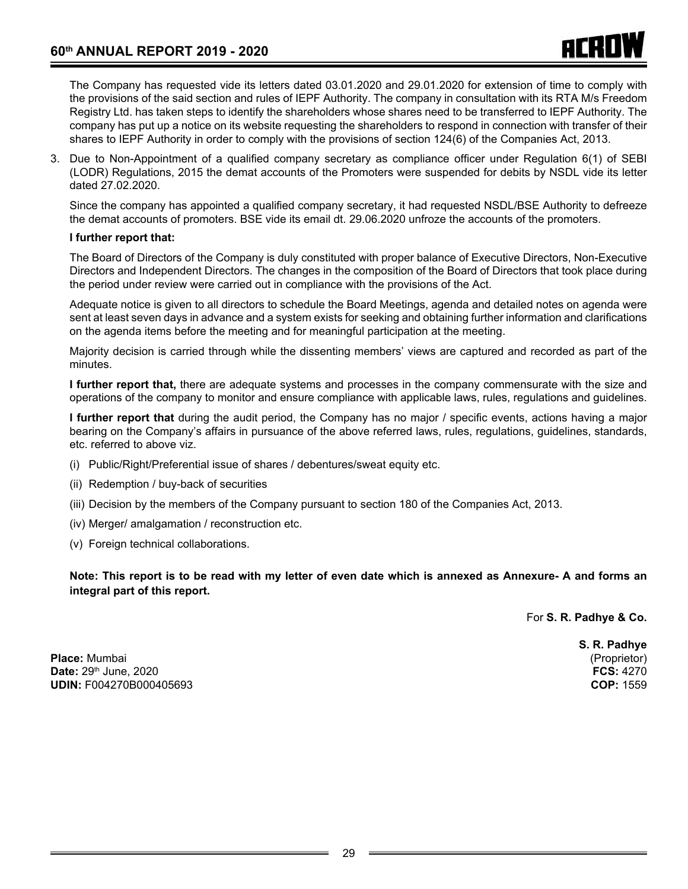The Company has requested vide its letters dated 03.01.2020 and 29.01.2020 for extension of time to comply with the provisions of the said section and rules of IEPF Authority. The company in consultation with its RTA M/s Freedom Registry Ltd. has taken steps to identify the shareholders whose shares need to be transferred to IEPF Authority. The company has put up a notice on its website requesting the shareholders to respond in connection with transfer of their shares to IEPF Authority in order to comply with the provisions of section 124(6) of the Companies Act, 2013.

3. Due to Non-Appointment of a qualified company secretary as compliance officer under Regulation 6(1) of SEBI (LODR) Regulations, 2015 the demat accounts of the Promoters were suspended for debits by NSDL vide its letter dated 27.02.2020.

   Since the company has appointed a qualified company secretary, it had requested NSDL/BSE Authority to defreeze the demat accounts of promoters. BSE vide its email dt. 29.06.2020 unfroze the accounts of the promoters.

**I further report that:**

The Board of Directors of the Company is duly constituted with proper balance of Executive Directors, Non-Executive Directors and Independent Directors. The changes in the composition of the Board of Directors that took place during the period under review were carried out in compliance with the provisions of the Act.

Adequate notice is given to all directors to schedule the Board Meetings, agenda and detailed notes on agenda were sent at least seven days in advance and a system exists for seeking and obtaining further information and clarifications on the agenda items before the meeting and for meaningful participation at the meeting.

Majority decision is carried through while the dissenting members' views are captured and recorded as part of the minutes.

**I further report that,** there are adequate systems and processes in the company commensurate with the size and operations of the company to monitor and ensure compliance with applicable laws, rules, regulations and guidelines.

**I further report that** during the audit period, the Company has no major / specific events, actions having a major bearing on the Company's affairs in pursuance of the above referred laws, rules, regulations, guidelines, standards, etc. referred to above viz.

(i) Public/Right/Preferential issue of shares / debentures/sweat equity etc.

(ii) Redemption / buy-back of securities

(iii) Decision by the members of the Company pursuant to section 180 of the Companies Act, 2013.

(iv) Merger/ amalgamation / reconstruction etc.

(v) Foreign technical collaborations.

**Note: This report is to be read with my letter of even date which is annexed as Annexure- A and forms an integral part of this report.**

For **S. R. Padhye & Co.**

**S. R. Padhye**
(Proprietor)
**FCS:** 4270
**COP:** 1559

**Place:** Mumbai
**Date:** 29th June, 2020
**UDIN:** F004270B000405693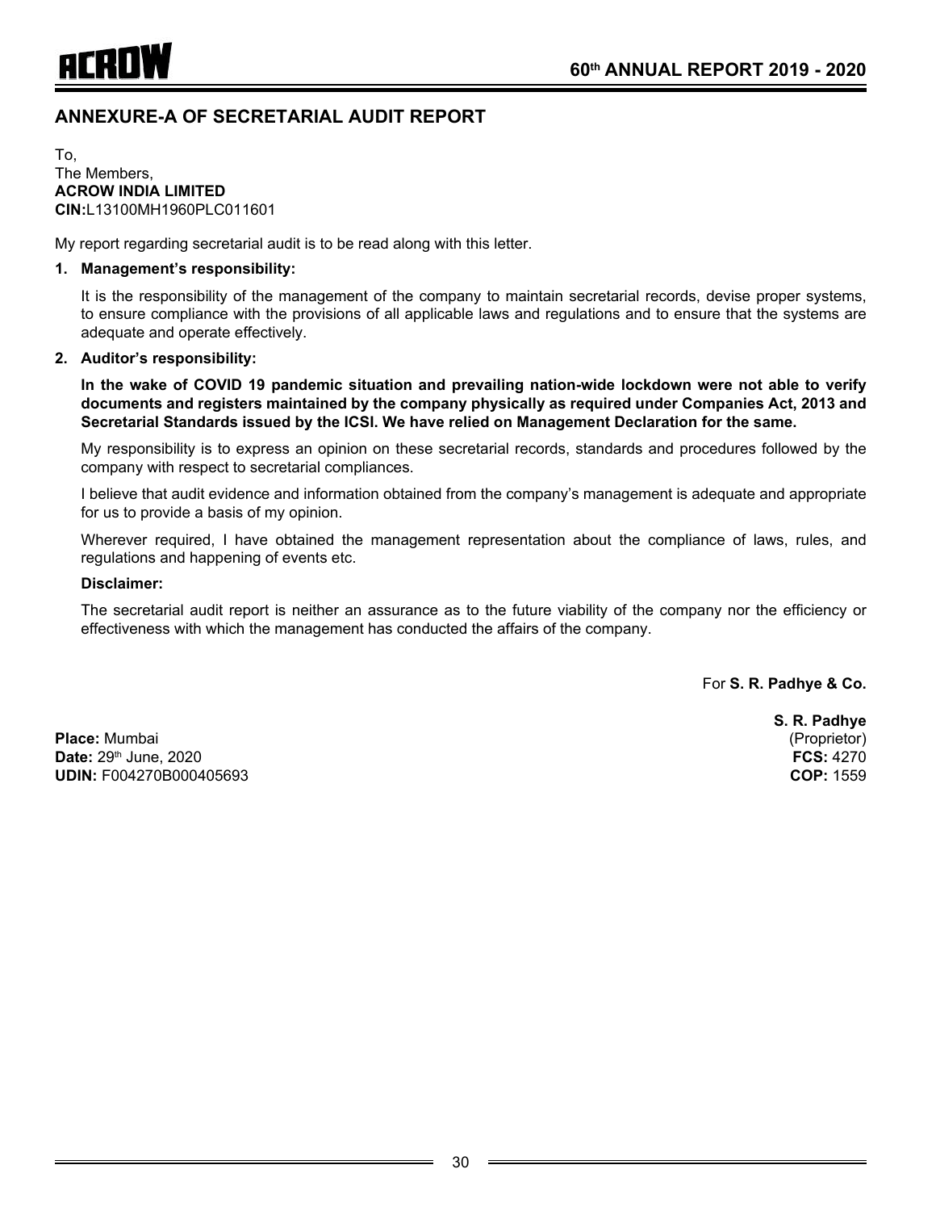## ANNEXURE-A OF SECRETARIAL AUDIT REPORT

To,
The Members,
**ACROW INDIA LIMITED**
**CIN:**L13100MH1960PLC011601

My report regarding secretarial audit is to be read along with this letter.

1. **Management's responsibility:**

   It is the responsibility of the management of the company to maintain secretarial records, devise proper systems, to ensure compliance with the provisions of all applicable laws and regulations and to ensure that the systems are adequate and operate effectively.

2. **Auditor's responsibility:**

   **In the wake of COVID 19 pandemic situation and prevailing nation-wide lockdown were not able to verify documents and registers maintained by the company physically as required under Companies Act, 2013 and Secretarial Standards issued by the ICSI. We have relied on Management Declaration for the same.**

   My responsibility is to express an opinion on these secretarial records, standards and procedures followed by the company with respect to secretarial compliances.

   I believe that audit evidence and information obtained from the company's management is adequate and appropriate for us to provide a basis of my opinion.

   Wherever required, I have obtained the management representation about the compliance of laws, rules, and regulations and happening of events etc.

   **Disclaimer:**

   The secretarial audit report is neither an assurance as to the future viability of the company nor the efficiency or effectiveness with which the management has conducted the affairs of the company.

For **S. R. Padhye & Co.**

**S. R. Padhye**
(Proprietor)
**FCS:** 4270
**COP:** 1559

**Place:** Mumbai
**Date:** 29th June, 2020
**UDIN:** F004270B000405693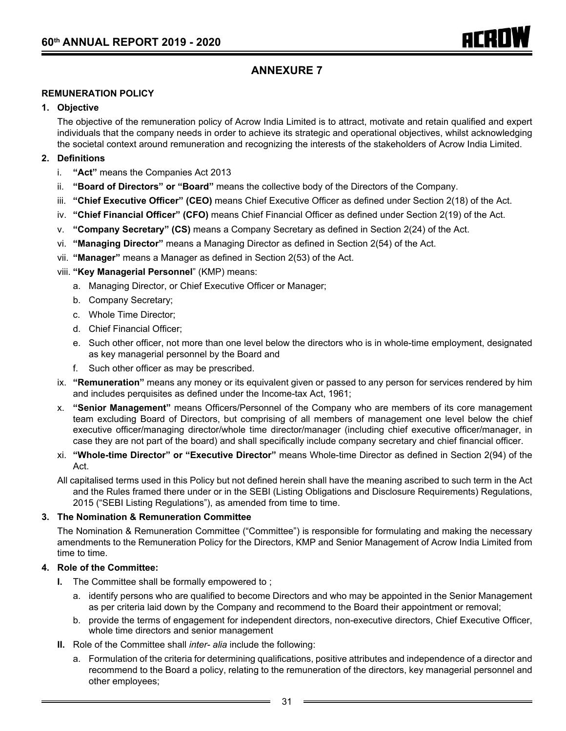# ANNEXURE 7

## REMUNERATION POLICY

### 1. Objective

The objective of the remuneration policy of Acrow India Limited is to attract, motivate and retain qualified and expert individuals that the company needs in order to achieve its strategic and operational objectives, whilst acknowledging the societal context around remuneration and recognizing the interests of the stakeholders of Acrow India Limited.

### 2. Definitions

i. **"Act"** means the Companies Act 2013

ii. **"Board of Directors" or "Board"** means the collective body of the Directors of the Company.

iii. **"Chief Executive Officer" (CEO)** means Chief Executive Officer as defined under Section 2(18) of the Act.

iv. **"Chief Financial Officer" (CFO)** means Chief Financial Officer as defined under Section 2(19) of the Act.

v. **"Company Secretary" (CS)** means a Company Secretary as defined in Section 2(24) of the Act.

vi. **"Managing Director"** means a Managing Director as defined in Section 2(54) of the Act.

vii. **"Manager"** means a Manager as defined in Section 2(53) of the Act.

viii. **"Key Managerial Personnel"** (KMP) means:

a. Managing Director, or Chief Executive Officer or Manager;

b. Company Secretary;

c. Whole Time Director;

d. Chief Financial Officer;

e. Such other officer, not more than one level below the directors who is in whole-time employment, designated as key managerial personnel by the Board and

f. Such other officer as may be prescribed.

ix. **"Remuneration"** means any money or its equivalent given or passed to any person for services rendered by him and includes perquisites as defined under the Income-tax Act, 1961;

x. **"Senior Management"** means Officers/Personnel of the Company who are members of its core management team excluding Board of Directors, but comprising of all members of management one level below the chief executive officer/managing director/whole time director/manager (including chief executive officer/manager, in case they are not part of the board) and shall specifically include company secretary and chief financial officer.

xi. **"Whole-time Director" or "Executive Director"** means Whole-time Director as defined in Section 2(94) of the Act.

All capitalised terms used in this Policy but not defined herein shall have the meaning ascribed to such term in the Act and the Rules framed there under or in the SEBI (Listing Obligations and Disclosure Requirements) Regulations, 2015 ("SEBI Listing Regulations"), as amended from time to time.

### 3. The Nomination & Remuneration Committee

The Nomination & Remuneration Committee ("Committee") is responsible for formulating and making the necessary amendments to the Remuneration Policy for the Directors, KMP and Senior Management of Acrow India Limited from time to time.

### 4. Role of the Committee:

**I.** The Committee shall be formally empowered to ;

a. identify persons who are qualified to become Directors and who may be appointed in the Senior Management as per criteria laid down by the Company and recommend to the Board their appointment or removal;

b. provide the terms of engagement for independent directors, non-executive directors, Chief Executive Officer, whole time directors and senior management

**II.** Role of the Committee shall *inter- alia* include the following:

a. Formulation of the criteria for determining qualifications, positive attributes and independence of a director and recommend to the Board a policy, relating to the remuneration of the directors, key managerial personnel and other employees;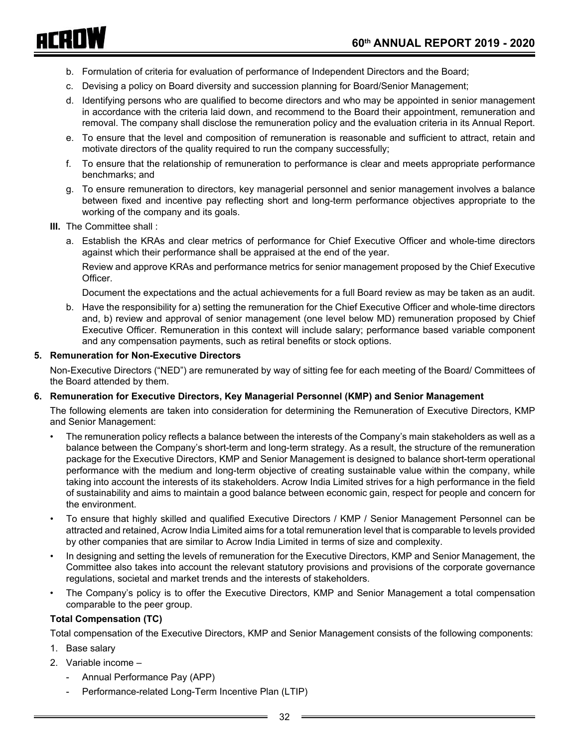b. Formulation of criteria for evaluation of performance of Independent Directors and the Board;

c. Devising a policy on Board diversity and succession planning for Board/Senior Management;

d. Identifying persons who are qualified to become directors and who may be appointed in senior management in accordance with the criteria laid down, and recommend to the Board their appointment, remuneration and removal. The company shall disclose the remuneration policy and the evaluation criteria in its Annual Report.

e. To ensure that the level and composition of remuneration is reasonable and sufficient to attract, retain and motivate directors of the quality required to run the company successfully;

f. To ensure that the relationship of remuneration to performance is clear and meets appropriate performance benchmarks; and

g. To ensure remuneration to directors, key managerial personnel and senior management involves a balance between fixed and incentive pay reflecting short and long-term performance objectives appropriate to the working of the company and its goals.

**III.** The Committee shall :

a. Establish the KRAs and clear metrics of performance for Chief Executive Officer and whole-time directors against which their performance shall be appraised at the end of the year.

   Review and approve KRAs and performance metrics for senior management proposed by the Chief Executive Officer.

   Document the expectations and the actual achievements for a full Board review as may be taken as an audit.

b. Have the responsibility for a) setting the remuneration for the Chief Executive Officer and whole-time directors and, b) review and approval of senior management (one level below MD) remuneration proposed by Chief Executive Officer. Remuneration in this context will include salary; performance based variable component and any compensation payments, such as retiral benefits or stock options.

**5. Remuneration for Non-Executive Directors**

Non-Executive Directors ("NED") are remunerated by way of sitting fee for each meeting of the Board/ Committees of the Board attended by them.

**6. Remuneration for Executive Directors, Key Managerial Personnel (KMP) and Senior Management**

The following elements are taken into consideration for determining the Remuneration of Executive Directors, KMP and Senior Management:

- The remuneration policy reflects a balance between the interests of the Company's main stakeholders as well as a balance between the Company's short-term and long-term strategy. As a result, the structure of the remuneration package for the Executive Directors, KMP and Senior Management is designed to balance short-term operational performance with the medium and long-term objective of creating sustainable value within the company, while taking into account the interests of its stakeholders. Acrow India Limited strives for a high performance in the field of sustainability and aims to maintain a good balance between economic gain, respect for people and concern for the environment.
- To ensure that highly skilled and qualified Executive Directors / KMP / Senior Management Personnel can be attracted and retained, Acrow India Limited aims for a total remuneration level that is comparable to levels provided by other companies that are similar to Acrow India Limited in terms of size and complexity.
- In designing and setting the levels of remuneration for the Executive Directors, KMP and Senior Management, the Committee also takes into account the relevant statutory provisions and provisions of the corporate governance regulations, societal and market trends and the interests of stakeholders.
- The Company's policy is to offer the Executive Directors, KMP and Senior Management a total compensation comparable to the peer group.

**Total Compensation (TC)**

Total compensation of the Executive Directors, KMP and Senior Management consists of the following components:

1. Base salary
2. Variable income –
   - Annual Performance Pay (APP)
   - Performance-related Long-Term Incentive Plan (LTIP)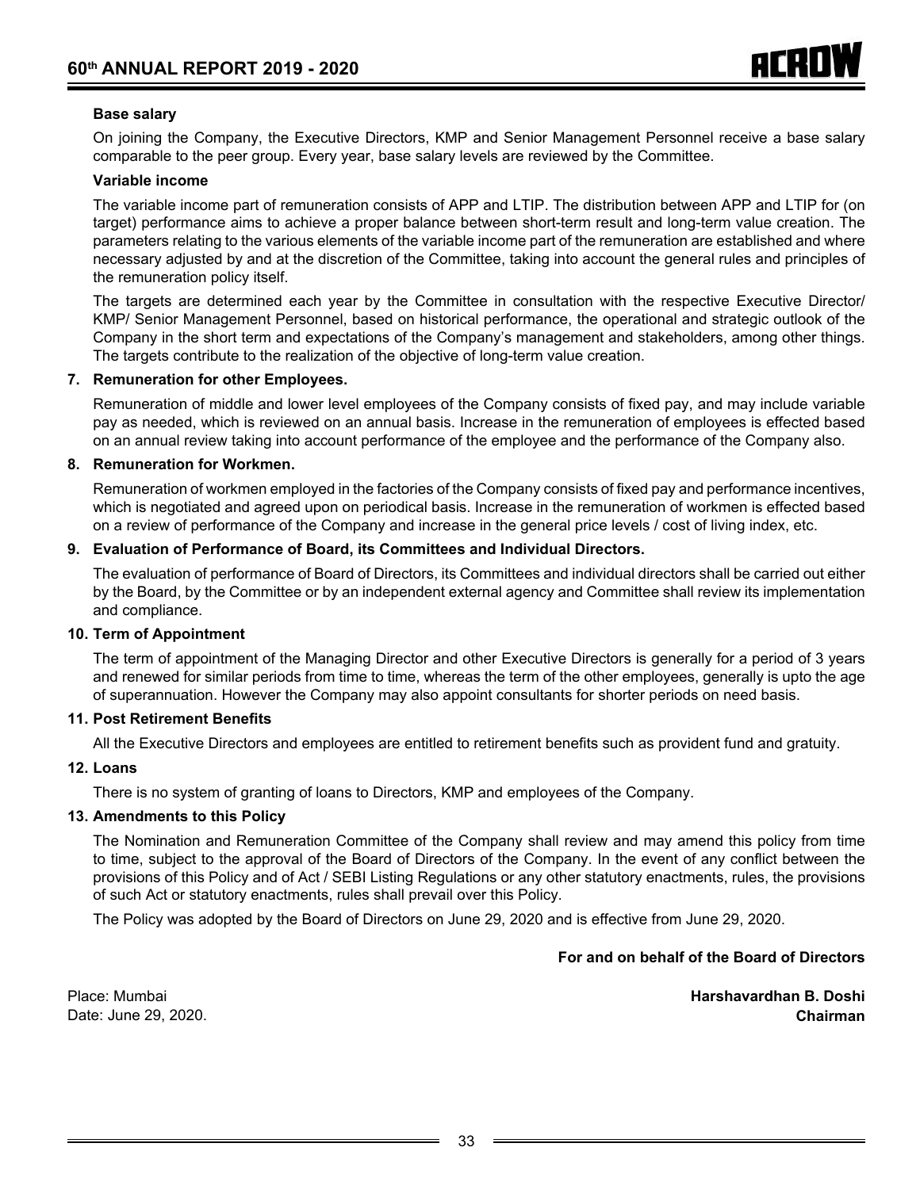**Base salary**

On joining the Company, the Executive Directors, KMP and Senior Management Personnel receive a base salary comparable to the peer group. Every year, base salary levels are reviewed by the Committee.

**Variable income**

The variable income part of remuneration consists of APP and LTIP. The distribution between APP and LTIP for (on target) performance aims to achieve a proper balance between short-term result and long-term value creation. The parameters relating to the various elements of the variable income part of the remuneration are established and where necessary adjusted by and at the discretion of the Committee, taking into account the general rules and principles of the remuneration policy itself.

The targets are determined each year by the Committee in consultation with the respective Executive Director/ KMP/ Senior Management Personnel, based on historical performance, the operational and strategic outlook of the Company in the short term and expectations of the Company's management and stakeholders, among other things. The targets contribute to the realization of the objective of long-term value creation.

**7. Remuneration for other Employees.**

Remuneration of middle and lower level employees of the Company consists of fixed pay, and may include variable pay as needed, which is reviewed on an annual basis. Increase in the remuneration of employees is effected based on an annual review taking into account performance of the employee and the performance of the Company also.

**8. Remuneration for Workmen.**

Remuneration of workmen employed in the factories of the Company consists of fixed pay and performance incentives, which is negotiated and agreed upon on periodical basis. Increase in the remuneration of workmen is effected based on a review of performance of the Company and increase in the general price levels / cost of living index, etc.

**9. Evaluation of Performance of Board, its Committees and Individual Directors.**

The evaluation of performance of Board of Directors, its Committees and individual directors shall be carried out either by the Board, by the Committee or by an independent external agency and Committee shall review its implementation and compliance.

**10. Term of Appointment**

The term of appointment of the Managing Director and other Executive Directors is generally for a period of 3 years and renewed for similar periods from time to time, whereas the term of the other employees, generally is upto the age of superannuation. However the Company may also appoint consultants for shorter periods on need basis.

**11. Post Retirement Benefits**

All the Executive Directors and employees are entitled to retirement benefits such as provident fund and gratuity.

**12. Loans**

There is no system of granting of loans to Directors, KMP and employees of the Company.

**13. Amendments to this Policy**

The Nomination and Remuneration Committee of the Company shall review and may amend this policy from time to time, subject to the approval of the Board of Directors of the Company. In the event of any conflict between the provisions of this Policy and of Act / SEBI Listing Regulations or any other statutory enactments, rules, the provisions of such Act or statutory enactments, rules shall prevail over this Policy.

The Policy was adopted by the Board of Directors on June 29, 2020 and is effective from June 29, 2020.

**For and on behalf of the Board of Directors**

Place: Mumbai
Date: June 29, 2020.

**Harshavardhan B. Doshi**
**Chairman**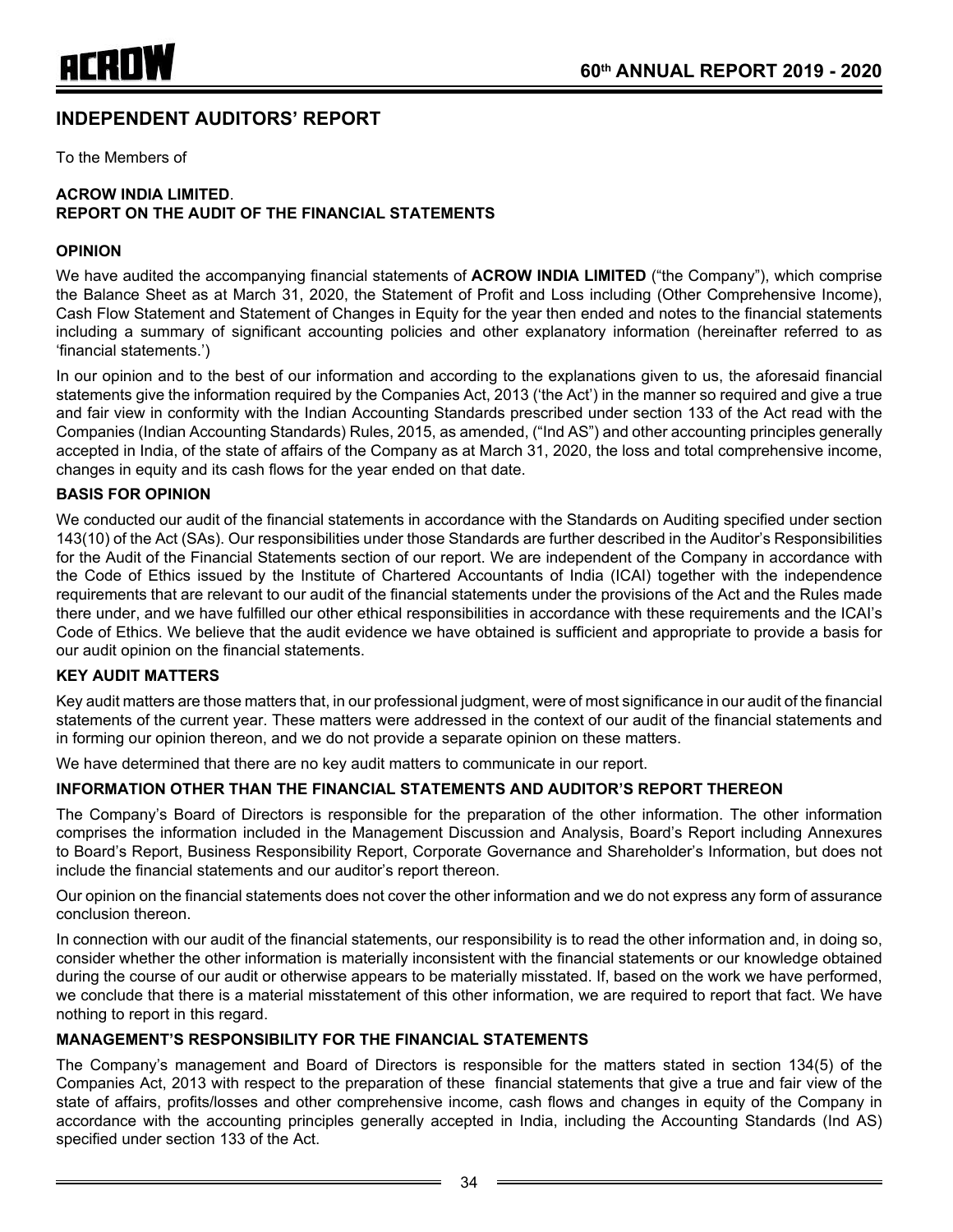# INDEPENDENT AUDITORS' REPORT

To the Members of

**ACROW INDIA LIMITED**.
**REPORT ON THE AUDIT OF THE FINANCIAL STATEMENTS**

### OPINION

We have audited the accompanying financial statements of **ACROW INDIA LIMITED** ("the Company"), which comprise the Balance Sheet as at March 31, 2020, the Statement of Profit and Loss including (Other Comprehensive Income), Cash Flow Statement and Statement of Changes in Equity for the year then ended and notes to the financial statements including a summary of significant accounting policies and other explanatory information (hereinafter referred to as 'financial statements.')

In our opinion and to the best of our information and according to the explanations given to us, the aforesaid financial statements give the information required by the Companies Act, 2013 ('the Act') in the manner so required and give a true and fair view in conformity with the Indian Accounting Standards prescribed under section 133 of the Act read with the Companies (Indian Accounting Standards) Rules, 2015, as amended, ("Ind AS") and other accounting principles generally accepted in India, of the state of affairs of the Company as at March 31, 2020, the loss and total comprehensive income, changes in equity and its cash flows for the year ended on that date.

### BASIS FOR OPINION

We conducted our audit of the financial statements in accordance with the Standards on Auditing specified under section 143(10) of the Act (SAs). Our responsibilities under those Standards are further described in the Auditor's Responsibilities for the Audit of the Financial Statements section of our report. We are independent of the Company in accordance with the Code of Ethics issued by the Institute of Chartered Accountants of India (ICAI) together with the independence requirements that are relevant to our audit of the financial statements under the provisions of the Act and the Rules made there under, and we have fulfilled our other ethical responsibilities in accordance with these requirements and the ICAI's Code of Ethics. We believe that the audit evidence we have obtained is sufficient and appropriate to provide a basis for our audit opinion on the financial statements.

### KEY AUDIT MATTERS

Key audit matters are those matters that, in our professional judgment, were of most significance in our audit of the financial statements of the current year. These matters were addressed in the context of our audit of the financial statements and in forming our opinion thereon, and we do not provide a separate opinion on these matters.

We have determined that there are no key audit matters to communicate in our report.

### INFORMATION OTHER THAN THE FINANCIAL STATEMENTS AND AUDITOR'S REPORT THEREON

The Company's Board of Directors is responsible for the preparation of the other information. The other information comprises the information included in the Management Discussion and Analysis, Board's Report including Annexures to Board's Report, Business Responsibility Report, Corporate Governance and Shareholder's Information, but does not include the financial statements and our auditor's report thereon.

Our opinion on the financial statements does not cover the other information and we do not express any form of assurance conclusion thereon.

In connection with our audit of the financial statements, our responsibility is to read the other information and, in doing so, consider whether the other information is materially inconsistent with the financial statements or our knowledge obtained during the course of our audit or otherwise appears to be materially misstated. If, based on the work we have performed, we conclude that there is a material misstatement of this other information, we are required to report that fact. We have nothing to report in this regard.

### MANAGEMENT'S RESPONSIBILITY FOR THE FINANCIAL STATEMENTS

The Company's management and Board of Directors is responsible for the matters stated in section 134(5) of the Companies Act, 2013 with respect to the preparation of these financial statements that give a true and fair view of the state of affairs, profits/losses and other comprehensive income, cash flows and changes in equity of the Company in accordance with the accounting principles generally accepted in India, including the Accounting Standards (Ind AS) specified under section 133 of the Act.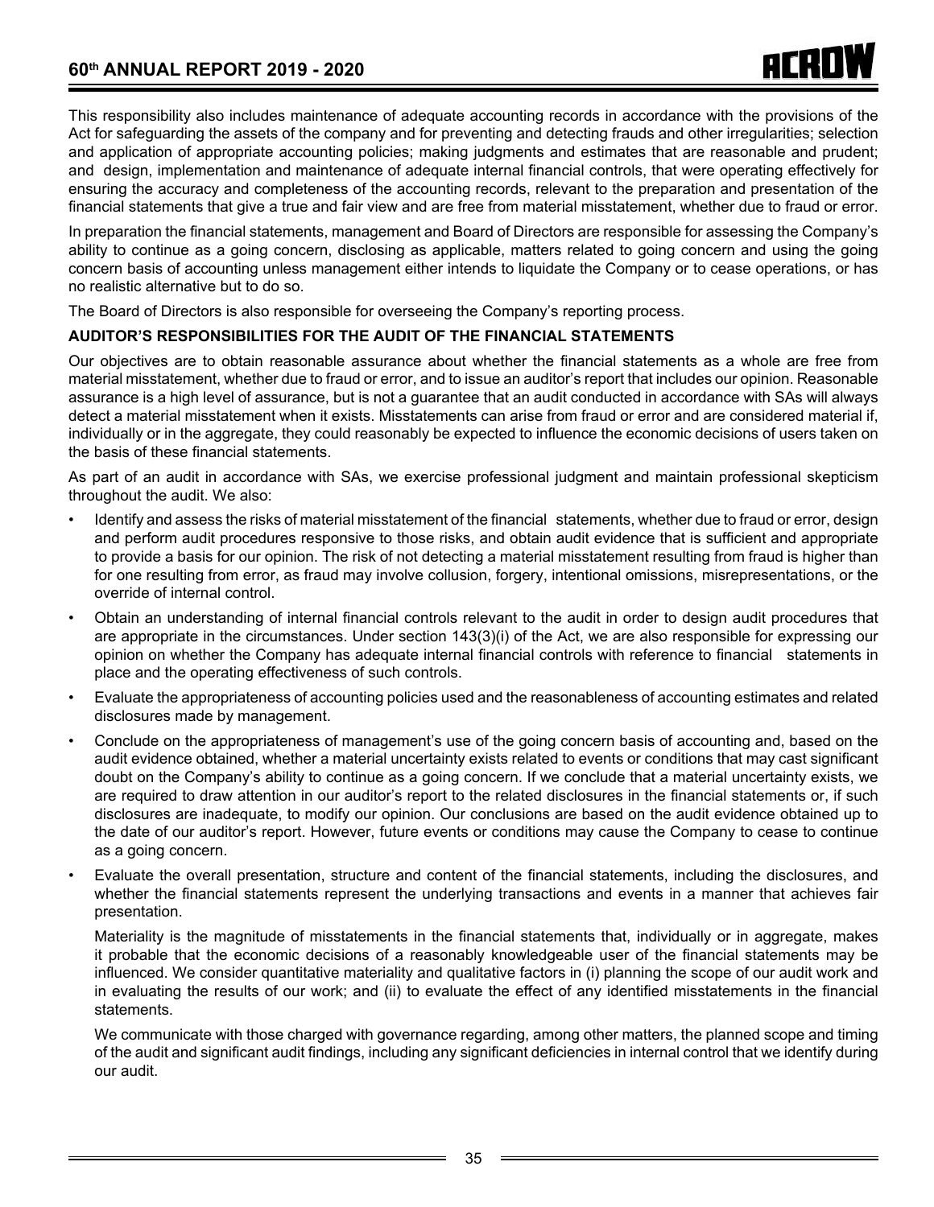This responsibility also includes maintenance of adequate accounting records in accordance with the provisions of the Act for safeguarding the assets of the company and for preventing and detecting frauds and other irregularities; selection and application of appropriate accounting policies; making judgments and estimates that are reasonable and prudent; and design, implementation and maintenance of adequate internal financial controls, that were operating effectively for ensuring the accuracy and completeness of the accounting records, relevant to the preparation and presentation of the financial statements that give a true and fair view and are free from material misstatement, whether due to fraud or error.

In preparation the financial statements, management and Board of Directors are responsible for assessing the Company's ability to continue as a going concern, disclosing as applicable, matters related to going concern and using the going concern basis of accounting unless management either intends to liquidate the Company or to cease operations, or has no realistic alternative but to do so.

The Board of Directors is also responsible for overseeing the Company's reporting process.

**AUDITOR'S RESPONSIBILITIES FOR THE AUDIT OF THE FINANCIAL STATEMENTS**

Our objectives are to obtain reasonable assurance about whether the financial statements as a whole are free from material misstatement, whether due to fraud or error, and to issue an auditor's report that includes our opinion. Reasonable assurance is a high level of assurance, but is not a guarantee that an audit conducted in accordance with SAs will always detect a material misstatement when it exists. Misstatements can arise from fraud or error and are considered material if, individually or in the aggregate, they could reasonably be expected to influence the economic decisions of users taken on the basis of these financial statements.

As part of an audit in accordance with SAs, we exercise professional judgment and maintain professional skepticism throughout the audit. We also:

- Identify and assess the risks of material misstatement of the financial statements, whether due to fraud or error, design and perform audit procedures responsive to those risks, and obtain audit evidence that is sufficient and appropriate to provide a basis for our opinion. The risk of not detecting a material misstatement resulting from fraud is higher than for one resulting from error, as fraud may involve collusion, forgery, intentional omissions, misrepresentations, or the override of internal control.
- Obtain an understanding of internal financial controls relevant to the audit in order to design audit procedures that are appropriate in the circumstances. Under section 143(3)(i) of the Act, we are also responsible for expressing our opinion on whether the Company has adequate internal financial controls with reference to financial statements in place and the operating effectiveness of such controls.
- Evaluate the appropriateness of accounting policies used and the reasonableness of accounting estimates and related disclosures made by management.
- Conclude on the appropriateness of management's use of the going concern basis of accounting and, based on the audit evidence obtained, whether a material uncertainty exists related to events or conditions that may cast significant doubt on the Company's ability to continue as a going concern. If we conclude that a material uncertainty exists, we are required to draw attention in our auditor's report to the related disclosures in the financial statements or, if such disclosures are inadequate, to modify our opinion. Our conclusions are based on the audit evidence obtained up to the date of our auditor's report. However, future events or conditions may cause the Company to cease to continue as a going concern.
- Evaluate the overall presentation, structure and content of the financial statements, including the disclosures, and whether the financial statements represent the underlying transactions and events in a manner that achieves fair presentation.

  Materiality is the magnitude of misstatements in the financial statements that, individually or in aggregate, makes it probable that the economic decisions of a reasonably knowledgeable user of the financial statements may be influenced. We consider quantitative materiality and qualitative factors in (i) planning the scope of our audit work and in evaluating the results of our work; and (ii) to evaluate the effect of any identified misstatements in the financial statements.

  We communicate with those charged with governance regarding, among other matters, the planned scope and timing of the audit and significant audit findings, including any significant deficiencies in internal control that we identify during our audit.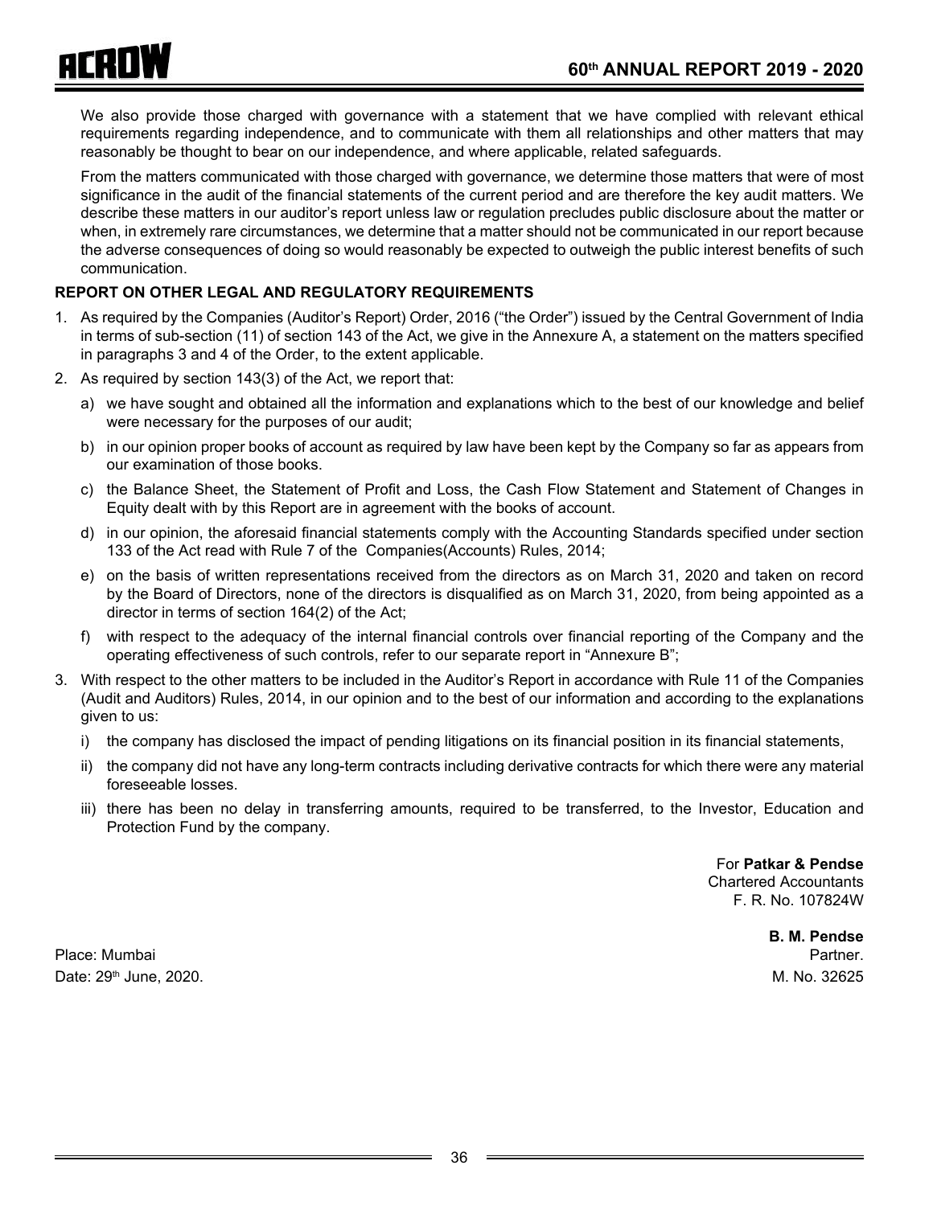We also provide those charged with governance with a statement that we have complied with relevant ethical requirements regarding independence, and to communicate with them all relationships and other matters that may reasonably be thought to bear on our independence, and where applicable, related safeguards.

From the matters communicated with those charged with governance, we determine those matters that were of most significance in the audit of the financial statements of the current period and are therefore the key audit matters. We describe these matters in our auditor's report unless law or regulation precludes public disclosure about the matter or when, in extremely rare circumstances, we determine that a matter should not be communicated in our report because the adverse consequences of doing so would reasonably be expected to outweigh the public interest benefits of such communication.

**REPORT ON OTHER LEGAL AND REGULATORY REQUIREMENTS**

1. As required by the Companies (Auditor's Report) Order, 2016 ("the Order") issued by the Central Government of India in terms of sub-section (11) of section 143 of the Act, we give in the Annexure A, a statement on the matters specified in paragraphs 3 and 4 of the Order, to the extent applicable.
2. As required by section 143(3) of the Act, we report that:
   a) we have sought and obtained all the information and explanations which to the best of our knowledge and belief were necessary for the purposes of our audit;
   b) in our opinion proper books of account as required by law have been kept by the Company so far as appears from our examination of those books.
   c) the Balance Sheet, the Statement of Profit and Loss, the Cash Flow Statement and Statement of Changes in Equity dealt with by this Report are in agreement with the books of account.
   d) in our opinion, the aforesaid financial statements comply with the Accounting Standards specified under section 133 of the Act read with Rule 7 of the Companies(Accounts) Rules, 2014;
   e) on the basis of written representations received from the directors as on March 31, 2020 and taken on record by the Board of Directors, none of the directors is disqualified as on March 31, 2020, from being appointed as a director in terms of section 164(2) of the Act;
   f) with respect to the adequacy of the internal financial controls over financial reporting of the Company and the operating effectiveness of such controls, refer to our separate report in "Annexure B";
3. With respect to the other matters to be included in the Auditor's Report in accordance with Rule 11 of the Companies (Audit and Auditors) Rules, 2014, in our opinion and to the best of our information and according to the explanations given to us:
   i) the company has disclosed the impact of pending litigations on its financial position in its financial statements,
   ii) the company did not have any long-term contracts including derivative contracts for which there were any material foreseeable losses.
   iii) there has been no delay in transferring amounts, required to be transferred, to the Investor, Education and Protection Fund by the company.

For **Patkar & Pendse**
Chartered Accountants
F. R. No. 107824W

**B. M. Pendse**
Partner.
M. No. 32625

Place: Mumbai
Date: 29th June, 2020.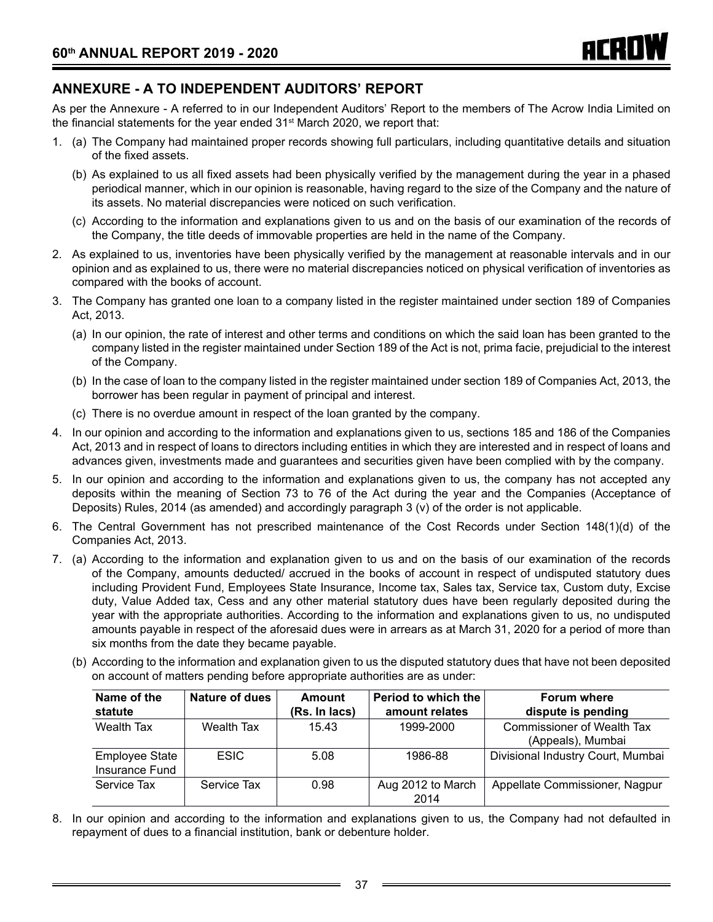## ANNEXURE - A TO INDEPENDENT AUDITORS' REPORT

As per the Annexure - A referred to in our Independent Auditors' Report to the members of The Acrow India Limited on the financial statements for the year ended 31st March 2020, we report that:

1. (a) The Company had maintained proper records showing full particulars, including quantitative details and situation of the fixed assets.

   (b) As explained to us all fixed assets had been physically verified by the management during the year in a phased periodical manner, which in our opinion is reasonable, having regard to the size of the Company and the nature of its assets. No material discrepancies were noticed on such verification.

   (c) According to the information and explanations given to us and on the basis of our examination of the records of the Company, the title deeds of immovable properties are held in the name of the Company.

2. As explained to us, inventories have been physically verified by the management at reasonable intervals and in our opinion and as explained to us, there were no material discrepancies noticed on physical verification of inventories as compared with the books of account.

3. The Company has granted one loan to a company listed in the register maintained under section 189 of Companies Act, 2013.

   (a) In our opinion, the rate of interest and other terms and conditions on which the said loan has been granted to the company listed in the register maintained under Section 189 of the Act is not, prima facie, prejudicial to the interest of the Company.

   (b) In the case of loan to the company listed in the register maintained under section 189 of Companies Act, 2013, the borrower has been regular in payment of principal and interest.

   (c) There is no overdue amount in respect of the loan granted by the company.

4. In our opinion and according to the information and explanations given to us, sections 185 and 186 of the Companies Act, 2013 and in respect of loans to directors including entities in which they are interested and in respect of loans and advances given, investments made and guarantees and securities given have been complied with by the company.

5. In our opinion and according to the information and explanations given to us, the company has not accepted any deposits within the meaning of Section 73 to 76 of the Act during the year and the Companies (Acceptance of Deposits) Rules, 2014 (as amended) and accordingly paragraph 3 (v) of the order is not applicable.

6. The Central Government has not prescribed maintenance of the Cost Records under Section 148(1)(d) of the Companies Act, 2013.

7. (a) According to the information and explanation given to us and on the basis of our examination of the records of the Company, amounts deducted/ accrued in the books of account in respect of undisputed statutory dues including Provident Fund, Employees State Insurance, Income tax, Sales tax, Service tax, Custom duty, Excise duty, Value Added tax, Cess and any other material statutory dues have been regularly deposited during the year with the appropriate authorities. According to the information and explanations given to us, no undisputed amounts payable in respect of the aforesaid dues were in arrears as at March 31, 2020 for a period of more than six months from the date they became payable.

   (b) According to the information and explanation given to us the disputed statutory dues that have not been deposited on account of matters pending before appropriate authorities are as under:

| Name of the statute | Nature of dues | Amount (Rs. In lacs) | Period to which the amount relates | Forum where dispute is pending |
|---|---|---|---|---|
| Wealth Tax | Wealth Tax | 15.43 | 1999-2000 | Commissioner of Wealth Tax (Appeals), Mumbai |
| Employee State Insurance Fund | ESIC | 5.08 | 1986-88 | Divisional Industry Court, Mumbai |
| Service Tax | Service Tax | 0.98 | Aug 2012 to March 2014 | Appellate Commissioner, Nagpur |

8. In our opinion and according to the information and explanations given to us, the Company had not defaulted in repayment of dues to a financial institution, bank or debenture holder.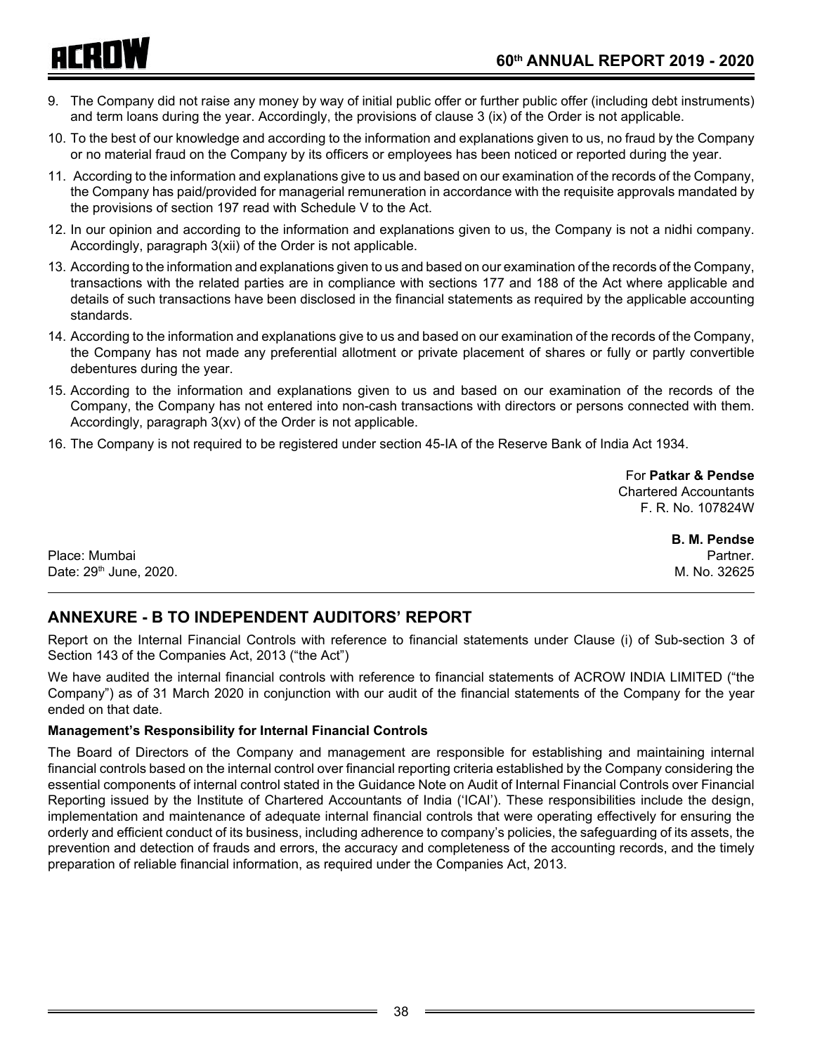9. The Company did not raise any money by way of initial public offer or further public offer (including debt instruments) and term loans during the year. Accordingly, the provisions of clause 3 (ix) of the Order is not applicable.
10. To the best of our knowledge and according to the information and explanations given to us, no fraud by the Company or no material fraud on the Company by its officers or employees has been noticed or reported during the year.
11. According to the information and explanations give to us and based on our examination of the records of the Company, the Company has paid/provided for managerial remuneration in accordance with the requisite approvals mandated by the provisions of section 197 read with Schedule V to the Act.
12. In our opinion and according to the information and explanations given to us, the Company is not a nidhi company. Accordingly, paragraph 3(xii) of the Order is not applicable.
13. According to the information and explanations given to us and based on our examination of the records of the Company, transactions with the related parties are in compliance with sections 177 and 188 of the Act where applicable and details of such transactions have been disclosed in the financial statements as required by the applicable accounting standards.
14. According to the information and explanations give to us and based on our examination of the records of the Company, the Company has not made any preferential allotment or private placement of shares or fully or partly convertible debentures during the year.
15. According to the information and explanations given to us and based on our examination of the records of the Company, the Company has not entered into non-cash transactions with directors or persons connected with them. Accordingly, paragraph 3(xv) of the Order is not applicable.
16. The Company is not required to be registered under section 45-IA of the Reserve Bank of India Act 1934.

For **Patkar & Pendse**
Chartered Accountants
F. R. No. 107824W

**B. M. Pendse**
Partner.
M. No. 32625

Place: Mumbai
Date: 29th June, 2020.

## ANNEXURE - B TO INDEPENDENT AUDITORS' REPORT

Report on the Internal Financial Controls with reference to financial statements under Clause (i) of Sub-section 3 of Section 143 of the Companies Act, 2013 ("the Act")

We have audited the internal financial controls with reference to financial statements of ACROW INDIA LIMITED ("the Company") as of 31 March 2020 in conjunction with our audit of the financial statements of the Company for the year ended on that date.

**Management's Responsibility for Internal Financial Controls**

The Board of Directors of the Company and management are responsible for establishing and maintaining internal financial controls based on the internal control over financial reporting criteria established by the Company considering the essential components of internal control stated in the Guidance Note on Audit of Internal Financial Controls over Financial Reporting issued by the Institute of Chartered Accountants of India ('ICAI'). These responsibilities include the design, implementation and maintenance of adequate internal financial controls that were operating effectively for ensuring the orderly and efficient conduct of its business, including adherence to company's policies, the safeguarding of its assets, the prevention and detection of frauds and errors, the accuracy and completeness of the accounting records, and the timely preparation of reliable financial information, as required under the Companies Act, 2013.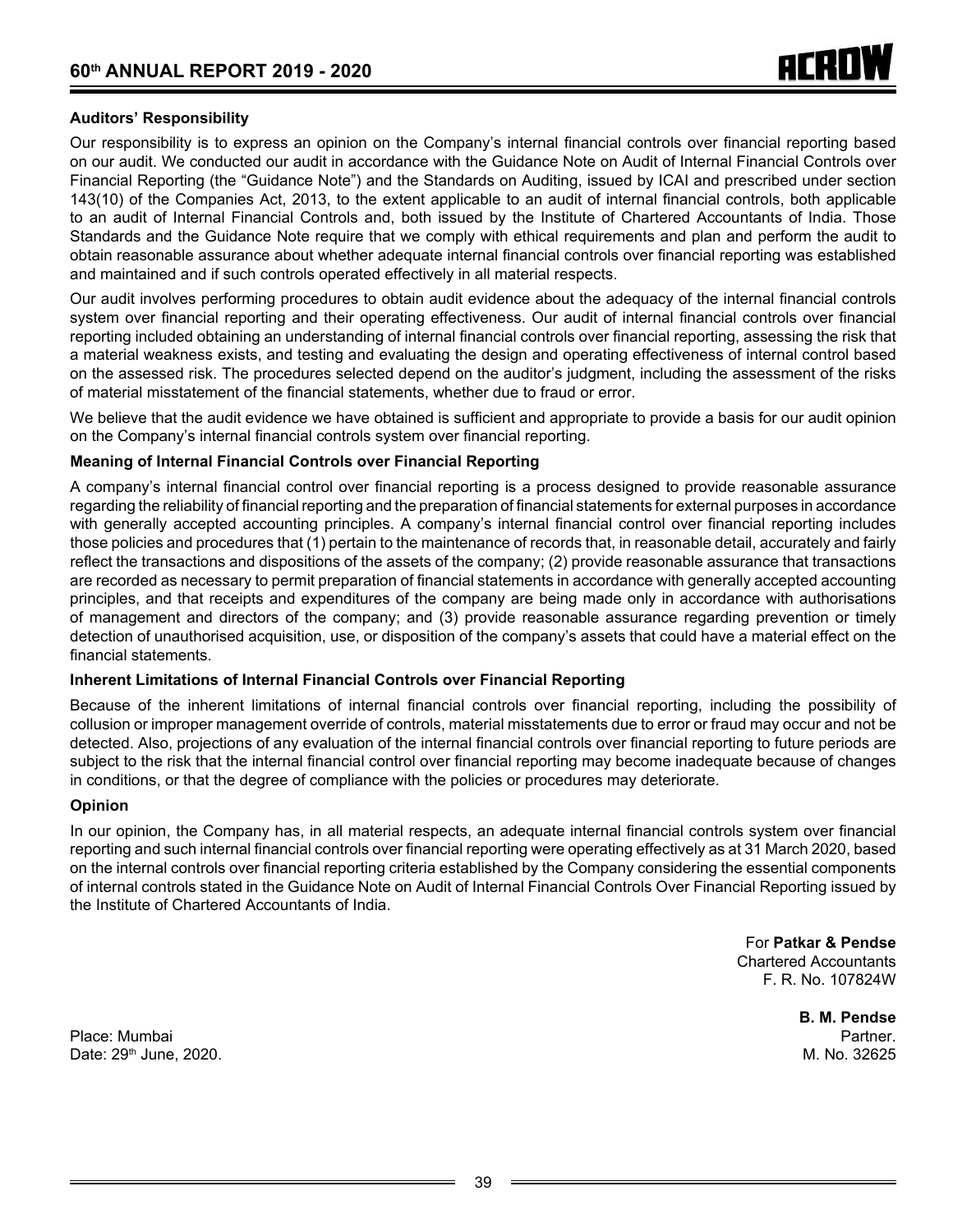### Auditors' Responsibility

Our responsibility is to express an opinion on the Company's internal financial controls over financial reporting based on our audit. We conducted our audit in accordance with the Guidance Note on Audit of Internal Financial Controls over Financial Reporting (the "Guidance Note") and the Standards on Auditing, issued by ICAI and prescribed under section 143(10) of the Companies Act, 2013, to the extent applicable to an audit of internal financial controls, both applicable to an audit of Internal Financial Controls and, both issued by the Institute of Chartered Accountants of India. Those Standards and the Guidance Note require that we comply with ethical requirements and plan and perform the audit to obtain reasonable assurance about whether adequate internal financial controls over financial reporting was established and maintained and if such controls operated effectively in all material respects.

Our audit involves performing procedures to obtain audit evidence about the adequacy of the internal financial controls system over financial reporting and their operating effectiveness. Our audit of internal financial controls over financial reporting included obtaining an understanding of internal financial controls over financial reporting, assessing the risk that a material weakness exists, and testing and evaluating the design and operating effectiveness of internal control based on the assessed risk. The procedures selected depend on the auditor's judgment, including the assessment of the risks of material misstatement of the financial statements, whether due to fraud or error.

We believe that the audit evidence we have obtained is sufficient and appropriate to provide a basis for our audit opinion on the Company's internal financial controls system over financial reporting.

### Meaning of Internal Financial Controls over Financial Reporting

A company's internal financial control over financial reporting is a process designed to provide reasonable assurance regarding the reliability of financial reporting and the preparation of financial statements for external purposes in accordance with generally accepted accounting principles. A company's internal financial control over financial reporting includes those policies and procedures that (1) pertain to the maintenance of records that, in reasonable detail, accurately and fairly reflect the transactions and dispositions of the assets of the company; (2) provide reasonable assurance that transactions are recorded as necessary to permit preparation of financial statements in accordance with generally accepted accounting principles, and that receipts and expenditures of the company are being made only in accordance with authorisations of management and directors of the company; and (3) provide reasonable assurance regarding prevention or timely detection of unauthorised acquisition, use, or disposition of the company's assets that could have a material effect on the financial statements.

### Inherent Limitations of Internal Financial Controls over Financial Reporting

Because of the inherent limitations of internal financial controls over financial reporting, including the possibility of collusion or improper management override of controls, material misstatements due to error or fraud may occur and not be detected. Also, projections of any evaluation of the internal financial controls over financial reporting to future periods are subject to the risk that the internal financial control over financial reporting may become inadequate because of changes in conditions, or that the degree of compliance with the policies or procedures may deteriorate.

### Opinion

In our opinion, the Company has, in all material respects, an adequate internal financial controls system over financial reporting and such internal financial controls over financial reporting were operating effectively as at 31 March 2020, based on the internal controls over financial reporting criteria established by the Company considering the essential components of internal controls stated in the Guidance Note on Audit of Internal Financial Controls Over Financial Reporting issued by the Institute of Chartered Accountants of India.

For **Patkar & Pendse**
Chartered Accountants
F. R. No. 107824W

**B. M. Pendse**
Partner.
M. No. 32625

Place: Mumbai
Date: 29th June, 2020.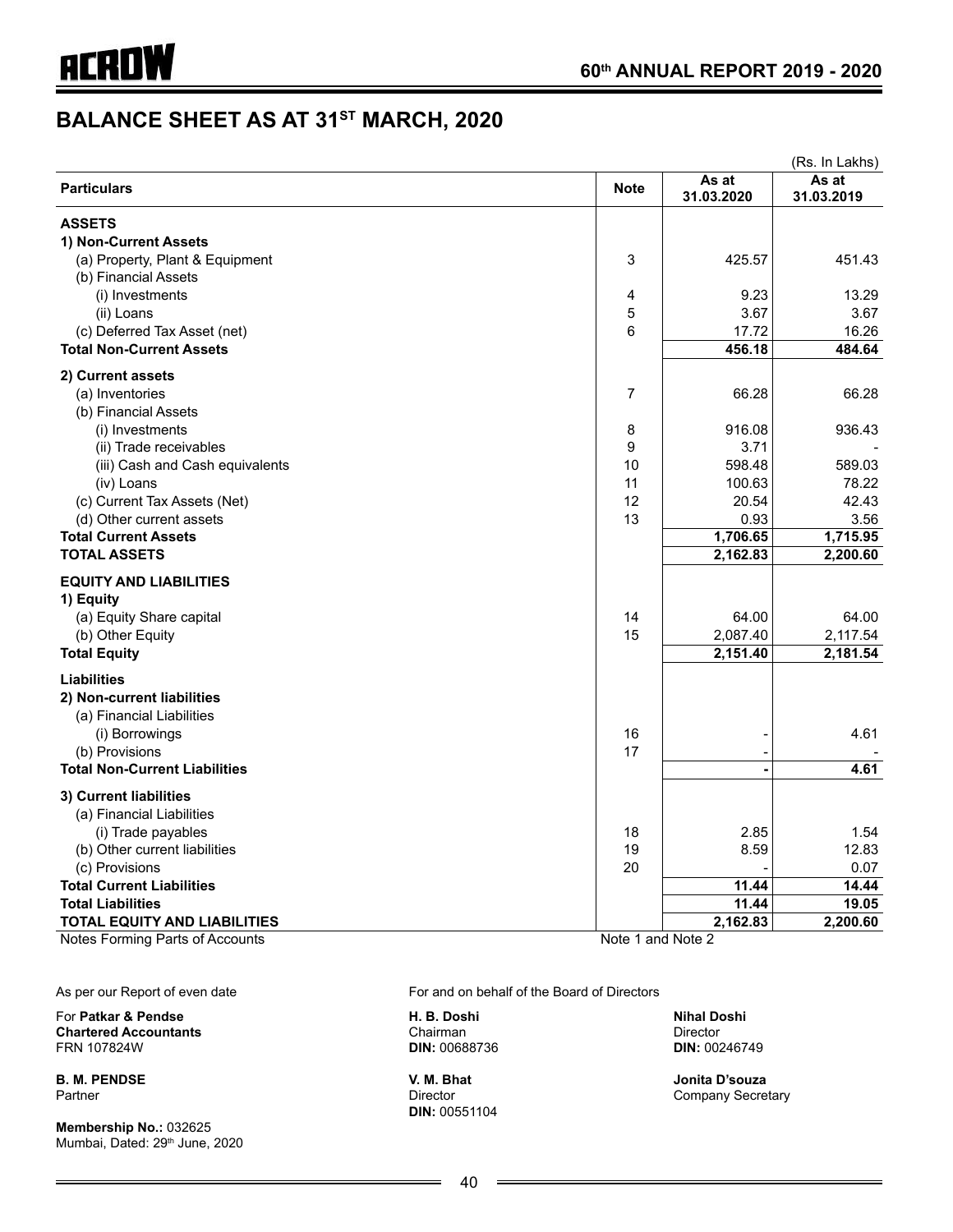# BALANCE SHEET AS AT 31[ST] MARCH, 2020

(Rs. In Lakhs)

| Particulars | Note | As at 31.03.2020 | As at 31.03.2019 |
|---|---|---|---|
| **ASSETS** | | | |
| **1) Non-Current Assets** | | | |
| (a) Property, Plant & Equipment | 3 | 425.57 | 451.43 |
| (b) Financial Assets | | | |
| (i) Investments | 4 | 9.23 | 13.29 |
| (ii) Loans | 5 | 3.67 | 3.67 |
| (c) Deferred Tax Asset (net) | 6 | 17.72 | 16.26 |
| **Total Non-Current Assets** | | **456.18** | **484.64** |
| **2) Current assets** | | | |
| (a) Inventories | 7 | 66.28 | 66.28 |
| (b) Financial Assets | | | |
| (i) Investments | 8 | 916.08 | 936.43 |
| (ii) Trade receivables | 9 | 3.71 | - |
| (iii) Cash and Cash equivalents | 10 | 598.48 | 589.03 |
| (iv) Loans | 11 | 100.63 | 78.22 |
| (c) Current Tax Assets (Net) | 12 | 20.54 | 42.43 |
| (d) Other current assets | 13 | 0.93 | 3.56 |
| **Total Current Assets** | | **1,706.65** | **1,715.95** |
| **TOTAL ASSETS** | | **2,162.83** | **2,200.60** |
| **EQUITY AND LIABILITIES** | | | |
| **1) Equity** | | | |
| (a) Equity Share capital | 14 | 64.00 | 64.00 |
| (b) Other Equity | 15 | 2,087.40 | 2,117.54 |
| **Total Equity** | | **2,151.40** | **2,181.54** |
| **Liabilities** | | | |
| **2) Non-current liabilities** | | | |
| (a) Financial Liabilities | | | |
| (i) Borrowings | 16 | - | 4.61 |
| (b) Provisions | 17 | - | - |
| **Total Non-Current Liabilities** | | **-** | **4.61** |
| **3) Current liabilities** | | | |
| (a) Financial Liabilities | | | |
| (i) Trade payables | 18 | 2.85 | 1.54 |
| (b) Other current liabilities | 19 | 8.59 | 12.83 |
| (c) Provisions | 20 | - | 0.07 |
| **Total Current Liabilities** | | **11.44** | **14.44** |
| **Total Liabilities** | | **11.44** | **19.05** |
| **TOTAL EQUITY AND LIABILITIES** | | **2,162.83** | **2,200.60** |
| Notes Forming Parts of Accounts | Note 1 and Note 2 | | |

As per our Report of even date

For **Patkar & Pendse**
**Chartered Accountants**
FRN 107824W

**B. M. PENDSE**
Partner

**Membership No.:** 032625
Mumbai, Dated: 29th June, 2020

For and on behalf of the Board of Directors

**H. B. Doshi**
Chairman
**DIN:** 00688736

**Nihal Doshi**
Director
**DIN:** 00246749

**V. M. Bhat**
Director
**DIN:** 00551104

**Jonita D'souza**
Company Secretary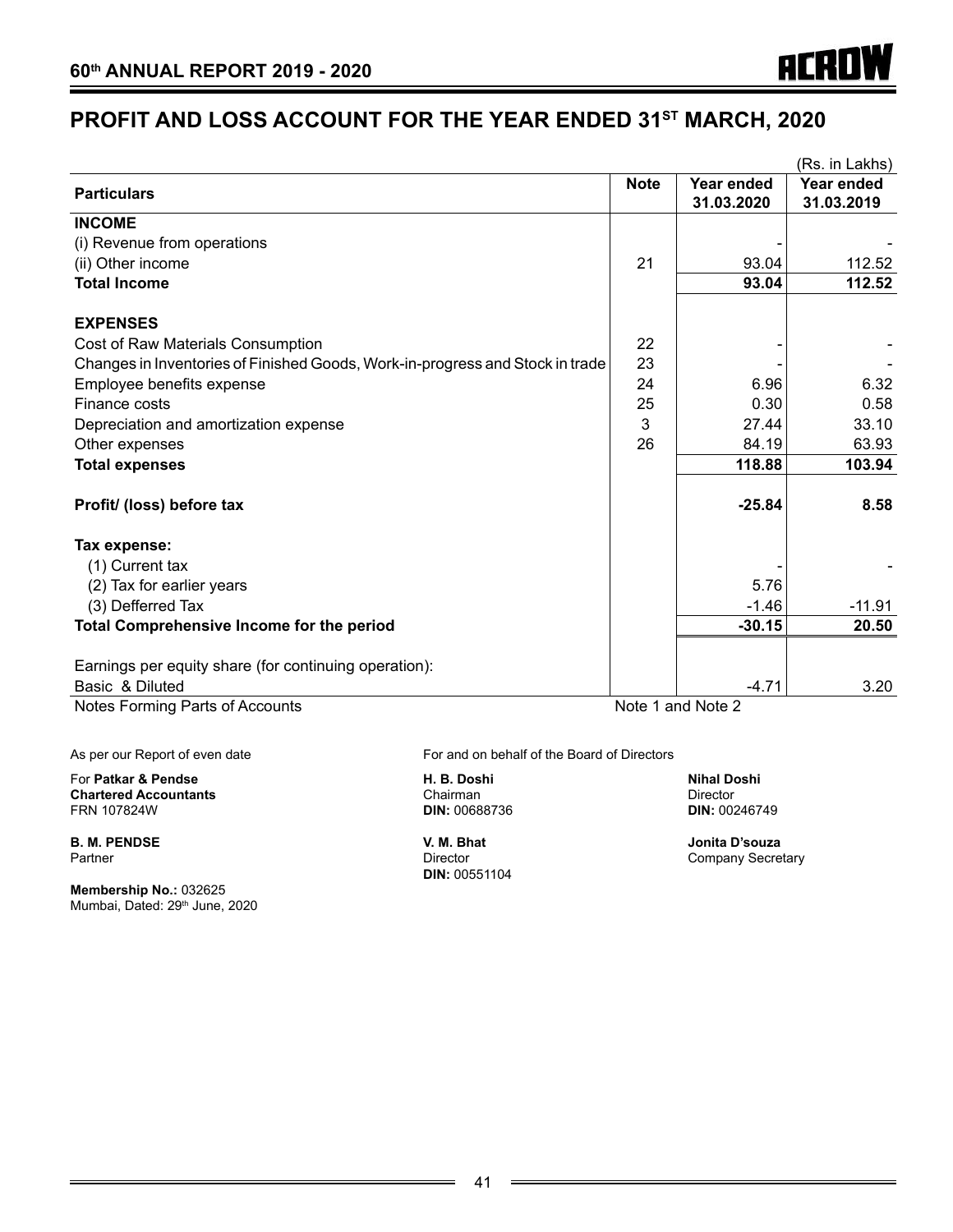# PROFIT AND LOSS ACCOUNT FOR THE YEAR ENDED 31ST MARCH, 2020

(Rs. in Lakhs)

| Particulars | Note | Year ended 31.03.2020 | Year ended 31.03.2019 |
|---|---|---|---|
| **INCOME** | | | |
| (i) Revenue from operations | | - | - |
| (ii) Other income | 21 | 93.04 | 112.52 |
| **Total Income** | | **93.04** | **112.52** |
| **EXPENSES** | | | |
| Cost of Raw Materials Consumption | 22 | - | - |
| Changes in Inventories of Finished Goods, Work-in-progress and Stock in trade | 23 | - | - |
| Employee benefits expense | 24 | 6.96 | 6.32 |
| Finance costs | 25 | 0.30 | 0.58 |
| Depreciation and amortization expense | 3 | 27.44 | 33.10 |
| Other expenses | 26 | 84.19 | 63.93 |
| **Total expenses** | | **118.88** | **103.94** |
| **Profit/ (loss) before tax** | | **-25.84** | **8.58** |
| **Tax expense:** | | | |
| (1) Current tax | | - | - |
| (2) Tax for earlier years | | 5.76 | |
| (3) Defferred Tax | | -1.46 | -11.91 |
| **Total Comprehensive Income for the period** | | **-30.15** | **20.50** |
| Earnings per equity share (for continuing operation): | | | |
| Basic & Diluted | | -4.71 | 3.20 |
| Notes Forming Parts of Accounts | Note 1 and Note 2 | | |

As per our Report of even date

For **Patkar & Pendse**
**Chartered Accountants**
FRN 107824W

**B. M. PENDSE**
Partner

**Membership No.:** 032625
Mumbai, Dated: 29th June, 2020

For and on behalf of the Board of Directors

**H. B. Doshi**
Chairman
**DIN:** 00688736

**V. M. Bhat**
Director
**DIN:** 00551104

**Nihal Doshi**
Director
**DIN:** 00246749

**Jonita D'souza**
Company Secretary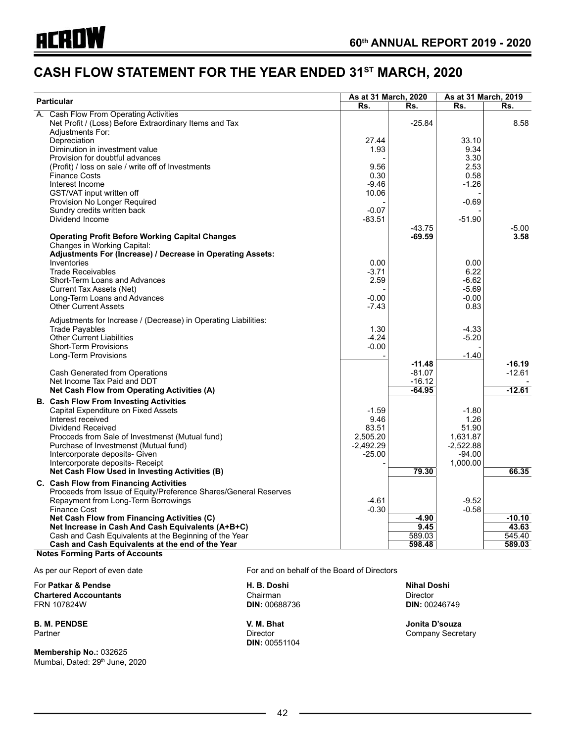# CASH FLOW STATEMENT FOR THE YEAR ENDED 31ST MARCH, 2020

| Particular | As at 31 March, 2020 | | As at 31 March, 2019 | |
|---|---|---|---|---|
| | Rs. | Rs. | Rs. | Rs. |
| A. Cash Flow From Operating Activities | | | | |
| Net Profit / (Loss) Before Extraordinary Items and Tax | | -25.84 | | 8.58 |
| Adjustments For: | | | | |
| Depreciation | 27.44 | | 33.10 | |
| Diminution in investment value | 1.93 | | 9.34 | |
| Provision for doubtful advances | - | | 3.30 | |
| (Profit) / loss on sale / write off of Investments | 9.56 | | 2.53 | |
| Finance Costs | 0.30 | | 0.58 | |
| Interest Income | -9.46 | | -1.26 | |
| GST/VAT input written off | 10.06 | | - | |
| Provision No Longer Required | - | | -0.69 | |
| Sundry credits written back | -0.07 | | - | |
| Dividend Income | -83.51 | | -51.90 | |
| | | -43.75 | | -5.00 |
| **Operating Profit Before Working Capital Changes** | | **-69.59** | | **3.58** |
| Changes in Working Capital: | | | | |
| **Adjustments For (Increase) / Decrease in Operating Assets:** | | | | |
| Inventories | 0.00 | | 0.00 | |
| Trade Receivables | -3.71 | | 6.22 | |
| Short-Term Loans and Advances | 2.59 | | -6.62 | |
| Current Tax Assets (Net) | - | | -5.69 | |
| Long-Term Loans and Advances | -0.00 | | -0.00 | |
| Other Current Assets | -7.43 | | 0.83 | |
| Adjustments for Increase / (Decrease) in Operating Liabilities: | | | | |
| Trade Payables | 1.30 | | -4.33 | |
| Other Current Liabilities | -4.24 | | -5.20 | |
| Short-Term Provisions | -0.00 | | - | |
| Long-Term Provisions | - | | -1.40 | |
| | | **-11.48** | | **-16.19** |
| Cash Generated from Operations | | -81.07 | | -12.61 |
| Net Income Tax Paid and DDT | | -16.12 | | - |
| **Net Cash Flow from Operating Activities (A)** | | **-64.95** | | **-12.61** |
| **B. Cash Flow From Investing Activities** | | | | |
| Capital Expenditure on Fixed Assets | -1.59 | | -1.80 | |
| Interest received | 9.46 | | 1.26 | |
| Dividend Received | 83.51 | | 51.90 | |
| Procceds from Sale of Investmenst (Mutual fund) | 2,505.20 | | 1,631.87 | |
| Purchase of Investmenst (Mutual fund) | -2,492.29 | | -2,522.88 | |
| Intercorporate deposits- Given | -25.00 | | -94.00 | |
| Intercorporate deposits- Receipt | - | | 1,000.00 | |
| **Net Cash Flow Used in Investing Activities (B)** | | **79.30** | | **66.35** |
| **C. Cash Flow from Financing Activities** | | | | |
| Proceeds from Issue of Equity/Preference Shares/General Reserves | | | | |
| Repayment from Long-Term Borrowings | -4.61 | | -9.52 | |
| Finance Cost | -0.30 | | -0.58 | |
| **Net Cash Flow from Financing Activities (C)** | | **-4.90** | | **-10.10** |
| **Net Increase in Cash And Cash Equivalents (A+B+C)** | | **9.45** | | **43.63** |
| Cash and Cash Equivalents at the Beginning of the Year | | 589.03 | | 545.40 |
| **Cash and Cash Equivalents at the end of the Year** | | **598.48** | | **589.03** |

**Notes Forming Parts of Accounts**

As per our Report of even date

For **Patkar & Pendse**
**Chartered Accountants**
FRN 107824W

**B. M. PENDSE**
Partner

**Membership No.:** 032625
Mumbai, Dated: 29th June, 2020

For and on behalf of the Board of Directors

**H. B. Doshi**
Chairman
**DIN:** 00688736

**V. M. Bhat**
Director
**DIN:** 00551104

**Nihal Doshi**
Director
**DIN:** 00246749

**Jonita D'souza**
Company Secretary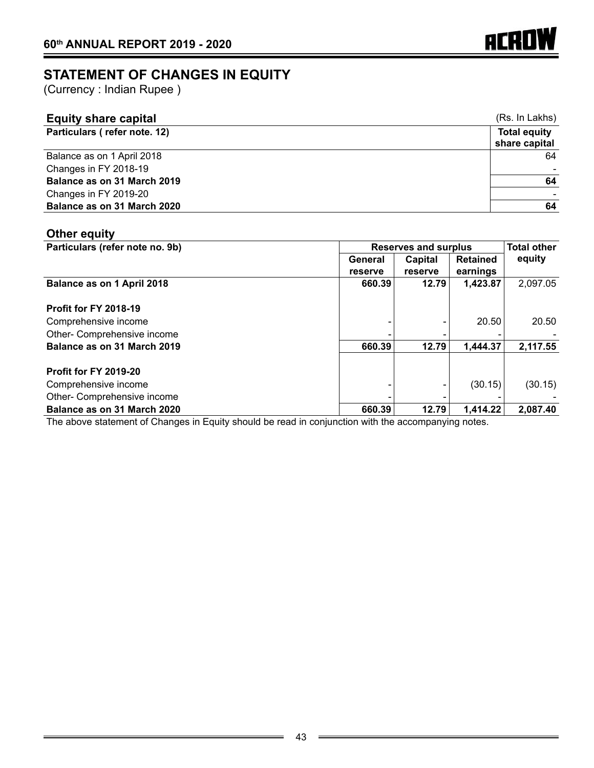# STATEMENT OF CHANGES IN EQUITY

(Currency : Indian Rupee )

## Equity share capital

(Rs. In Lakhs)

| Particulars ( refer note. 12) | Total equity share capital |
|---|---|
| Balance as on 1 April 2018 | 64 |
| Changes in FY 2018-19 | - |
| **Balance as on 31 March 2019** | **64** |
| Changes in FY 2019-20 | - |
| **Balance as on 31 March 2020** | **64** |

## Other equity

| Particulars (refer note no. 9b) | Reserves and surplus | | | Total other equity |
|---|---|---|---|---|
| | General reserve | Capital reserve | Retained earnings | |
| **Balance as on 1 April 2018** | **660.39** | **12.79** | **1,423.87** | 2,097.05 |
| **Profit for FY 2018-19** | | | | |
| Comprehensive income | - | - | 20.50 | 20.50 |
| Other- Comprehensive income | - | - | - | - |
| **Balance as on 31 March 2019** | **660.39** | **12.79** | **1,444.37** | **2,117.55** |
| **Profit for FY 2019-20** | | | | |
| Comprehensive income | - | - | (30.15) | (30.15) |
| Other- Comprehensive income | - | - | - | - |
| **Balance as on 31 March 2020** | **660.39** | **12.79** | **1,414.22** | **2,087.40** |

The above statement of Changes in Equity should be read in conjunction with the accompanying notes.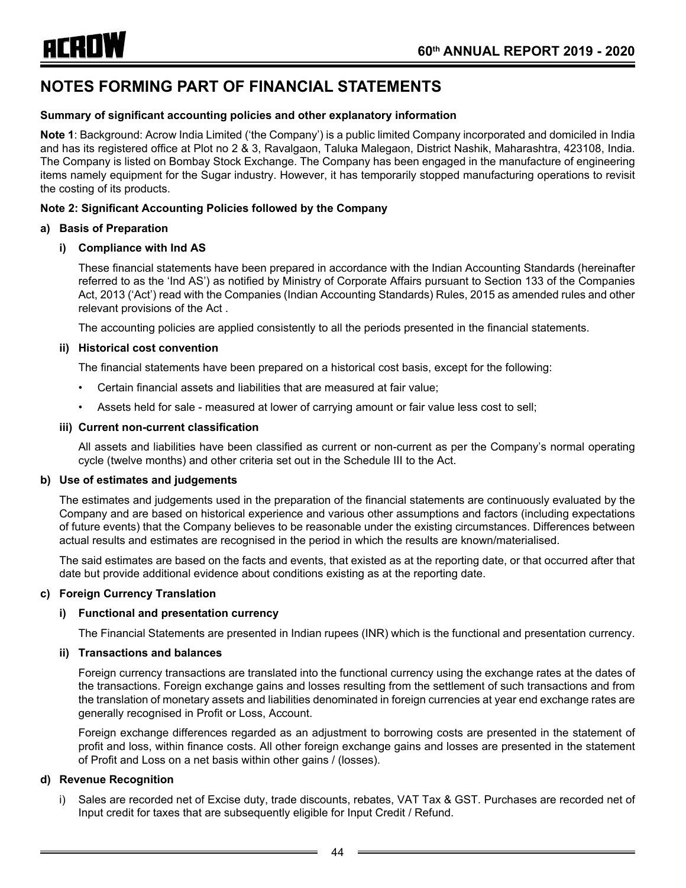# NOTES FORMING PART OF FINANCIAL STATEMENTS

**Summary of significant accounting policies and other explanatory information**

**Note 1**: Background: Acrow India Limited ('the Company') is a public limited Company incorporated and domiciled in India and has its registered office at Plot no 2 & 3, Ravalgaon, Taluka Malegaon, District Nashik, Maharashtra, 423108, India. The Company is listed on Bombay Stock Exchange. The Company has been engaged in the manufacture of engineering items namely equipment for the Sugar industry. However, it has temporarily stopped manufacturing operations to revisit the costing of its products.

**Note 2: Significant Accounting Policies followed by the Company**

**a) Basis of Preparation**

**i) Compliance with Ind AS**

These financial statements have been prepared in accordance with the Indian Accounting Standards (hereinafter referred to as the 'Ind AS') as notified by Ministry of Corporate Affairs pursuant to Section 133 of the Companies Act, 2013 ('Act') read with the Companies (Indian Accounting Standards) Rules, 2015 as amended rules and other relevant provisions of the Act .

The accounting policies are applied consistently to all the periods presented in the financial statements.

**ii) Historical cost convention**

The financial statements have been prepared on a historical cost basis, except for the following:

- Certain financial assets and liabilities that are measured at fair value;
- Assets held for sale - measured at lower of carrying amount or fair value less cost to sell;

**iii) Current non-current classification**

All assets and liabilities have been classified as current or non-current as per the Company's normal operating cycle (twelve months) and other criteria set out in the Schedule III to the Act.

**b) Use of estimates and judgements**

The estimates and judgements used in the preparation of the financial statements are continuously evaluated by the Company and are based on historical experience and various other assumptions and factors (including expectations of future events) that the Company believes to be reasonable under the existing circumstances. Differences between actual results and estimates are recognised in the period in which the results are known/materialised.

The said estimates are based on the facts and events, that existed as at the reporting date, or that occurred after that date but provide additional evidence about conditions existing as at the reporting date.

**c) Foreign Currency Translation**

**i) Functional and presentation currency**

The Financial Statements are presented in Indian rupees (INR) which is the functional and presentation currency.

**ii) Transactions and balances**

Foreign currency transactions are translated into the functional currency using the exchange rates at the dates of the transactions. Foreign exchange gains and losses resulting from the settlement of such transactions and from the translation of monetary assets and liabilities denominated in foreign currencies at year end exchange rates are generally recognised in Profit or Loss, Account.

Foreign exchange differences regarded as an adjustment to borrowing costs are presented in the statement of profit and loss, within finance costs. All other foreign exchange gains and losses are presented in the statement of Profit and Loss on a net basis within other gains / (losses).

**d) Revenue Recognition**

i) Sales are recorded net of Excise duty, trade discounts, rebates, VAT Tax & GST. Purchases are recorded net of Input credit for taxes that are subsequently eligible for Input Credit / Refund.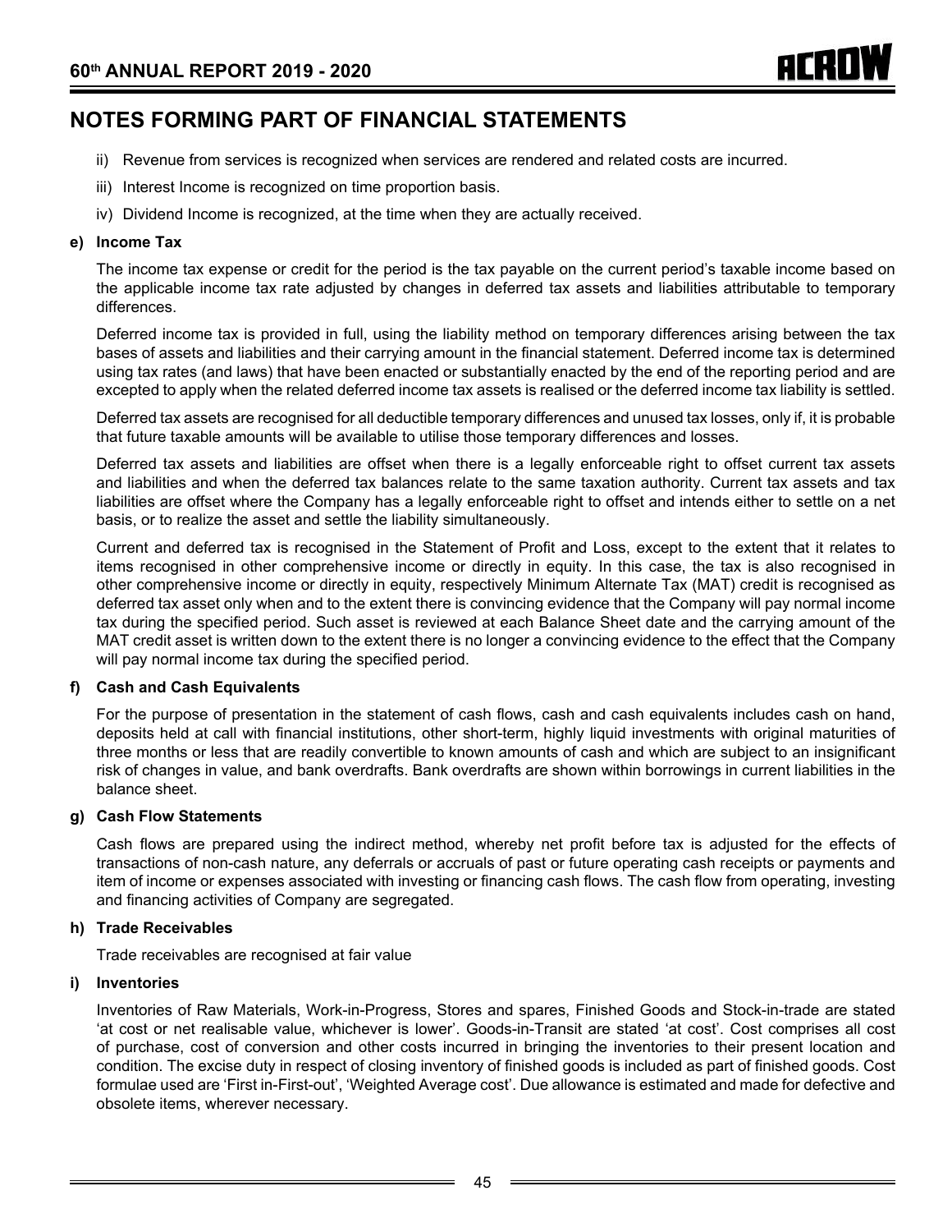## NOTES FORMING PART OF FINANCIAL STATEMENTS

ii) Revenue from services is recognized when services are rendered and related costs are incurred.

iii) Interest Income is recognized on time proportion basis.

iv) Dividend Income is recognized, at the time when they are actually received.

**e) Income Tax**

The income tax expense or credit for the period is the tax payable on the current period's taxable income based on the applicable income tax rate adjusted by changes in deferred tax assets and liabilities attributable to temporary differences.

Deferred income tax is provided in full, using the liability method on temporary differences arising between the tax bases of assets and liabilities and their carrying amount in the financial statement. Deferred income tax is determined using tax rates (and laws) that have been enacted or substantially enacted by the end of the reporting period and are excepted to apply when the related deferred income tax assets is realised or the deferred income tax liability is settled.

Deferred tax assets are recognised for all deductible temporary differences and unused tax losses, only if, it is probable that future taxable amounts will be available to utilise those temporary differences and losses.

Deferred tax assets and liabilities are offset when there is a legally enforceable right to offset current tax assets and liabilities and when the deferred tax balances relate to the same taxation authority. Current tax assets and tax liabilities are offset where the Company has a legally enforceable right to offset and intends either to settle on a net basis, or to realize the asset and settle the liability simultaneously.

Current and deferred tax is recognised in the Statement of Profit and Loss, except to the extent that it relates to items recognised in other comprehensive income or directly in equity. In this case, the tax is also recognised in other comprehensive income or directly in equity, respectively Minimum Alternate Tax (MAT) credit is recognised as deferred tax asset only when and to the extent there is convincing evidence that the Company will pay normal income tax during the specified period. Such asset is reviewed at each Balance Sheet date and the carrying amount of the MAT credit asset is written down to the extent there is no longer a convincing evidence to the effect that the Company will pay normal income tax during the specified period.

**f) Cash and Cash Equivalents**

For the purpose of presentation in the statement of cash flows, cash and cash equivalents includes cash on hand, deposits held at call with financial institutions, other short-term, highly liquid investments with original maturities of three months or less that are readily convertible to known amounts of cash and which are subject to an insignificant risk of changes in value, and bank overdrafts. Bank overdrafts are shown within borrowings in current liabilities in the balance sheet.

**g) Cash Flow Statements**

Cash flows are prepared using the indirect method, whereby net profit before tax is adjusted for the effects of transactions of non-cash nature, any deferrals or accruals of past or future operating cash receipts or payments and item of income or expenses associated with investing or financing cash flows. The cash flow from operating, investing and financing activities of Company are segregated.

**h) Trade Receivables**

Trade receivables are recognised at fair value

**i) Inventories**

Inventories of Raw Materials, Work-in-Progress, Stores and spares, Finished Goods and Stock-in-trade are stated 'at cost or net realisable value, whichever is lower'. Goods-in-Transit are stated 'at cost'. Cost comprises all cost of purchase, cost of conversion and other costs incurred in bringing the inventories to their present location and condition. The excise duty in respect of closing inventory of finished goods is included as part of finished goods. Cost formulae used are 'First in-First-out', 'Weighted Average cost'. Due allowance is estimated and made for defective and obsolete items, wherever necessary.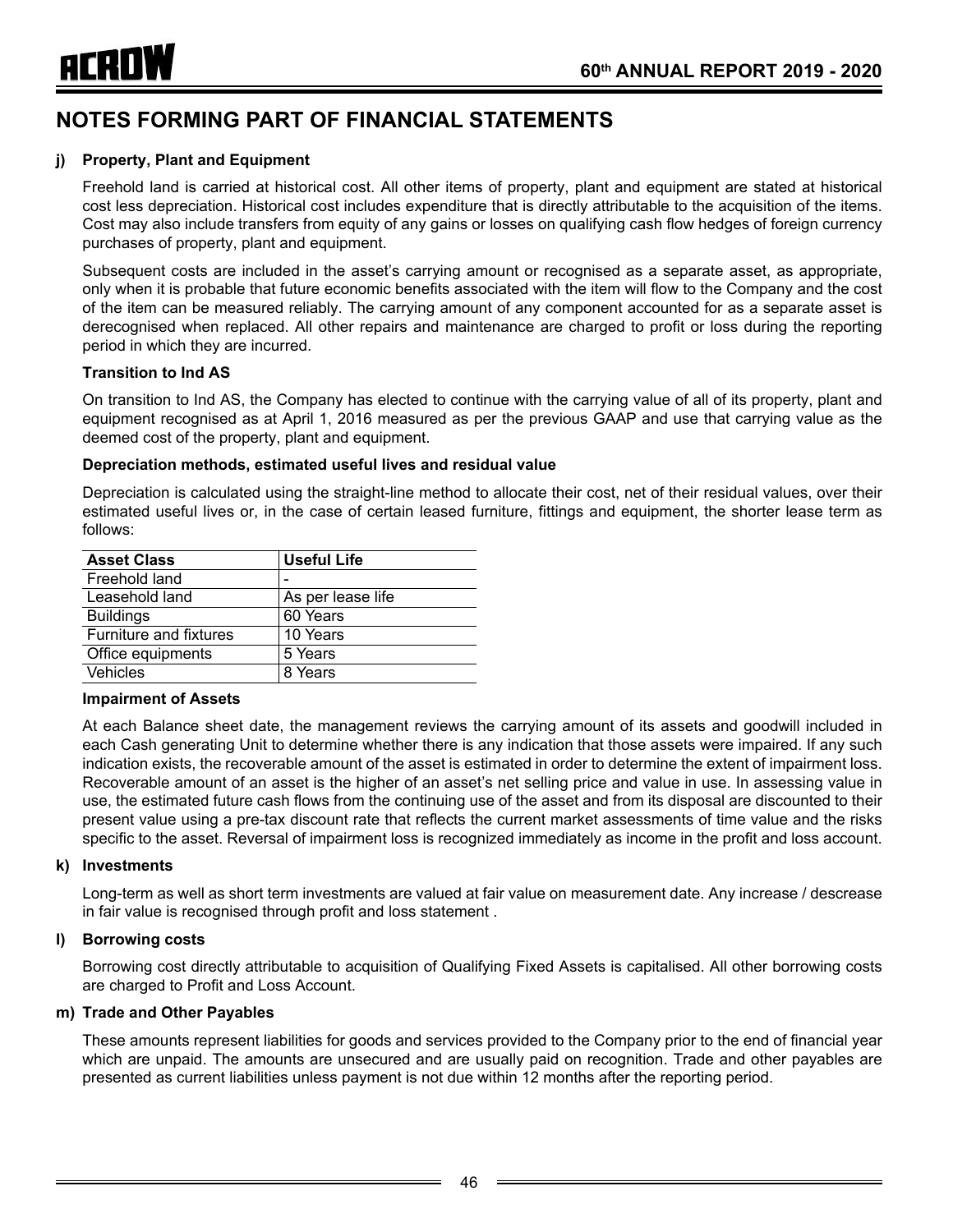## NOTES FORMING PART OF FINANCIAL STATEMENTS

### j) Property, Plant and Equipment

Freehold land is carried at historical cost. All other items of property, plant and equipment are stated at historical cost less depreciation. Historical cost includes expenditure that is directly attributable to the acquisition of the items. Cost may also include transfers from equity of any gains or losses on qualifying cash flow hedges of foreign currency purchases of property, plant and equipment.

Subsequent costs are included in the asset's carrying amount or recognised as a separate asset, as appropriate, only when it is probable that future economic benefits associated with the item will flow to the Company and the cost of the item can be measured reliably. The carrying amount of any component accounted for as a separate asset is derecognised when replaced. All other repairs and maintenance are charged to profit or loss during the reporting period in which they are incurred.

**Transition to Ind AS**

On transition to Ind AS, the Company has elected to continue with the carrying value of all of its property, plant and equipment recognised as at April 1, 2016 measured as per the previous GAAP and use that carrying value as the deemed cost of the property, plant and equipment.

**Depreciation methods, estimated useful lives and residual value**

Depreciation is calculated using the straight-line method to allocate their cost, net of their residual values, over their estimated useful lives or, in the case of certain leased furniture, fittings and equipment, the shorter lease term as follows:

| Asset Class | Useful Life |
|---|---|
| Freehold land | - |
| Leasehold land | As per lease life |
| Buildings | 60 Years |
| Furniture and fixtures | 10 Years |
| Office equipments | 5 Years |
| Vehicles | 8 Years |

**Impairment of Assets**

At each Balance sheet date, the management reviews the carrying amount of its assets and goodwill included in each Cash generating Unit to determine whether there is any indication that those assets were impaired. If any such indication exists, the recoverable amount of the asset is estimated in order to determine the extent of impairment loss. Recoverable amount of an asset is the higher of an asset's net selling price and value in use. In assessing value in use, the estimated future cash flows from the continuing use of the asset and from its disposal are discounted to their present value using a pre-tax discount rate that reflects the current market assessments of time value and the risks specific to the asset. Reversal of impairment loss is recognized immediately as income in the profit and loss account.

### k) Investments

Long-term as well as short term investments are valued at fair value on measurement date. Any increase / descrease in fair value is recognised through profit and loss statement .

### l) Borrowing costs

Borrowing cost directly attributable to acquisition of Qualifying Fixed Assets is capitalised. All other borrowing costs are charged to Profit and Loss Account.

### m) Trade and Other Payables

These amounts represent liabilities for goods and services provided to the Company prior to the end of financial year which are unpaid. The amounts are unsecured and are usually paid on recognition. Trade and other payables are presented as current liabilities unless payment is not due within 12 months after the reporting period.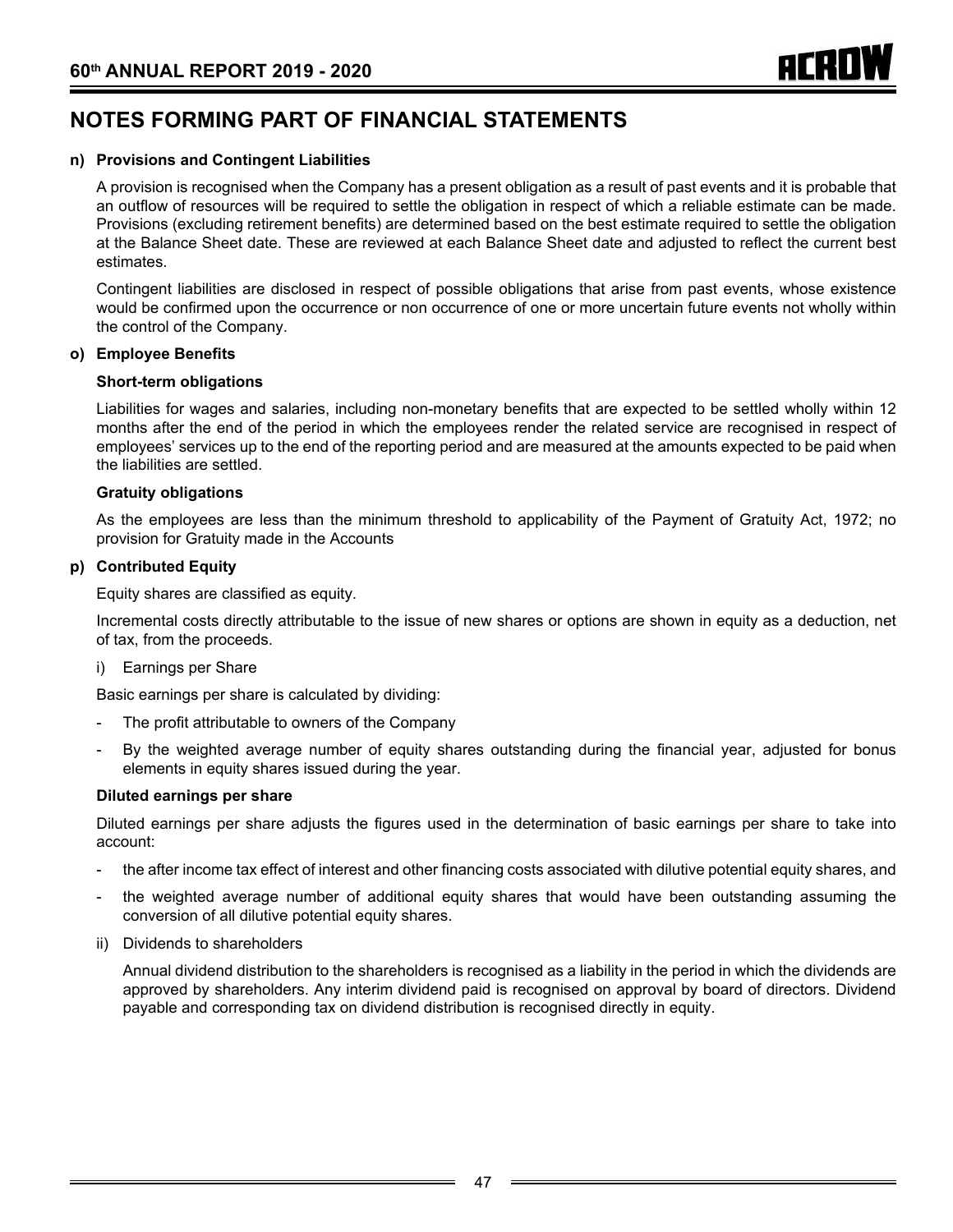# NOTES FORMING PART OF FINANCIAL STATEMENTS

**n) Provisions and Contingent Liabilities**

A provision is recognised when the Company has a present obligation as a result of past events and it is probable that an outflow of resources will be required to settle the obligation in respect of which a reliable estimate can be made. Provisions (excluding retirement benefits) are determined based on the best estimate required to settle the obligation at the Balance Sheet date. These are reviewed at each Balance Sheet date and adjusted to reflect the current best estimates.

Contingent liabilities are disclosed in respect of possible obligations that arise from past events, whose existence would be confirmed upon the occurrence or non occurrence of one or more uncertain future events not wholly within the control of the Company.

**o) Employee Benefits**

**Short-term obligations**

Liabilities for wages and salaries, including non-monetary benefits that are expected to be settled wholly within 12 months after the end of the period in which the employees render the related service are recognised in respect of employees' services up to the end of the reporting period and are measured at the amounts expected to be paid when the liabilities are settled.

**Gratuity obligations**

As the employees are less than the minimum threshold to applicability of the Payment of Gratuity Act, 1972; no provision for Gratuity made in the Accounts

**p) Contributed Equity**

Equity shares are classified as equity.

Incremental costs directly attributable to the issue of new shares or options are shown in equity as a deduction, net of tax, from the proceeds.

i) Earnings per Share

Basic earnings per share is calculated by dividing:

- The profit attributable to owners of the Company
- By the weighted average number of equity shares outstanding during the financial year, adjusted for bonus elements in equity shares issued during the year.

**Diluted earnings per share**

Diluted earnings per share adjusts the figures used in the determination of basic earnings per share to take into account:

- the after income tax effect of interest and other financing costs associated with dilutive potential equity shares, and
- the weighted average number of additional equity shares that would have been outstanding assuming the conversion of all dilutive potential equity shares.

ii) Dividends to shareholders

Annual dividend distribution to the shareholders is recognised as a liability in the period in which the dividends are approved by shareholders. Any interim dividend paid is recognised on approval by board of directors. Dividend payable and corresponding tax on dividend distribution is recognised directly in equity.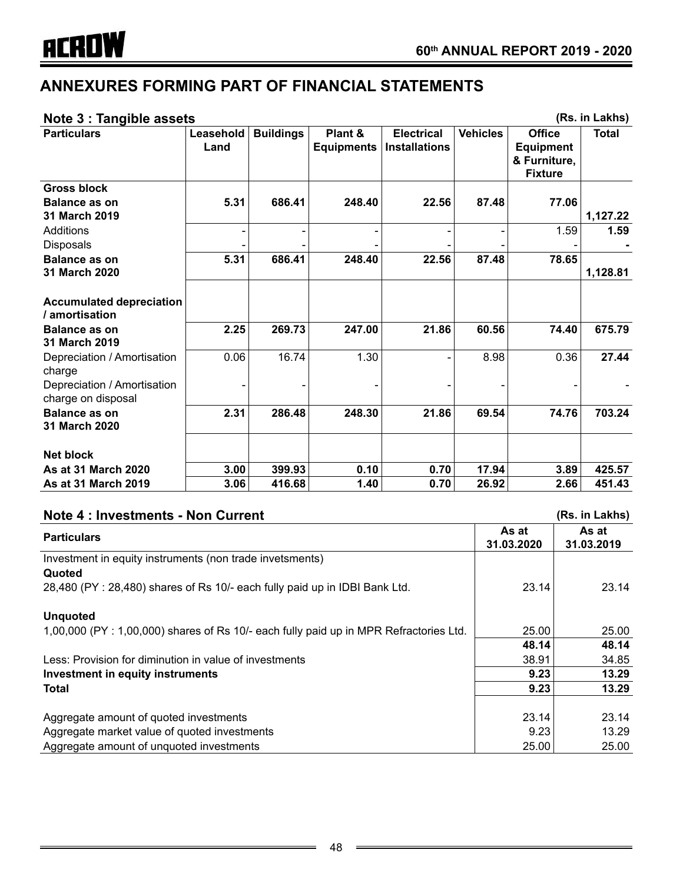# ANNEXURES FORMING PART OF FINANCIAL STATEMENTS

## Note 3 : Tangible assets

(Rs. in Lakhs)

| Particulars | Leasehold Land | Buildings | Plant & Equipments | Electrical Installations | Vehicles | Office Equipment & Furniture, Fixture | Total |
|---|---|---|---|---|---|---|---|
| **Gross block** | | | | | | | |
| **Balance as on 31 March 2019** | **5.31** | **686.41** | **248.40** | **22.56** | **87.48** | **77.06** | **1,127.22** |
| Additions | - | - | - | - | - | 1.59 | **1.59** |
| Disposals | - | - | - | - | - | - | **-** |
| **Balance as on 31 March 2020** | **5.31** | **686.41** | **248.40** | **22.56** | **87.48** | **78.65** | **1,128.81** |
| **Accumulated depreciation / amortisation** | | | | | | | |
| **Balance as on 31 March 2019** | **2.25** | **269.73** | **247.00** | **21.86** | **60.56** | **74.40** | **675.79** |
| Depreciation / Amortisation charge | 0.06 | 16.74 | 1.30 | - | 8.98 | 0.36 | **27.44** |
| Depreciation / Amortisation charge on disposal | - | - | - | - | - | - | - |
| **Balance as on 31 March 2020** | **2.31** | **286.48** | **248.30** | **21.86** | **69.54** | **74.76** | **703.24** |
| **Net block** | | | | | | | |
| **As at 31 March 2020** | **3.00** | **399.93** | **0.10** | **0.70** | **17.94** | **3.89** | **425.57** |
| **As at 31 March 2019** | **3.06** | **416.68** | **1.40** | **0.70** | **26.92** | **2.66** | **451.43** |

## Note 4 : Investments - Non Current

(Rs. in Lakhs)

| Particulars | As at 31.03.2020 | As at 31.03.2019 |
|---|---|---|
| Investment in equity instruments (non trade invetsments) | | |
| **Quoted** | | |
| 28,480 (PY : 28,480) shares of Rs 10/- each fully paid up in IDBI Bank Ltd. | 23.14 | 23.14 |
| **Unquoted** | | |
| 1,00,000 (PY : 1,00,000) shares of Rs 10/- each fully paid up in MPR Refractories Ltd. | 25.00 | 25.00 |
| | **48.14** | **48.14** |
| Less: Provision for diminution in value of investments | 38.91 | 34.85 |
| **Investment in equity instruments** | **9.23** | **13.29** |
| **Total** | **9.23** | **13.29** |
| Aggregate amount of quoted investments | 23.14 | 23.14 |
| Aggregate market value of quoted investments | 9.23 | 13.29 |
| Aggregate amount of unquoted investments | 25.00 | 25.00 |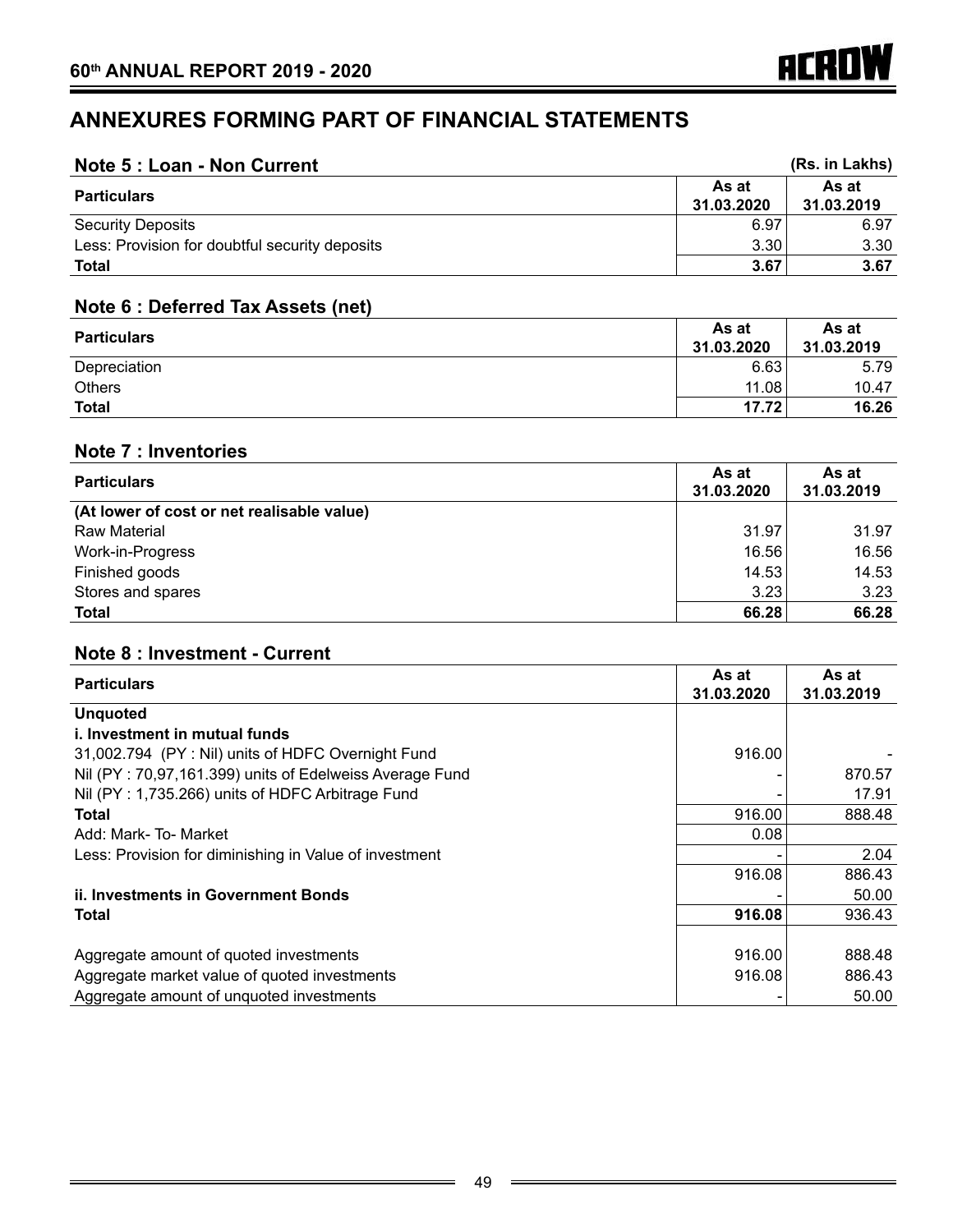# ANNEXURES FORMING PART OF FINANCIAL STATEMENTS

## Note 5 : Loan - Non Current

(Rs. in Lakhs)

| Particulars | As at 31.03.2020 | As at 31.03.2019 |
|---|---|---|
| Security Deposits | 6.97 | 6.97 |
| Less: Provision for doubtful security deposits | 3.30 | 3.30 |
| **Total** | **3.67** | **3.67** |

## Note 6 : Deferred Tax Assets (net)

| Particulars | As at 31.03.2020 | As at 31.03.2019 |
|---|---|---|
| Depreciation | 6.63 | 5.79 |
| Others | 11.08 | 10.47 |
| **Total** | **17.72** | **16.26** |

## Note 7 : Inventories

| Particulars | As at 31.03.2020 | As at 31.03.2019 |
|---|---|---|
| **(At lower of cost or net realisable value)** | | |
| Raw Material | 31.97 | 31.97 |
| Work-in-Progress | 16.56 | 16.56 |
| Finished goods | 14.53 | 14.53 |
| Stores and spares | 3.23 | 3.23 |
| **Total** | **66.28** | **66.28** |

## Note 8 : Investment - Current

| Particulars | As at 31.03.2020 | As at 31.03.2019 |
|---|---|---|
| **Unquoted** | | |
| **i. Investment in mutual funds** | | |
| 31,002.794 (PY : Nil) units of HDFC Overnight Fund | 916.00 | - |
| Nil (PY : 70,97,161.399) units of Edelweiss Average Fund | - | 870.57 |
| Nil (PY : 1,735.266) units of HDFC Arbitrage Fund | - | 17.91 |
| **Total** | 916.00 | 888.48 |
| Add: Mark- To- Market | 0.08 | |
| Less: Provision for diminishing in Value of investment | - | 2.04 |
| | 916.08 | 886.43 |
| **ii. Investments in Government Bonds** | - | 50.00 |
| **Total** | **916.08** | 936.43 |
| | | |
| Aggregate amount of quoted investments | 916.00 | 888.48 |
| Aggregate market value of quoted investments | 916.08 | 886.43 |
| Aggregate amount of unquoted investments | - | 50.00 |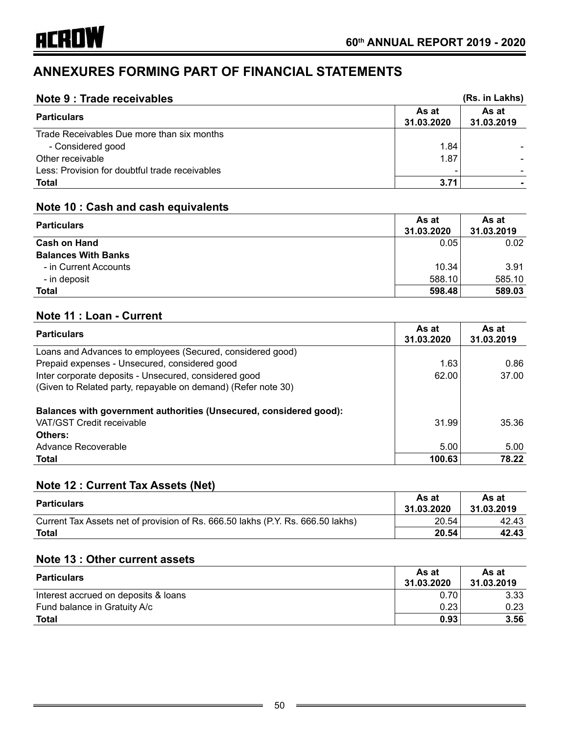# ANNEXURES FORMING PART OF FINANCIAL STATEMENTS

## Note 9 : Trade receivables

(Rs. in Lakhs)

| Particulars | As at 31.03.2020 | As at 31.03.2019 |
|---|---|---|
| Trade Receivables Due more than six months | | |
| - Considered good | 1.84 | - |
| Other receivable | 1.87 | - |
| Less: Provision for doubtful trade receivables | - | - |
| **Total** | **3.71** | **-** |

## Note 10 : Cash and cash equivalents

| Particulars | As at 31.03.2020 | As at 31.03.2019 |
|---|---|---|
| **Cash on Hand** | 0.05 | 0.02 |
| **Balances With Banks** | | |
| - in Current Accounts | 10.34 | 3.91 |
| - in deposit | 588.10 | 585.10 |
| **Total** | **598.48** | **589.03** |

## Note 11 : Loan - Current

| Particulars | As at 31.03.2020 | As at 31.03.2019 |
|---|---|---|
| Loans and Advances to employees (Secured, considered good) | | |
| Prepaid expenses - Unsecured, considered good | 1.63 | 0.86 |
| Inter corporate deposits - Unsecured, considered good (Given to Related party, repayable on demand) (Refer note 30) | 62.00 | 37.00 |
| **Balances with government authorities (Unsecured, considered good):** | | |
| VAT/GST Credit receivable | 31.99 | 35.36 |
| **Others:** | | |
| Advance Recoverable | 5.00 | 5.00 |
| **Total** | **100.63** | **78.22** |

## Note 12 : Current Tax Assets (Net)

| Particulars | As at 31.03.2020 | As at 31.03.2019 |
|---|---|---|
| Current Tax Assets net of provision of Rs. 666.50 lakhs (P.Y. Rs. 666.50 lakhs) | 20.54 | 42.43 |
| **Total** | **20.54** | **42.43** |

## Note 13 : Other current assets

| Particulars | As at 31.03.2020 | As at 31.03.2019 |
|---|---|---|
| Interest accrued on deposits & loans | 0.70 | 3.33 |
| Fund balance in Gratuity A/c | 0.23 | 0.23 |
| **Total** | **0.93** | **3.56** |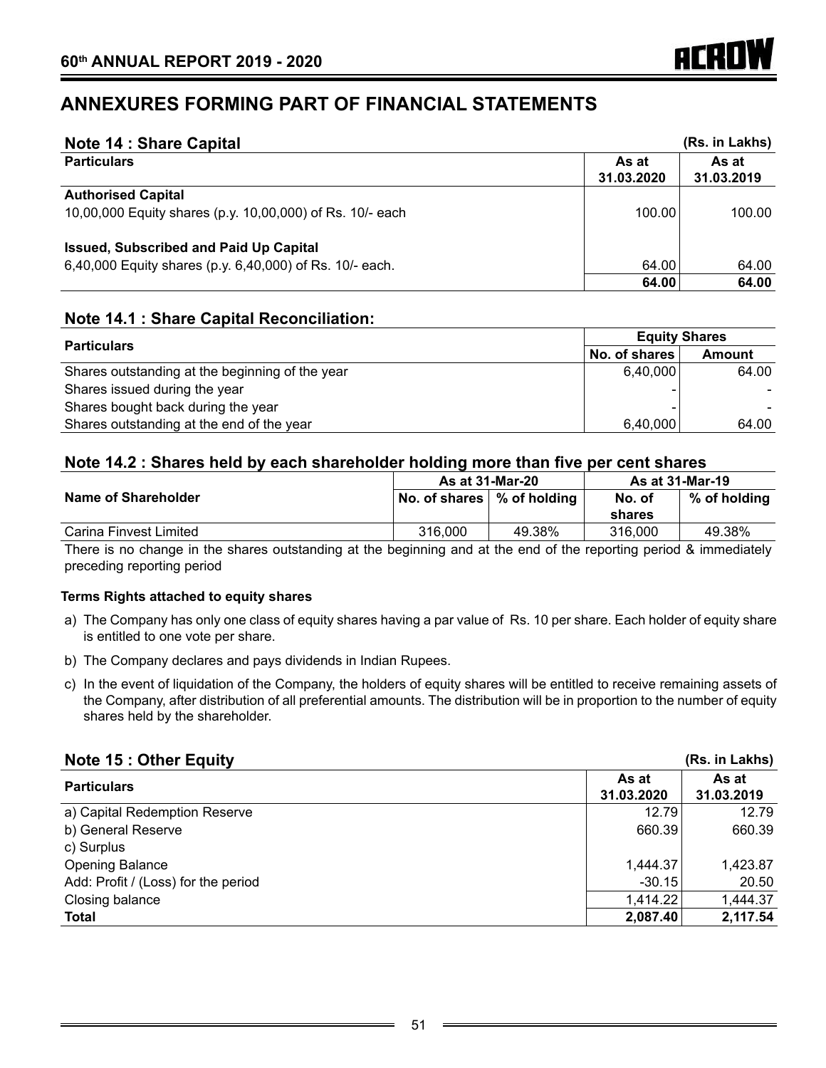# ANNEXURES FORMING PART OF FINANCIAL STATEMENTS

## Note 14 : Share Capital

(Rs. in Lakhs)

| Particulars | As at 31.03.2020 | As at 31.03.2019 |
|---|---|---|
| **Authorised Capital** | | |
| 10,00,000 Equity shares (p.y. 10,00,000) of Rs. 10/- each | 100.00 | 100.00 |
| **Issued, Subscribed and Paid Up Capital** | | |
| 6,40,000 Equity shares (p.y. 6,40,000) of Rs. 10/- each. | 64.00 | 64.00 |
| | **64.00** | **64.00** |

## Note 14.1 : Share Capital Reconciliation:

| Particulars | Equity Shares | |
|---|---|---|
| | No. of shares | Amount |
| Shares outstanding at the beginning of the year | 6,40,000 | 64.00 |
| Shares issued during the year | - | - |
| Shares bought back during the year | - | - |
| Shares outstanding at the end of the year | 6,40,000 | 64.00 |

## Note 14.2 : Shares held by each shareholder holding more than five per cent shares

| Name of Shareholder | As at 31-Mar-20 | | As at 31-Mar-19 | |
|---|---|---|---|---|
| | No. of shares | % of holding | No. of shares | % of holding |
| Carina Finvest Limited | 316,000 | 49.38% | 316,000 | 49.38% |

There is no change in the shares outstanding at the beginning and at the end of the reporting period & immediately preceding reporting period

**Terms Rights attached to equity shares**

a) The Company has only one class of equity shares having a par value of Rs. 10 per share. Each holder of equity share is entitled to one vote per share.

b) The Company declares and pays dividends in Indian Rupees.

c) In the event of liquidation of the Company, the holders of equity shares will be entitled to receive remaining assets of the Company, after distribution of all preferential amounts. The distribution will be in proportion to the number of equity shares held by the shareholder.

## Note 15 : Other Equity

(Rs. in Lakhs)

| Particulars | As at 31.03.2020 | As at 31.03.2019 |
|---|---|---|
| a) Capital Redemption Reserve | 12.79 | 12.79 |
| b) General Reserve | 660.39 | 660.39 |
| c) Surplus | | |
| Opening Balance | 1,444.37 | 1,423.87 |
| Add: Profit / (Loss) for the period | -30.15 | 20.50 |
| Closing balance | 1,414.22 | 1,444.37 |
| **Total** | **2,087.40** | **2,117.54** |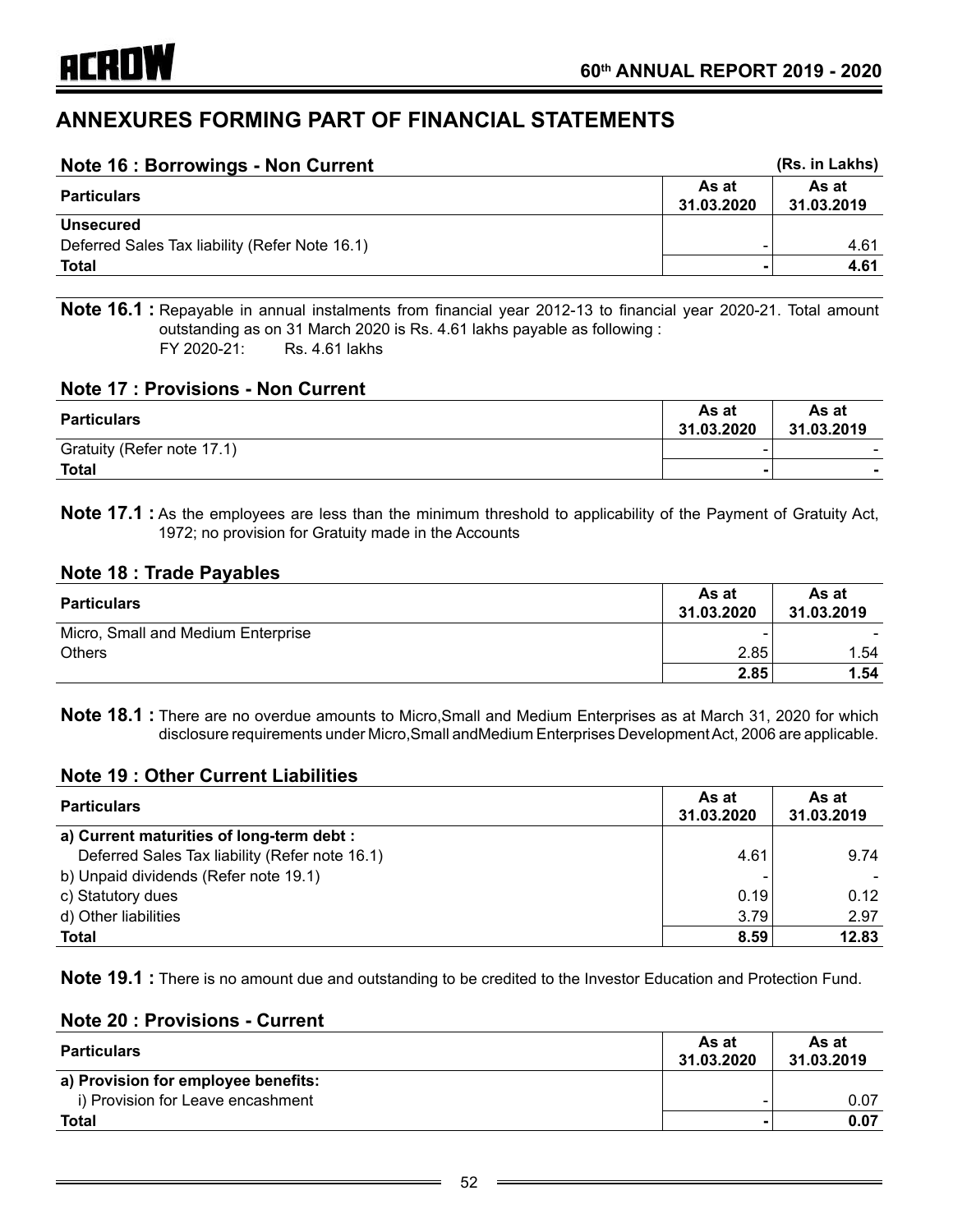# ANNEXURES FORMING PART OF FINANCIAL STATEMENTS

## Note 16 : Borrowings - Non Current

(Rs. in Lakhs)

| Particulars | As at 31.03.2020 | As at 31.03.2019 |
|---|---|---|
| **Unsecured** | | |
| Deferred Sales Tax liability (Refer Note 16.1) | - | 4.61 |
| **Total** | **-** | **4.61** |

**Note 16.1 :** Repayable in annual instalments from financial year 2012-13 to financial year 2020-21. Total amount outstanding as on 31 March 2020 is Rs. 4.61 lakhs payable as following :
FY 2020-21: Rs. 4.61 lakhs

## Note 17 : Provisions - Non Current

| Particulars | As at 31.03.2020 | As at 31.03.2019 |
|---|---|---|
| Gratuity (Refer note 17.1) | - | - |
| **Total** | **-** | **-** |

**Note 17.1 :** As the employees are less than the minimum threshold to applicability of the Payment of Gratuity Act, 1972; no provision for Gratuity made in the Accounts

## Note 18 : Trade Payables

| Particulars | As at 31.03.2020 | As at 31.03.2019 |
|---|---|---|
| Micro, Small and Medium Enterprise | - | - |
| Others | 2.85 | 1.54 |
| | **2.85** | **1.54** |

**Note 18.1 :** There are no overdue amounts to Micro,Small and Medium Enterprises as at March 31, 2020 for which disclosure requirements under Micro,Small andMedium Enterprises Development Act, 2006 are applicable.

## Note 19 : Other Current Liabilities

| Particulars | As at 31.03.2020 | As at 31.03.2019 |
|---|---|---|
| **a) Current maturities of long-term debt :** | | |
| Deferred Sales Tax liability (Refer note 16.1) | 4.61 | 9.74 |
| b) Unpaid dividends (Refer note 19.1) | - | - |
| c) Statutory dues | 0.19 | 0.12 |
| d) Other liabilities | 3.79 | 2.97 |
| **Total** | **8.59** | **12.83** |

**Note 19.1 :** There is no amount due and outstanding to be credited to the Investor Education and Protection Fund.

## Note 20 : Provisions - Current

| Particulars | As at 31.03.2020 | As at 31.03.2019 |
|---|---|---|
| **a) Provision for employee benefits:** | | |
| i) Provision for Leave encashment | - | 0.07 |
| **Total** | **-** | **0.07** |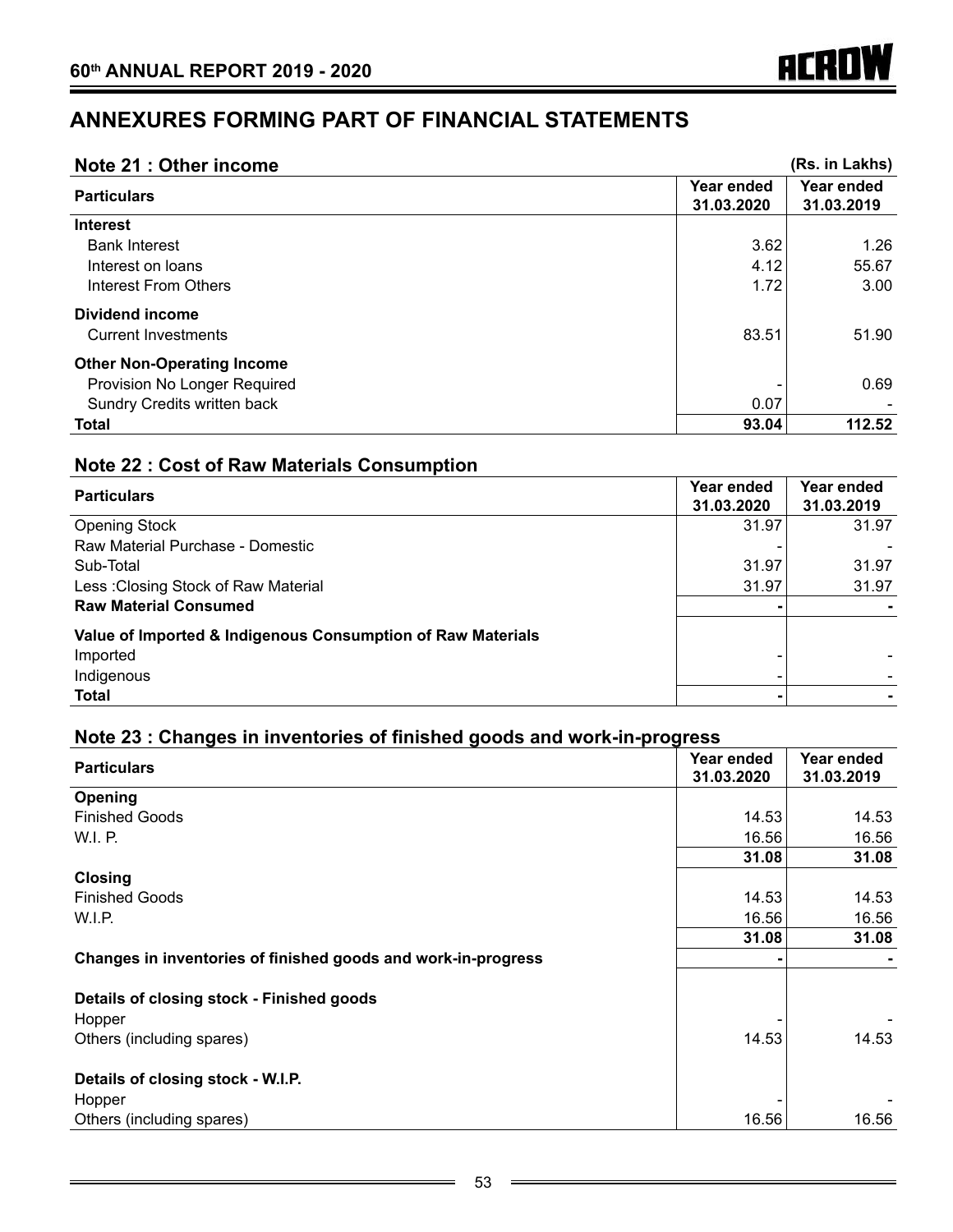# ANNEXURES FORMING PART OF FINANCIAL STATEMENTS

## Note 21 : Other income

(Rs. in Lakhs)

| Particulars | Year ended 31.03.2020 | Year ended 31.03.2019 |
|---|---|---|
| **Interest** | | |
| Bank Interest | 3.62 | 1.26 |
| Interest on loans | 4.12 | 55.67 |
| Interest From Others | 1.72 | 3.00 |
| **Dividend income** | | |
| Current Investments | 83.51 | 51.90 |
| **Other Non-Operating Income** | | |
| Provision No Longer Required | - | 0.69 |
| Sundry Credits written back | 0.07 | - |
| **Total** | **93.04** | **112.52** |

## Note 22 : Cost of Raw Materials Consumption

| Particulars | Year ended 31.03.2020 | Year ended 31.03.2019 |
|---|---|---|
| Opening Stock | 31.97 | 31.97 |
| Raw Material Purchase - Domestic | - | - |
| Sub-Total | 31.97 | 31.97 |
| Less :Closing Stock of Raw Material | 31.97 | 31.97 |
| **Raw Material Consumed** | **-** | **-** |
| **Value of Imported & Indigenous Consumption of Raw Materials** | | |
| Imported | - | - |
| Indigenous | - | - |
| **Total** | **-** | **-** |

## Note 23 : Changes in inventories of finished goods and work-in-progress

| Particulars | Year ended 31.03.2020 | Year ended 31.03.2019 |
|---|---|---|
| **Opening** | | |
| Finished Goods | 14.53 | 14.53 |
| W.I. P. | 16.56 | 16.56 |
| | **31.08** | **31.08** |
| **Closing** | | |
| Finished Goods | 14.53 | 14.53 |
| W.I.P. | 16.56 | 16.56 |
| | **31.08** | **31.08** |
| **Changes in inventories of finished goods and work-in-progress** | **-** | **-** |
| **Details of closing stock - Finished goods** | | |
| Hopper | - | - |
| Others (including spares) | 14.53 | 14.53 |
| **Details of closing stock - W.I.P.** | | |
| Hopper | - | - |
| Others (including spares) | 16.56 | 16.56 |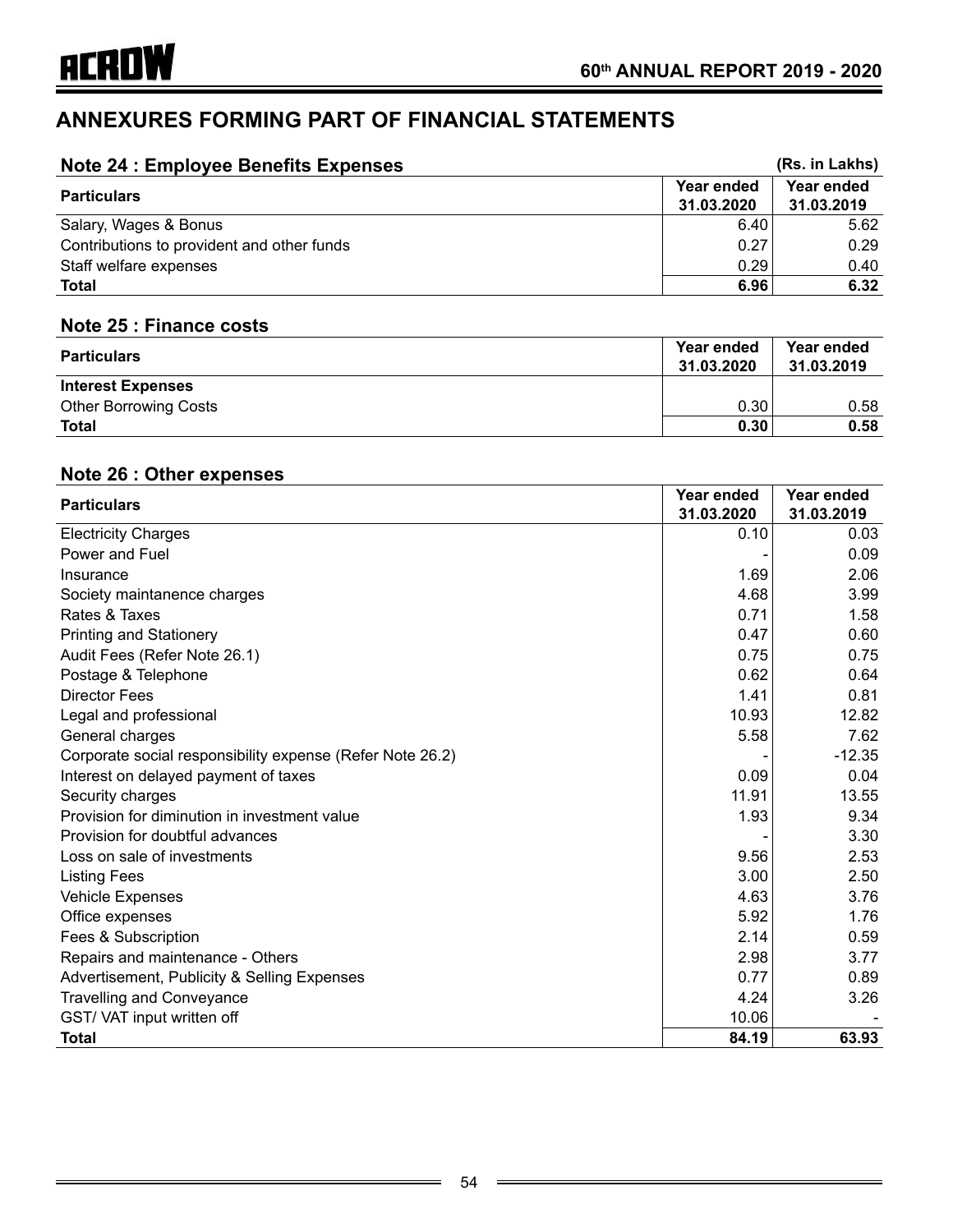# ANNEXURES FORMING PART OF FINANCIAL STATEMENTS

## Note 24 : Employee Benefits Expenses

(Rs. in Lakhs)

| Particulars | Year ended 31.03.2020 | Year ended 31.03.2019 |
|---|---|---|
| Salary, Wages & Bonus | 6.40 | 5.62 |
| Contributions to provident and other funds | 0.27 | 0.29 |
| Staff welfare expenses | 0.29 | 0.40 |
| **Total** | **6.96** | **6.32** |

## Note 25 : Finance costs

| Particulars | Year ended 31.03.2020 | Year ended 31.03.2019 |
|---|---|---|
| **Interest Expenses** | | |
| Other Borrowing Costs | 0.30 | 0.58 |
| **Total** | **0.30** | **0.58** |

## Note 26 : Other expenses

| Particulars | Year ended 31.03.2020 | Year ended 31.03.2019 |
|---|---|---|
| Electricity Charges | 0.10 | 0.03 |
| Power and Fuel | - | 0.09 |
| Insurance | 1.69 | 2.06 |
| Society maintanence charges | 4.68 | 3.99 |
| Rates & Taxes | 0.71 | 1.58 |
| Printing and Stationery | 0.47 | 0.60 |
| Audit Fees (Refer Note 26.1) | 0.75 | 0.75 |
| Postage & Telephone | 0.62 | 0.64 |
| Director Fees | 1.41 | 0.81 |
| Legal and professional | 10.93 | 12.82 |
| General charges | 5.58 | 7.62 |
| Corporate social responsibility expense (Refer Note 26.2) | - | -12.35 |
| Interest on delayed payment of taxes | 0.09 | 0.04 |
| Security charges | 11.91 | 13.55 |
| Provision for diminution in investment value | 1.93 | 9.34 |
| Provision for doubtful advances | - | 3.30 |
| Loss on sale of investments | 9.56 | 2.53 |
| Listing Fees | 3.00 | 2.50 |
| Vehicle Expenses | 4.63 | 3.76 |
| Office expenses | 5.92 | 1.76 |
| Fees & Subscription | 2.14 | 0.59 |
| Repairs and maintenance - Others | 2.98 | 3.77 |
| Advertisement, Publicity & Selling Expenses | 0.77 | 0.89 |
| Travelling and Conveyance | 4.24 | 3.26 |
| GST/ VAT input written off | 10.06 | - |
| **Total** | **84.19** | **63.93** |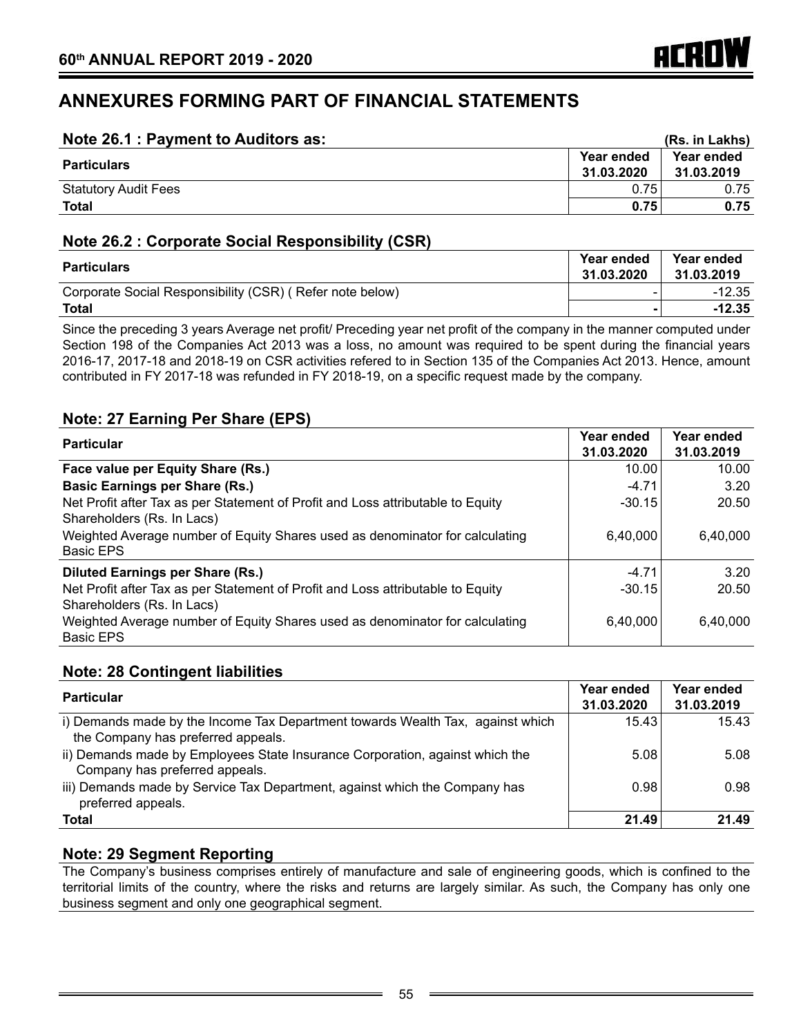# ANNEXURES FORMING PART OF FINANCIAL STATEMENTS

## Note 26.1 : Payment to Auditors as:

(Rs. in Lakhs)

| Particulars | Year ended 31.03.2020 | Year ended 31.03.2019 |
|---|---|---|
| Statutory Audit Fees | 0.75 | 0.75 |
| **Total** | **0.75** | **0.75** |

## Note 26.2 : Corporate Social Responsibility (CSR)

| Particulars | Year ended 31.03.2020 | Year ended 31.03.2019 |
|---|---|---|
| Corporate Social Responsibility (CSR) ( Refer note below) | - | -12.35 |
| **Total** | **-** | **-12.35** |

Since the preceding 3 years Average net profit/ Preceding year net profit of the company in the manner computed under Section 198 of the Companies Act 2013 was a loss, no amount was required to be spent during the financial years 2016-17, 2017-18 and 2018-19 on CSR activities refered to in Section 135 of the Companies Act 2013. Hence, amount contributed in FY 2017-18 was refunded in FY 2018-19, on a specific request made by the company.

## Note: 27 Earning Per Share (EPS)

| Particular | Year ended 31.03.2020 | Year ended 31.03.2019 |
|---|---|---|
| **Face value per Equity Share (Rs.)** | 10.00 | 10.00 |
| **Basic Earnings per Share (Rs.)** | -4.71 | 3.20 |
| Net Profit after Tax as per Statement of Profit and Loss attributable to Equity Shareholders (Rs. In Lacs) | -30.15 | 20.50 |
| Weighted Average number of Equity Shares used as denominator for calculating Basic EPS | 6,40,000 | 6,40,000 |
| **Diluted Earnings per Share (Rs.)** | -4.71 | 3.20 |
| Net Profit after Tax as per Statement of Profit and Loss attributable to Equity Shareholders (Rs. In Lacs) | -30.15 | 20.50 |
| Weighted Average number of Equity Shares used as denominator for calculating Basic EPS | 6,40,000 | 6,40,000 |

## Note: 28 Contingent liabilities

| Particular | Year ended 31.03.2020 | Year ended 31.03.2019 |
|---|---|---|
| i) Demands made by the Income Tax Department towards Wealth Tax, against which the Company has preferred appeals. | 15.43 | 15.43 |
| ii) Demands made by Employees State Insurance Corporation, against which the Company has preferred appeals. | 5.08 | 5.08 |
| iii) Demands made by Service Tax Department, against which the Company has preferred appeals. | 0.98 | 0.98 |
| **Total** | **21.49** | **21.49** |

## Note: 29 Segment Reporting

The Company's business comprises entirely of manufacture and sale of engineering goods, which is confined to the territorial limits of the country, where the risks and returns are largely similar. As such, the Company has only one business segment and only one geographical segment.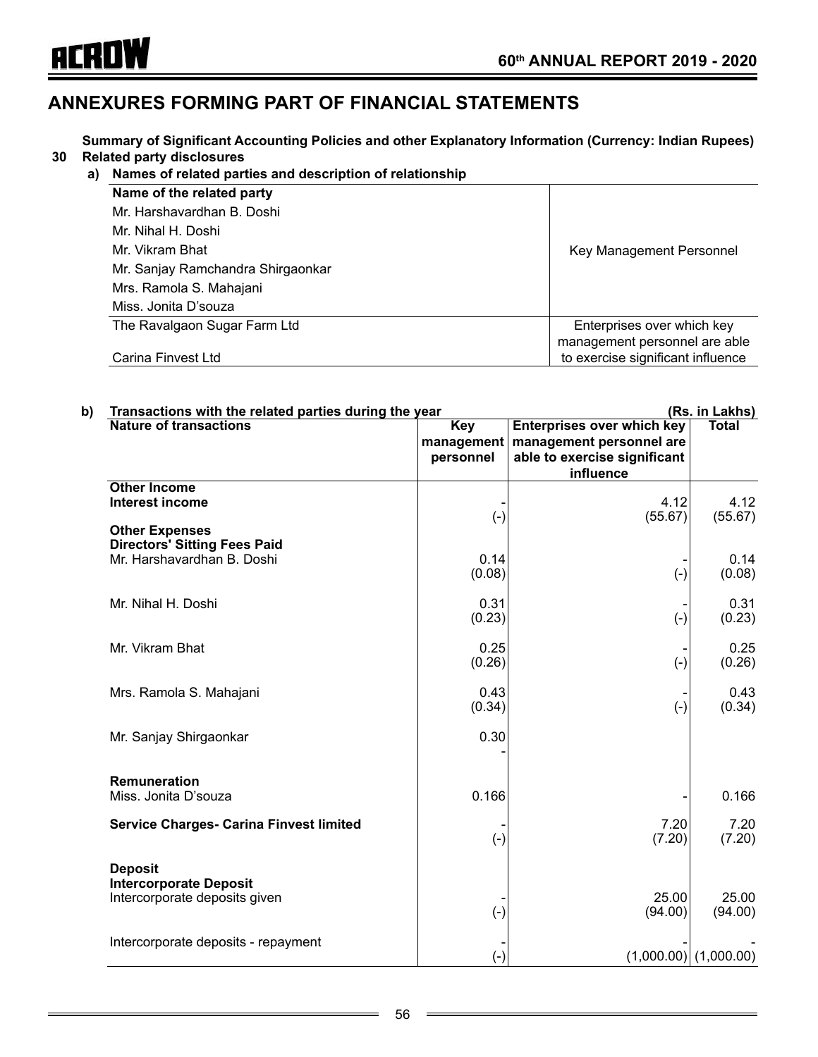# ANNEXURES FORMING PART OF FINANCIAL STATEMENTS

**Summary of Significant Accounting Policies and other Explanatory Information (Currency: Indian Rupees)**

**30 Related party disclosures**

**a) Names of related parties and description of relationship**

| Name of the related party | |
|---|---|
| Mr. Harshavardhan B. Doshi | Key Management Personnel |
| Mr. Nihal H. Doshi | |
| Mr. Vikram Bhat | |
| Mr. Sanjay Ramchandra Shirgaonkar | |
| Mrs. Ramola S. Mahajani | |
| Miss. Jonita D'souza | |
| The Ravalgaon Sugar Farm Ltd | Enterprises over which key management personnel are able to exercise significant influence |
| Carina Finvest Ltd | |

**b) Transactions with the related parties during the year** (Rs. in Lakhs)

| Nature of transactions | Key management personnel | Enterprises over which key management personnel are able to exercise significant influence | Total |
|---|---|---|---|
| **Other Income** | | | |
| **Interest income** | - | 4.12 | 4.12 |
| | (-) | (55.67) | (55.67) |
| **Other Expenses** | | | |
| **Directors' Sitting Fees Paid** | | | |
| Mr. Harshavardhan B. Doshi | 0.14 | - | 0.14 |
| | (0.08) | (-) | (0.08) |
| Mr. Nihal H. Doshi | 0.31 | - | 0.31 |
| | (0.23) | (-) | (0.23) |
| Mr. Vikram Bhat | 0.25 | - | 0.25 |
| | (0.26) | (-) | (0.26) |
| Mrs. Ramola S. Mahajani | 0.43 | - | 0.43 |
| | (0.34) | (-) | (0.34) |
| Mr. Sanjay Shirgaonkar | 0.30 | | |
| | - | | |
| **Remuneration** | | | |
| Miss. Jonita D'souza | 0.166 | - | 0.166 |
| **Service Charges- Carina Finvest limited** | - | 7.20 | 7.20 |
| | (-) | (7.20) | (7.20) |
| **Deposit** | | | |
| **Intercorporate Deposit** | | | |
| Intercorporate deposits given | - | 25.00 | 25.00 |
| | (-) | (94.00) | (94.00) |
| Intercorporate deposits - repayment | - | - | - |
| | (-) | (1,000.00) | (1,000.00) |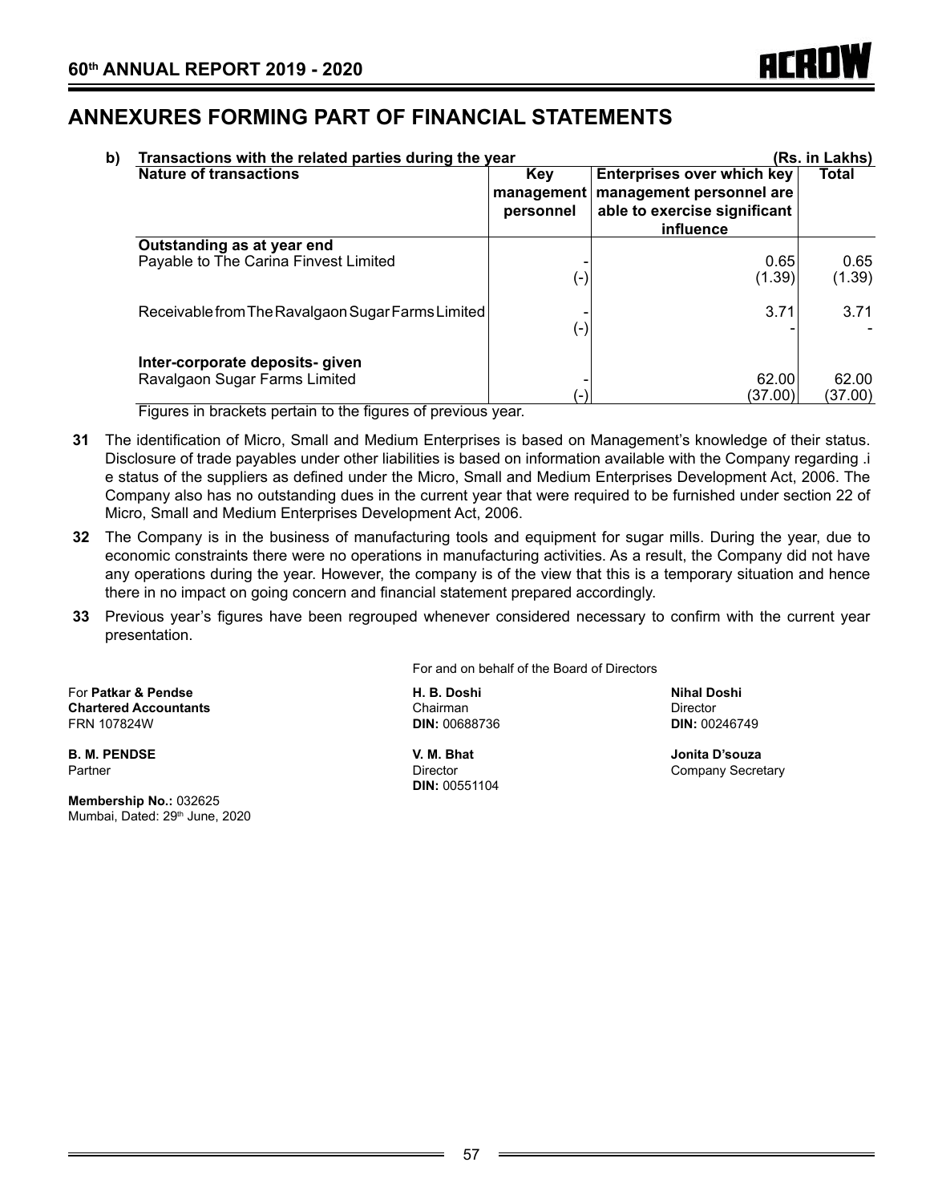## ANNEXURES FORMING PART OF FINANCIAL STATEMENTS

**b) Transactions with the related parties during the year** **(Rs. in Lakhs)**

| Nature of transactions | Key management personnel | Enterprises over which key management personnel are able to exercise significant influence | Total |
|---|---|---|---|
| **Outstanding as at year end** | | | |
| Payable to The Carina Finvest Limited | - | 0.65 | 0.65 |
| | (-) | (1.39) | (1.39) |
| Receivable from The Ravalgaon Sugar Farms Limited | - | 3.71 | 3.71 |
| | (-) | - | - |
| **Inter-corporate deposits- given** | | | |
| Ravalgaon Sugar Farms Limited | - | 62.00 | 62.00 |
| | (-) | (37.00) | (37.00) |

Figures in brackets pertain to the figures of previous year.

**31** The identification of Micro, Small and Medium Enterprises is based on Management's knowledge of their status. Disclosure of trade payables under other liabilities is based on information available with the Company regarding .i e status of the suppliers as defined under the Micro, Small and Medium Enterprises Development Act, 2006. The Company also has no outstanding dues in the current year that were required to be furnished under section 22 of Micro, Small and Medium Enterprises Development Act, 2006.

**32** The Company is in the business of manufacturing tools and equipment for sugar mills. During the year, due to economic constraints there were no operations in manufacturing activities. As a result, the Company did not have any operations during the year. However, the company is of the view that this is a temporary situation and hence there in no impact on going concern and financial statement prepared accordingly.

**33** Previous year's figures have been regrouped whenever considered necessary to confirm with the current year presentation.

For and on behalf of the Board of Directors

For **Patkar & Pendse**
**Chartered Accountants**
FRN 107824W

**B. M. PENDSE**
Partner

**Membership No.:** 032625
Mumbai, Dated: 29th June, 2020

**H. B. Doshi**
Chairman
**DIN:** 00688736

**V. M. Bhat**
Director
**DIN:** 00551104

**Nihal Doshi**
Director
**DIN:** 00246749

**Jonita D'souza**
Company Secretary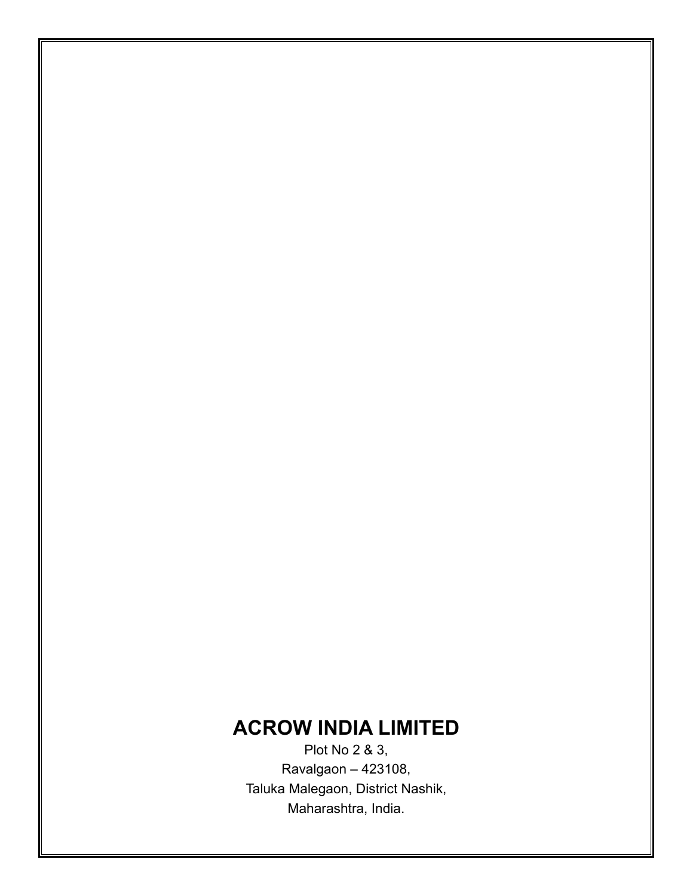**ACROW INDIA LIMITED**

Plot No 2 & 3,

Ravalgaon – 423108,

Taluka Malegaon, District Nashik,

Maharashtra, India.